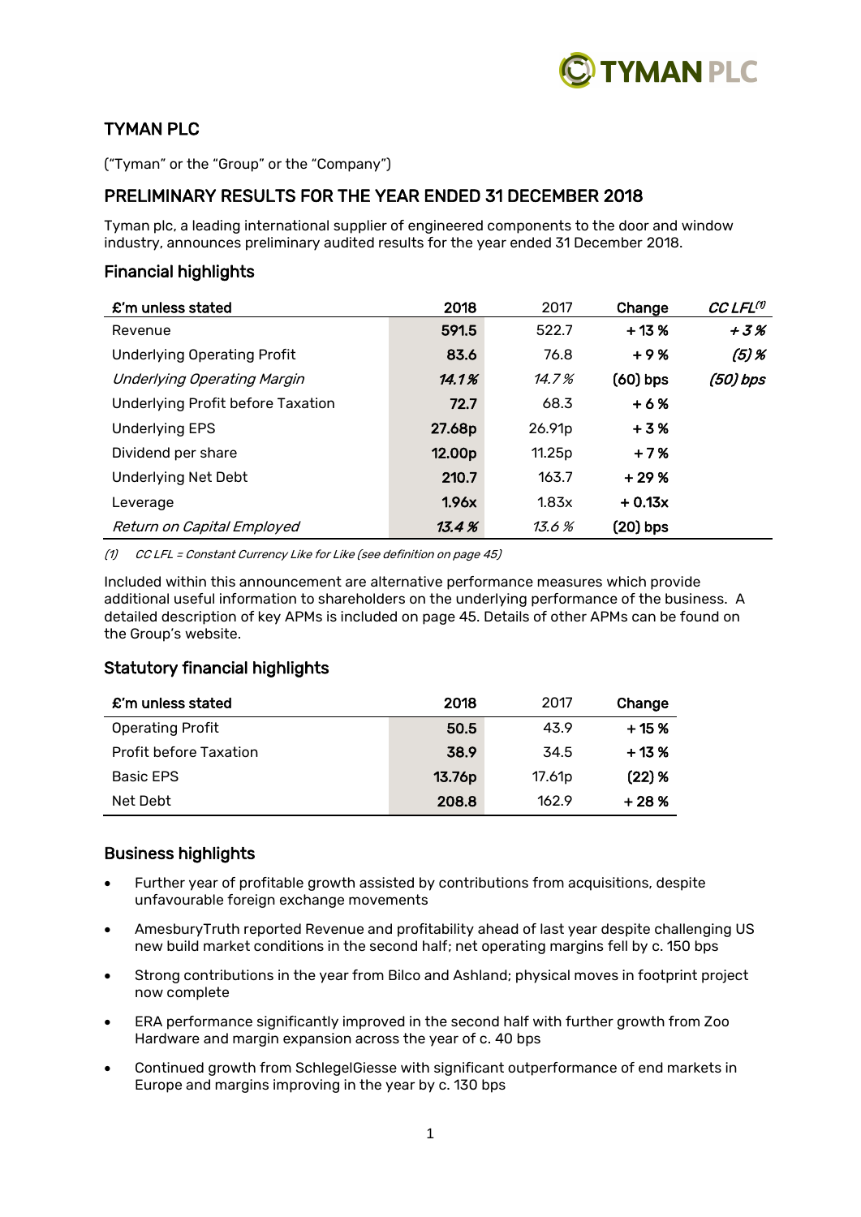# TYMAN PLC

("Tyman" or the "Group" or the "Company")

## PRELIMINARY RESULTS FOR THE YEAR ENDED 31 DECEMBER 2018

Tyman plc, a leading international supplier of engineered components to the door and window industry, announces preliminary audited results for the year ended 31 December 2018.

### Financial highlights

| £'m unless stated | 2018 | 2017 | Change | CC LFL[1] |
|---|---|---|---|---|
| Revenue | **591.5** | 522.7 | **+ 13 %** | ***+ 3 %*** |
| Underlying Operating Profit | **83.6** | 76.8 | **+ 9 %** | ***(5) %*** |
| *Underlying Operating Margin* | ***14.1 %*** | *14.7 %* | **(60) bps** | ***(50) bps*** |
| Underlying Profit before Taxation | **72.7** | 68.3 | **+ 6 %** | |
| Underlying EPS | **27.68p** | 26.91p | **+ 3 %** | |
| Dividend per share | **12.00p** | 11.25p | **+ 7 %** | |
| Underlying Net Debt | **210.7** | 163.7 | **+ 29 %** | |
| Leverage | **1.96x** | 1.83x | **+ 0.13x** | |
| *Return on Capital Employed* | ***13.4 %*** | *13.6 %* | **(20) bps** | |

*(1) CC LFL = Constant Currency Like for Like (see definition on page 45)*

Included within this announcement are alternative performance measures which provide additional useful information to shareholders on the underlying performance of the business. A detailed description of key APMs is included on page 45. Details of other APMs can be found on the Group's website.

### Statutory financial highlights

| £'m unless stated | 2018 | 2017 | Change |
|---|---|---|---|
| Operating Profit | **50.5** | 43.9 | **+ 15 %** |
| Profit before Taxation | **38.9** | 34.5 | **+ 13 %** |
| Basic EPS | **13.76p** | 17.61p | **(22) %** |
| Net Debt | **208.8** | 162.9 | **+ 28 %** |

### Business highlights

- Further year of profitable growth assisted by contributions from acquisitions, despite unfavourable foreign exchange movements
- AmesburyTruth reported Revenue and profitability ahead of last year despite challenging US new build market conditions in the second half; net operating margins fell by c. 150 bps
- Strong contributions in the year from Bilco and Ashland; physical moves in footprint project now complete
- ERA performance significantly improved in the second half with further growth from Zoo Hardware and margin expansion across the year of c. 40 bps
- Continued growth from SchlegelGiesse with significant outperformance of end markets in Europe and margins improving in the year by c. 130 bps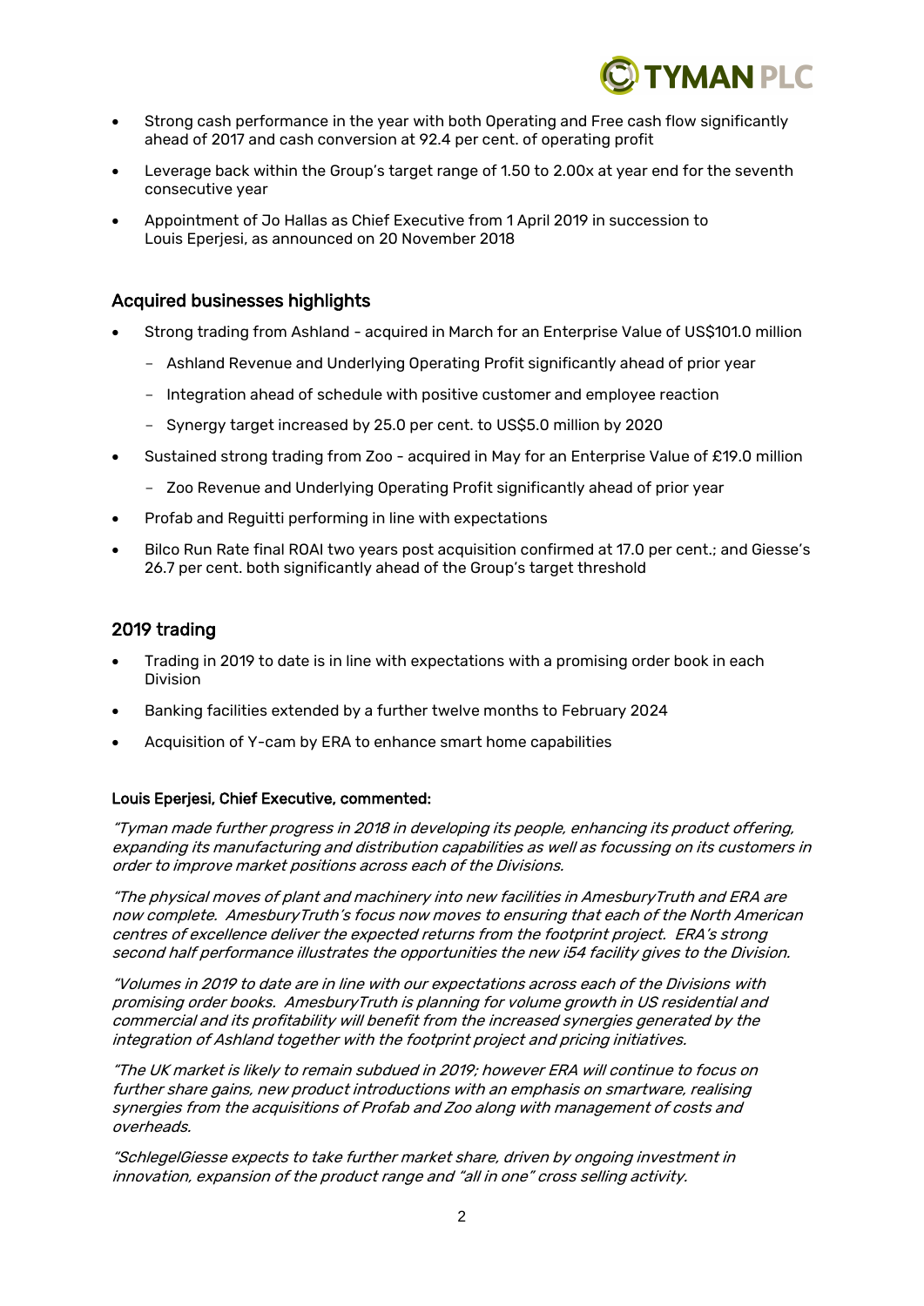- Strong cash performance in the year with both Operating and Free cash flow significantly ahead of 2017 and cash conversion at 92.4 per cent. of operating profit
- Leverage back within the Group's target range of 1.50 to 2.00x at year end for the seventh consecutive year
- Appointment of Jo Hallas as Chief Executive from 1 April 2019 in succession to Louis Eperjesi, as announced on 20 November 2018

## Acquired businesses highlights

- Strong trading from Ashland - acquired in March for an Enterprise Value of US$101.0 million
  - Ashland Revenue and Underlying Operating Profit significantly ahead of prior year
  - Integration ahead of schedule with positive customer and employee reaction
  - Synergy target increased by 25.0 per cent. to US$5.0 million by 2020
- Sustained strong trading from Zoo - acquired in May for an Enterprise Value of £19.0 million
  - Zoo Revenue and Underlying Operating Profit significantly ahead of prior year
- Profab and Reguitti performing in line with expectations
- Bilco Run Rate final ROAI two years post acquisition confirmed at 17.0 per cent.; and Giesse's 26.7 per cent. both significantly ahead of the Group's target threshold

## 2019 trading

- Trading in 2019 to date is in line with expectations with a promising order book in each Division
- Banking facilities extended by a further twelve months to February 2024
- Acquisition of Y-cam by ERA to enhance smart home capabilities

**Louis Eperjesi, Chief Executive, commented:**

*"Tyman made further progress in 2018 in developing its people, enhancing its product offering, expanding its manufacturing and distribution capabilities as well as focussing on its customers in order to improve market positions across each of the Divisions.*

*"The physical moves of plant and machinery into new facilities in AmesburyTruth and ERA are now complete. AmesburyTruth's focus now moves to ensuring that each of the North American centres of excellence deliver the expected returns from the footprint project. ERA's strong second half performance illustrates the opportunities the new i54 facility gives to the Division.*

*"Volumes in 2019 to date are in line with our expectations across each of the Divisions with promising order books. AmesburyTruth is planning for volume growth in US residential and commercial and its profitability will benefit from the increased synergies generated by the integration of Ashland together with the footprint project and pricing initiatives.*

*"The UK market is likely to remain subdued in 2019; however ERA will continue to focus on further share gains, new product introductions with an emphasis on smartware, realising synergies from the acquisitions of Profab and Zoo along with management of costs and overheads.*

*"SchlegelGiesse expects to take further market share, driven by ongoing investment in innovation, expansion of the product range and "all in one" cross selling activity.*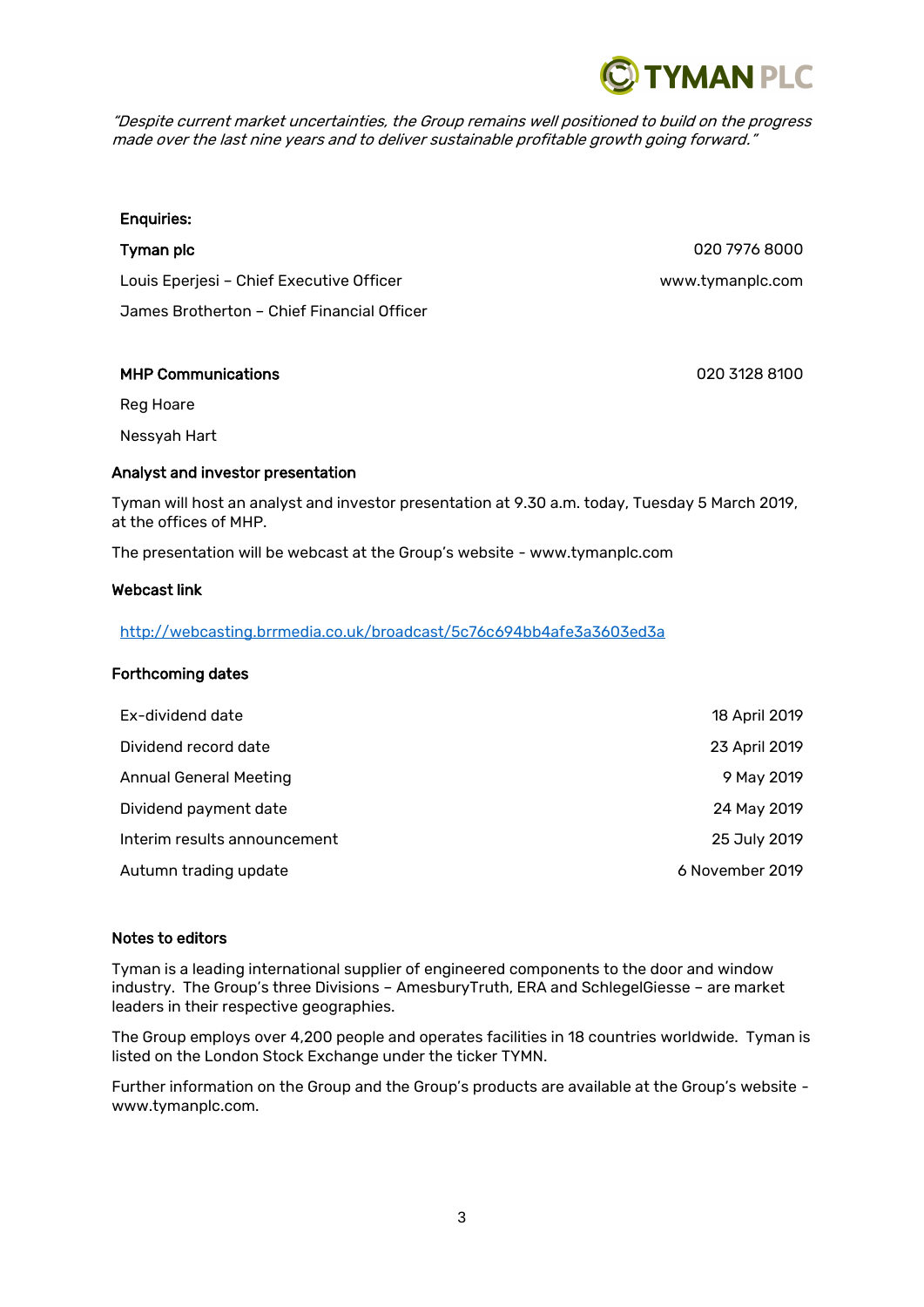*"Despite current market uncertainties, the Group remains well positioned to build on the progress made over the last nine years and to deliver sustainable profitable growth going forward."*

**Enquiries:**

| | |
|---|---|
| **Tyman plc** | 020 7976 8000 |
| Louis Eperjesi – Chief Executive Officer | www.tymanplc.com |
| James Brotherton – Chief Financial Officer | |
| | |
| **MHP Communications** | 020 3128 8100 |
| Reg Hoare | |
| Nessyah Hart | |

**Analyst and investor presentation**

Tyman will host an analyst and investor presentation at 9.30 a.m. today, Tuesday 5 March 2019, at the offices of MHP.

The presentation will be webcast at the Group's website - www.tymanplc.com

**Webcast link**

http://webcasting.brrmedia.co.uk/broadcast/5c76c694bb4afe3a3603ed3a

**Forthcoming dates**

| | |
|---|---|
| Ex-dividend date | 18 April 2019 |
| Dividend record date | 23 April 2019 |
| Annual General Meeting | 9 May 2019 |
| Dividend payment date | 24 May 2019 |
| Interim results announcement | 25 July 2019 |
| Autumn trading update | 6 November 2019 |

**Notes to editors**

Tyman is a leading international supplier of engineered components to the door and window industry. The Group's three Divisions – AmesburyTruth, ERA and SchlegelGiesse – are market leaders in their respective geographies.

The Group employs over 4,200 people and operates facilities in 18 countries worldwide. Tyman is listed on the London Stock Exchange under the ticker TYMN.

Further information on the Group and the Group's products are available at the Group's website – www.tymanplc.com.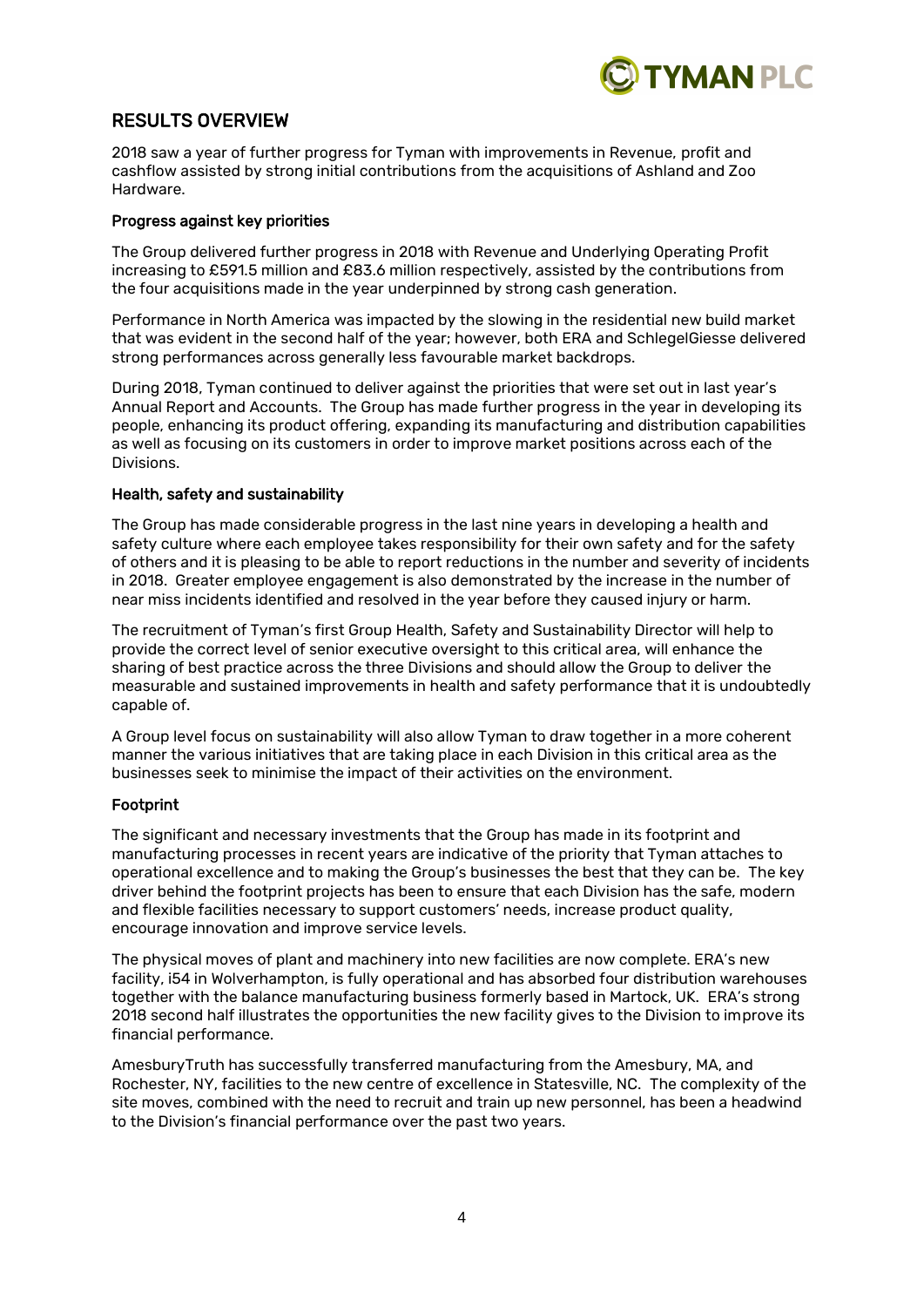## RESULTS OVERVIEW

2018 saw a year of further progress for Tyman with improvements in Revenue, profit and cashflow assisted by strong initial contributions from the acquisitions of Ashland and Zoo Hardware.

### Progress against key priorities

The Group delivered further progress in 2018 with Revenue and Underlying Operating Profit increasing to £591.5 million and £83.6 million respectively, assisted by the contributions from the four acquisitions made in the year underpinned by strong cash generation.

Performance in North America was impacted by the slowing in the residential new build market that was evident in the second half of the year; however, both ERA and SchlegelGiesse delivered strong performances across generally less favourable market backdrops.

During 2018, Tyman continued to deliver against the priorities that were set out in last year's Annual Report and Accounts. The Group has made further progress in the year in developing its people, enhancing its product offering, expanding its manufacturing and distribution capabilities as well as focusing on its customers in order to improve market positions across each of the Divisions.

### Health, safety and sustainability

The Group has made considerable progress in the last nine years in developing a health and safety culture where each employee takes responsibility for their own safety and for the safety of others and it is pleasing to be able to report reductions in the number and severity of incidents in 2018. Greater employee engagement is also demonstrated by the increase in the number of near miss incidents identified and resolved in the year before they caused injury or harm.

The recruitment of Tyman's first Group Health, Safety and Sustainability Director will help to provide the correct level of senior executive oversight to this critical area, will enhance the sharing of best practice across the three Divisions and should allow the Group to deliver the measurable and sustained improvements in health and safety performance that it is undoubtedly capable of.

A Group level focus on sustainability will also allow Tyman to draw together in a more coherent manner the various initiatives that are taking place in each Division in this critical area as the businesses seek to minimise the impact of their activities on the environment.

### Footprint

The significant and necessary investments that the Group has made in its footprint and manufacturing processes in recent years are indicative of the priority that Tyman attaches to operational excellence and to making the Group's businesses the best that they can be. The key driver behind the footprint projects has been to ensure that each Division has the safe, modern and flexible facilities necessary to support customers' needs, increase product quality, encourage innovation and improve service levels.

The physical moves of plant and machinery into new facilities are now complete. ERA's new facility, i54 in Wolverhampton, is fully operational and has absorbed four distribution warehouses together with the balance manufacturing business formerly based in Martock, UK. ERA's strong 2018 second half illustrates the opportunities the new facility gives to the Division to improve its financial performance.

AmesburyTruth has successfully transferred manufacturing from the Amesbury, MA, and Rochester, NY, facilities to the new centre of excellence in Statesville, NC. The complexity of the site moves, combined with the need to recruit and train up new personnel, has been a headwind to the Division's financial performance over the past two years.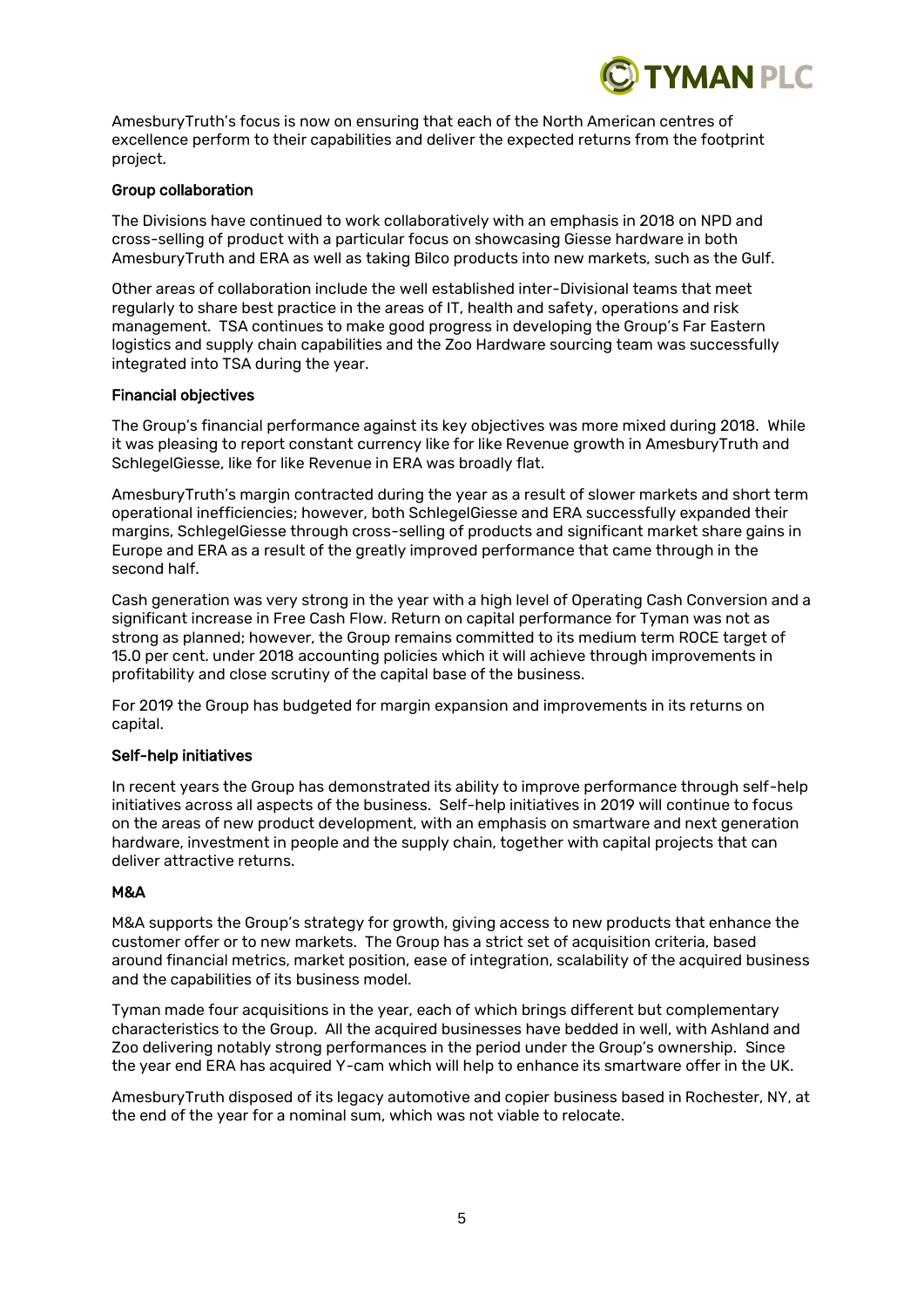AmesburyTruth's focus is now on ensuring that each of the North American centres of excellence perform to their capabilities and deliver the expected returns from the footprint project.

### Group collaboration

The Divisions have continued to work collaboratively with an emphasis in 2018 on NPD and cross-selling of product with a particular focus on showcasing Giesse hardware in both AmesburyTruth and ERA as well as taking Bilco products into new markets, such as the Gulf.

Other areas of collaboration include the well established inter-Divisional teams that meet regularly to share best practice in the areas of IT, health and safety, operations and risk management. TSA continues to make good progress in developing the Group's Far Eastern logistics and supply chain capabilities and the Zoo Hardware sourcing team was successfully integrated into TSA during the year.

### Financial objectives

The Group's financial performance against its key objectives was more mixed during 2018. While it was pleasing to report constant currency like for like Revenue growth in AmesburyTruth and SchlegelGiesse, like for like Revenue in ERA was broadly flat.

AmesburyTruth's margin contracted during the year as a result of slower markets and short term operational inefficiencies; however, both SchlegelGiesse and ERA successfully expanded their margins, SchlegelGiesse through cross-selling of products and significant market share gains in Europe and ERA as a result of the greatly improved performance that came through in the second half.

Cash generation was very strong in the year with a high level of Operating Cash Conversion and a significant increase in Free Cash Flow. Return on capital performance for Tyman was not as strong as planned; however, the Group remains committed to its medium term ROCE target of 15.0 per cent. under 2018 accounting policies which it will achieve through improvements in profitability and close scrutiny of the capital base of the business.

For 2019 the Group has budgeted for margin expansion and improvements in its returns on capital.

### Self-help initiatives

In recent years the Group has demonstrated its ability to improve performance through self-help initiatives across all aspects of the business. Self-help initiatives in 2019 will continue to focus on the areas of new product development, with an emphasis on smartware and next generation hardware, investment in people and the supply chain, together with capital projects that can deliver attractive returns.

### M&A

M&A supports the Group's strategy for growth, giving access to new products that enhance the customer offer or to new markets. The Group has a strict set of acquisition criteria, based around financial metrics, market position, ease of integration, scalability of the acquired business and the capabilities of its business model.

Tyman made four acquisitions in the year, each of which brings different but complementary characteristics to the Group. All the acquired businesses have bedded in well, with Ashland and Zoo delivering notably strong performances in the period under the Group's ownership. Since the year end ERA has acquired Y-cam which will help to enhance its smartware offer in the UK.

AmesburyTruth disposed of its legacy automotive and copier business based in Rochester, NY, at the end of the year for a nominal sum, which was not viable to relocate.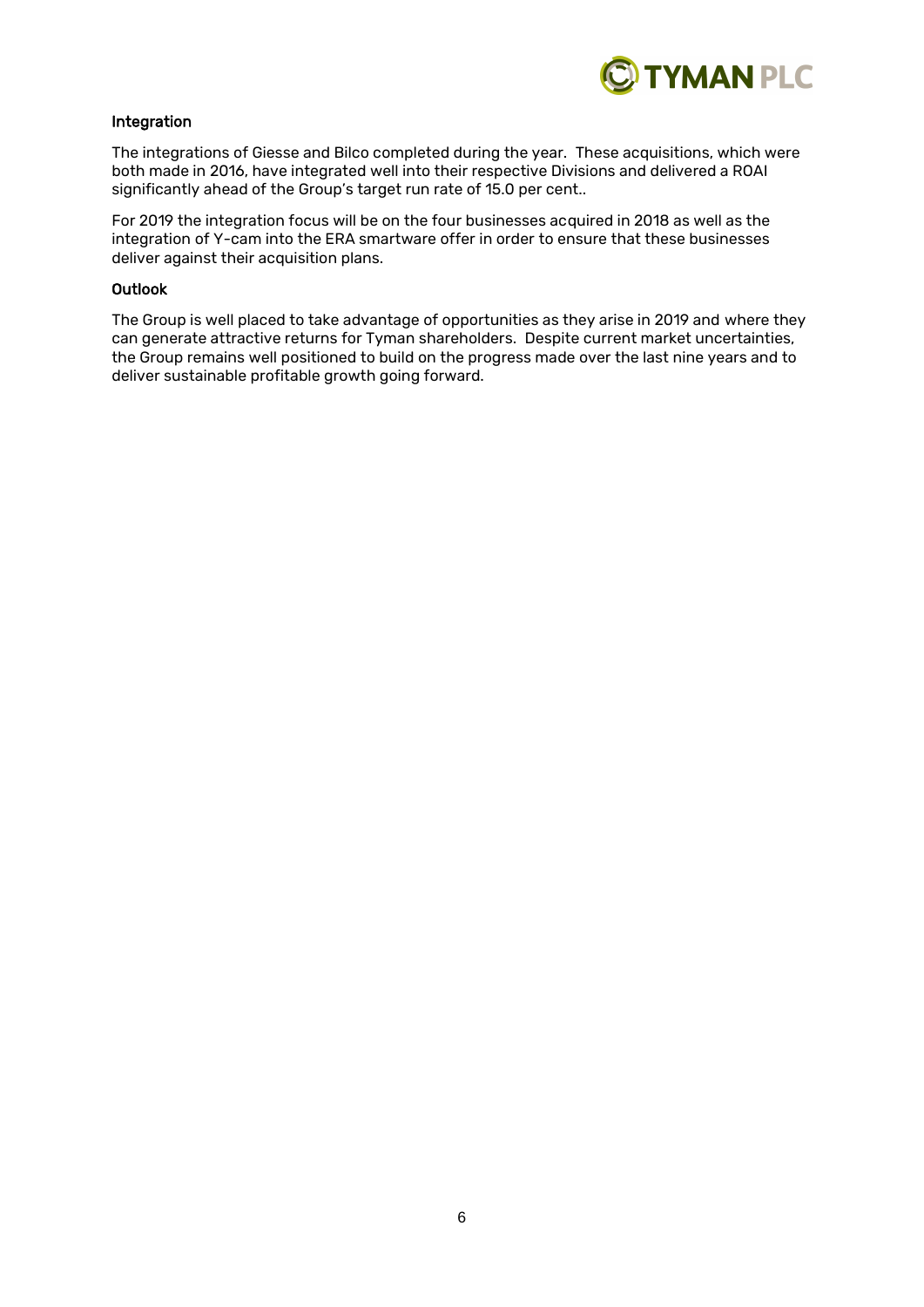### Integration

The integrations of Giesse and Bilco completed during the year. These acquisitions, which were both made in 2016, have integrated well into their respective Divisions and delivered a ROAI significantly ahead of the Group's target run rate of 15.0 per cent..

For 2019 the integration focus will be on the four businesses acquired in 2018 as well as the integration of Y-cam into the ERA smartware offer in order to ensure that these businesses deliver against their acquisition plans.

### Outlook

The Group is well placed to take advantage of opportunities as they arise in 2019 and where they can generate attractive returns for Tyman shareholders. Despite current market uncertainties, the Group remains well positioned to build on the progress made over the last nine years and to deliver sustainable profitable growth going forward.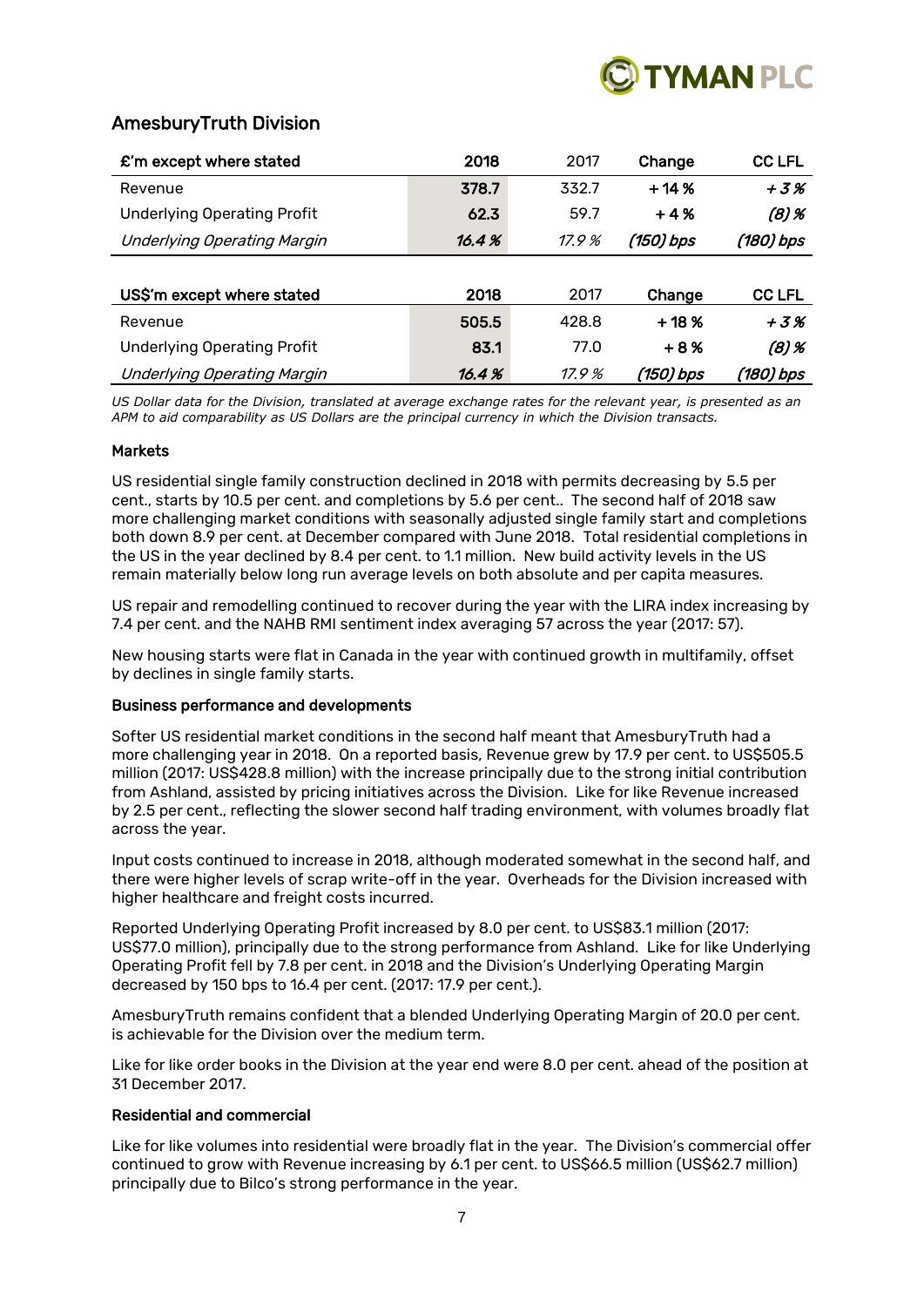## AmesburyTruth Division

| £'m except where stated | 2018 | 2017 | Change | CC LFL |
|---|---|---|---|---|
| Revenue | **378.7** | 332.7 | **+ 14 %** | ***+ 3 %*** |
| Underlying Operating Profit | **62.3** | 59.7 | **+ 4 %** | ***(8) %*** |
| *Underlying Operating Margin* | ***16.4 %*** | *17.9 %* | ***(150) bps*** | ***(180) bps*** |

| US$'m except where stated | 2018 | 2017 | Change | CC LFL |
|---|---|---|---|---|
| Revenue | **505.5** | 428.8 | **+ 18 %** | ***+ 3 %*** |
| Underlying Operating Profit | **83.1** | 77.0 | **+ 8 %** | ***(8) %*** |
| *Underlying Operating Margin* | ***16.4 %*** | *17.9 %* | ***(150) bps*** | ***(180) bps*** |

*US Dollar data for the Division, translated at average exchange rates for the relevant year, is presented as an APM to aid comparability as US Dollars are the principal currency in which the Division transacts.*

### Markets

US residential single family construction declined in 2018 with permits decreasing by 5.5 per cent., starts by 10.5 per cent. and completions by 5.6 per cent.. The second half of 2018 saw more challenging market conditions with seasonally adjusted single family start and completions both down 8.9 per cent. at December compared with June 2018. Total residential completions in the US in the year declined by 8.4 per cent. to 1.1 million. New build activity levels in the US remain materially below long run average levels on both absolute and per capita measures.

US repair and remodelling continued to recover during the year with the LIRA index increasing by 7.4 per cent. and the NAHB RMI sentiment index averaging 57 across the year (2017: 57).

New housing starts were flat in Canada in the year with continued growth in multifamily, offset by declines in single family starts.

### Business performance and developments

Softer US residential market conditions in the second half meant that AmesburyTruth had a more challenging year in 2018. On a reported basis, Revenue grew by 17.9 per cent. to US$505.5 million (2017: US$428.8 million) with the increase principally due to the strong initial contribution from Ashland, assisted by pricing initiatives across the Division. Like for like Revenue increased by 2.5 per cent., reflecting the slower second half trading environment, with volumes broadly flat across the year.

Input costs continued to increase in 2018, although moderated somewhat in the second half, and there were higher levels of scrap write-off in the year. Overheads for the Division increased with higher healthcare and freight costs incurred.

Reported Underlying Operating Profit increased by 8.0 per cent. to US$83.1 million (2017: US$77.0 million), principally due to the strong performance from Ashland. Like for like Underlying Operating Profit fell by 7.8 per cent. in 2018 and the Division's Underlying Operating Margin decreased by 150 bps to 16.4 per cent. (2017: 17.9 per cent.).

AmesburyTruth remains confident that a blended Underlying Operating Margin of 20.0 per cent. is achievable for the Division over the medium term.

Like for like order books in the Division at the year end were 8.0 per cent. ahead of the position at 31 December 2017.

### Residential and commercial

Like for like volumes into residential were broadly flat in the year. The Division's commercial offer continued to grow with Revenue increasing by 6.1 per cent. to US$66.5 million (US$62.7 million) principally due to Bilco's strong performance in the year.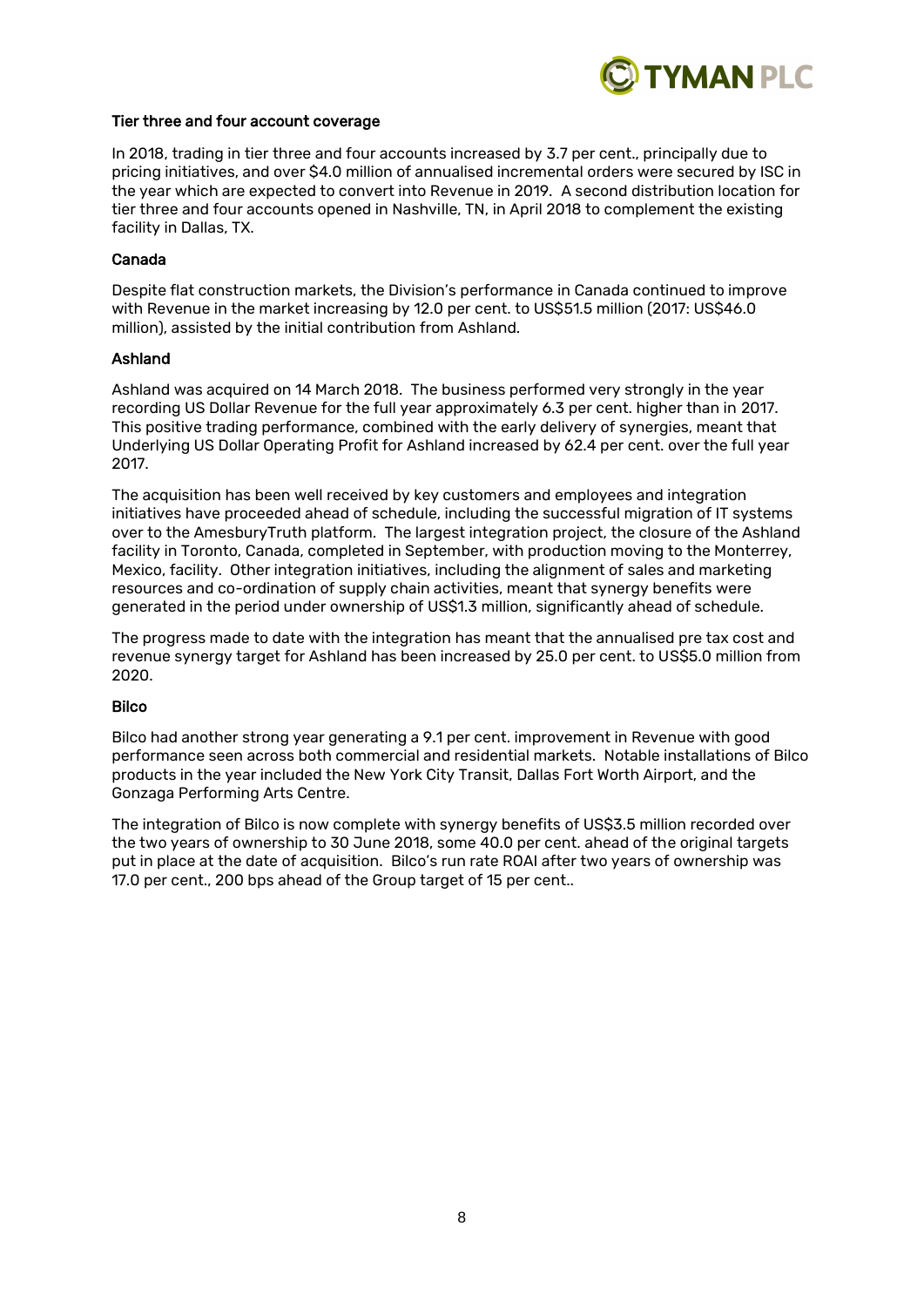### Tier three and four account coverage

In 2018, trading in tier three and four accounts increased by 3.7 per cent., principally due to pricing initiatives, and over $4.0 million of annualised incremental orders were secured by ISC in the year which are expected to convert into Revenue in 2019. A second distribution location for tier three and four accounts opened in Nashville, TN, in April 2018 to complement the existing facility in Dallas, TX.

### Canada

Despite flat construction markets, the Division's performance in Canada continued to improve with Revenue in the market increasing by 12.0 per cent. to US$51.5 million (2017: US$46.0 million), assisted by the initial contribution from Ashland.

### Ashland

Ashland was acquired on 14 March 2018. The business performed very strongly in the year recording US Dollar Revenue for the full year approximately 6.3 per cent. higher than in 2017. This positive trading performance, combined with the early delivery of synergies, meant that Underlying US Dollar Operating Profit for Ashland increased by 62.4 per cent. over the full year 2017.

The acquisition has been well received by key customers and employees and integration initiatives have proceeded ahead of schedule, including the successful migration of IT systems over to the AmesburyTruth platform. The largest integration project, the closure of the Ashland facility in Toronto, Canada, completed in September, with production moving to the Monterrey, Mexico, facility. Other integration initiatives, including the alignment of sales and marketing resources and co-ordination of supply chain activities, meant that synergy benefits were generated in the period under ownership of US$1.3 million, significantly ahead of schedule.

The progress made to date with the integration has meant that the annualised pre tax cost and revenue synergy target for Ashland has been increased by 25.0 per cent. to US$5.0 million from 2020.

### Bilco

Bilco had another strong year generating a 9.1 per cent. improvement in Revenue with good performance seen across both commercial and residential markets. Notable installations of Bilco products in the year included the New York City Transit, Dallas Fort Worth Airport, and the Gonzaga Performing Arts Centre.

The integration of Bilco is now complete with synergy benefits of US$3.5 million recorded over the two years of ownership to 30 June 2018, some 40.0 per cent. ahead of the original targets put in place at the date of acquisition. Bilco's run rate ROAI after two years of ownership was 17.0 per cent., 200 bps ahead of the Group target of 15 per cent..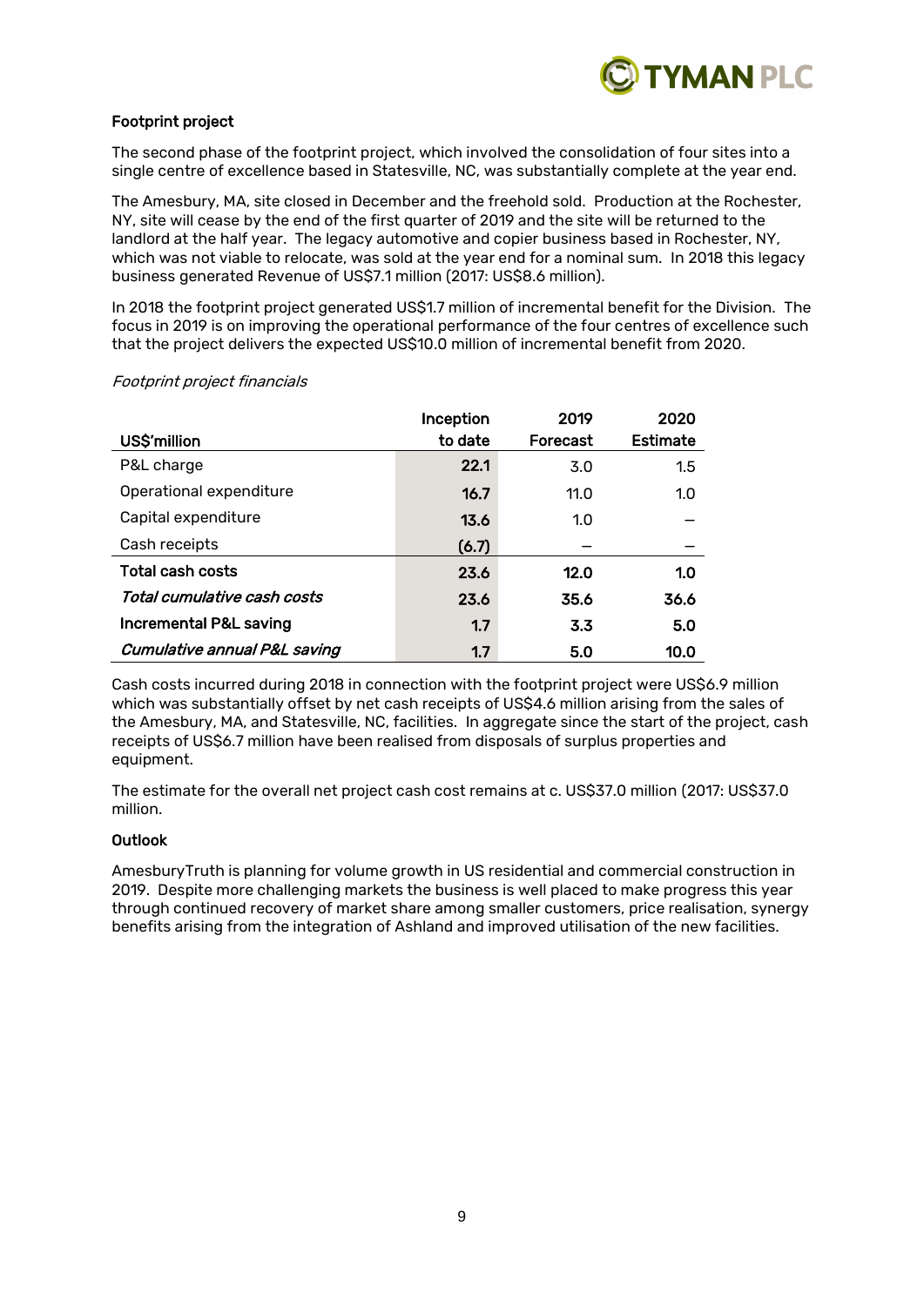### Footprint project

The second phase of the footprint project, which involved the consolidation of four sites into a single centre of excellence based in Statesville, NC, was substantially complete at the year end.

The Amesbury, MA, site closed in December and the freehold sold. Production at the Rochester, NY, site will cease by the end of the first quarter of 2019 and the site will be returned to the landlord at the half year. The legacy automotive and copier business based in Rochester, NY, which was not viable to relocate, was sold at the year end for a nominal sum. In 2018 this legacy business generated Revenue of US$7.1 million (2017: US$8.6 million).

In 2018 the footprint project generated US$1.7 million of incremental benefit for the Division. The focus in 2019 is on improving the operational performance of the four centres of excellence such that the project delivers the expected US$10.0 million of incremental benefit from 2020.

*Footprint project financials*

| US$'million | Inception to date | 2019 Forecast | 2020 Estimate |
|---|---|---|---|
| P&L charge | **22.1** | 3.0 | 1.5 |
| Operational expenditure | **16.7** | 11.0 | 1.0 |
| Capital expenditure | **13.6** | 1.0 | – |
| Cash receipts | **(6.7)** | – | – |
| **Total cash costs** | **23.6** | **12.0** | **1.0** |
| *Total cumulative cash costs* | **23.6** | **35.6** | **36.6** |
| **Incremental P&L saving** | **1.7** | **3.3** | **5.0** |
| *Cumulative annual P&L saving* | **1.7** | **5.0** | **10.0** |

Cash costs incurred during 2018 in connection with the footprint project were US$6.9 million which was substantially offset by net cash receipts of US$4.6 million arising from the sales of the Amesbury, MA, and Statesville, NC, facilities. In aggregate since the start of the project, cash receipts of US$6.7 million have been realised from disposals of surplus properties and equipment.

The estimate for the overall net project cash cost remains at c. US$37.0 million (2017: US$37.0 million.

### Outlook

AmesburyTruth is planning for volume growth in US residential and commercial construction in 2019. Despite more challenging markets the business is well placed to make progress this year through continued recovery of market share among smaller customers, price realisation, synergy benefits arising from the integration of Ashland and improved utilisation of the new facilities.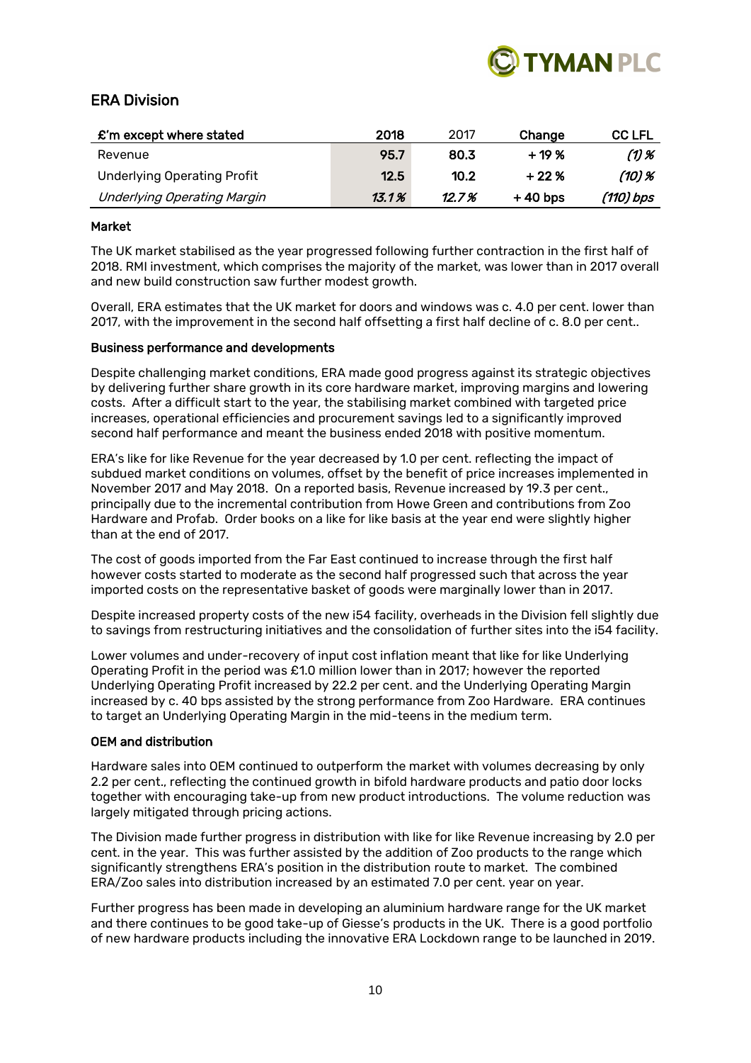## ERA Division

| £'m except where stated | 2018 | 2017 | Change | CC LFL |
|---|---|---|---|---|
| Revenue | 95.7 | 80.3 | + 19 % | *(1) %* |
| Underlying Operating Profit | 12.5 | 10.2 | + 22 % | *(10) %* |
| *Underlying Operating Margin* | *13.1 %* | *12.7 %* | + 40 bps | *(110) bps* |

**Market**

The UK market stabilised as the year progressed following further contraction in the first half of 2018. RMI investment, which comprises the majority of the market, was lower than in 2017 overall and new build construction saw further modest growth.

Overall, ERA estimates that the UK market for doors and windows was c. 4.0 per cent. lower than 2017, with the improvement in the second half offsetting a first half decline of c. 8.0 per cent..

**Business performance and developments**

Despite challenging market conditions, ERA made good progress against its strategic objectives by delivering further share growth in its core hardware market, improving margins and lowering costs. After a difficult start to the year, the stabilising market combined with targeted price increases, operational efficiencies and procurement savings led to a significantly improved second half performance and meant the business ended 2018 with positive momentum.

ERA's like for like Revenue for the year decreased by 1.0 per cent. reflecting the impact of subdued market conditions on volumes, offset by the benefit of price increases implemented in November 2017 and May 2018. On a reported basis, Revenue increased by 19.3 per cent., principally due to the incremental contribution from Howe Green and contributions from Zoo Hardware and Profab. Order books on a like for like basis at the year end were slightly higher than at the end of 2017.

The cost of goods imported from the Far East continued to increase through the first half however costs started to moderate as the second half progressed such that across the year imported costs on the representative basket of goods were marginally lower than in 2017.

Despite increased property costs of the new i54 facility, overheads in the Division fell slightly due to savings from restructuring initiatives and the consolidation of further sites into the i54 facility.

Lower volumes and under-recovery of input cost inflation meant that like for like Underlying Operating Profit in the period was £1.0 million lower than in 2017; however the reported Underlying Operating Profit increased by 22.2 per cent. and the Underlying Operating Margin increased by c. 40 bps assisted by the strong performance from Zoo Hardware. ERA continues to target an Underlying Operating Margin in the mid-teens in the medium term.

**OEM and distribution**

Hardware sales into OEM continued to outperform the market with volumes decreasing by only 2.2 per cent., reflecting the continued growth in bifold hardware products and patio door locks together with encouraging take-up from new product introductions. The volume reduction was largely mitigated through pricing actions.

The Division made further progress in distribution with like for like Revenue increasing by 2.0 per cent. in the year. This was further assisted by the addition of Zoo products to the range which significantly strengthens ERA's position in the distribution route to market. The combined ERA/Zoo sales into distribution increased by an estimated 7.0 per cent. year on year.

Further progress has been made in developing an aluminium hardware range for the UK market and there continues to be good take-up of Giesse's products in the UK. There is a good portfolio of new hardware products including the innovative ERA Lockdown range to be launched in 2019.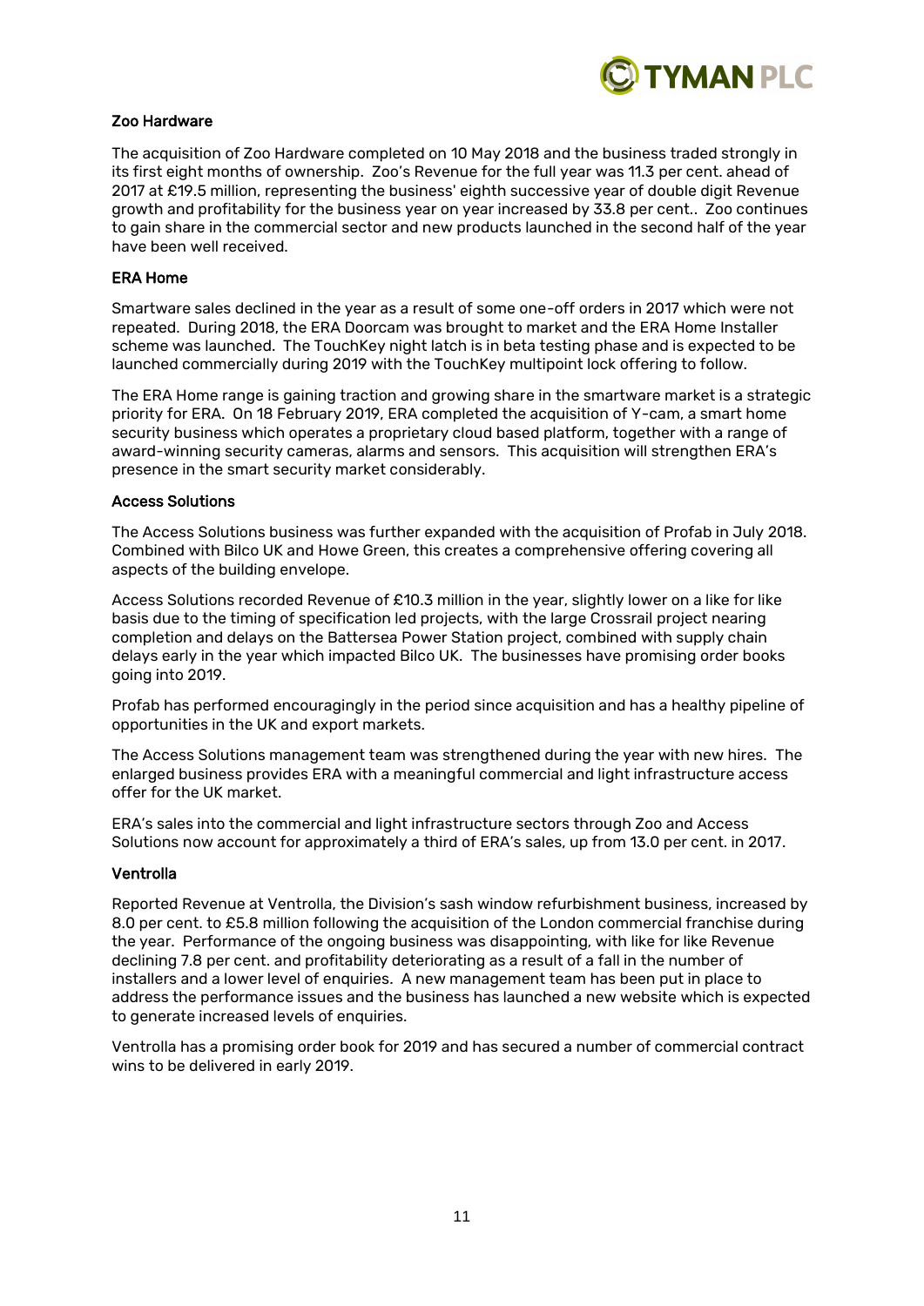### Zoo Hardware

The acquisition of Zoo Hardware completed on 10 May 2018 and the business traded strongly in its first eight months of ownership. Zoo's Revenue for the full year was 11.3 per cent. ahead of 2017 at £19.5 million, representing the business' eighth successive year of double digit Revenue growth and profitability for the business year on year increased by 33.8 per cent.. Zoo continues to gain share in the commercial sector and new products launched in the second half of the year have been well received.

### ERA Home

Smartware sales declined in the year as a result of some one-off orders in 2017 which were not repeated. During 2018, the ERA Doorcam was brought to market and the ERA Home Installer scheme was launched. The TouchKey night latch is in beta testing phase and is expected to be launched commercially during 2019 with the TouchKey multipoint lock offering to follow.

The ERA Home range is gaining traction and growing share in the smartware market is a strategic priority for ERA. On 18 February 2019, ERA completed the acquisition of Y-cam, a smart home security business which operates a proprietary cloud based platform, together with a range of award-winning security cameras, alarms and sensors. This acquisition will strengthen ERA's presence in the smart security market considerably.

### Access Solutions

The Access Solutions business was further expanded with the acquisition of Profab in July 2018. Combined with Bilco UK and Howe Green, this creates a comprehensive offering covering all aspects of the building envelope.

Access Solutions recorded Revenue of £10.3 million in the year, slightly lower on a like for like basis due to the timing of specification led projects, with the large Crossrail project nearing completion and delays on the Battersea Power Station project, combined with supply chain delays early in the year which impacted Bilco UK. The businesses have promising order books going into 2019.

Profab has performed encouragingly in the period since acquisition and has a healthy pipeline of opportunities in the UK and export markets.

The Access Solutions management team was strengthened during the year with new hires. The enlarged business provides ERA with a meaningful commercial and light infrastructure access offer for the UK market.

ERA's sales into the commercial and light infrastructure sectors through Zoo and Access Solutions now account for approximately a third of ERA's sales, up from 13.0 per cent. in 2017.

### Ventrolla

Reported Revenue at Ventrolla, the Division's sash window refurbishment business, increased by 8.0 per cent. to £5.8 million following the acquisition of the London commercial franchise during the year. Performance of the ongoing business was disappointing, with like for like Revenue declining 7.8 per cent. and profitability deteriorating as a result of a fall in the number of installers and a lower level of enquiries. A new management team has been put in place to address the performance issues and the business has launched a new website which is expected to generate increased levels of enquiries.

Ventrolla has a promising order book for 2019 and has secured a number of commercial contract wins to be delivered in early 2019.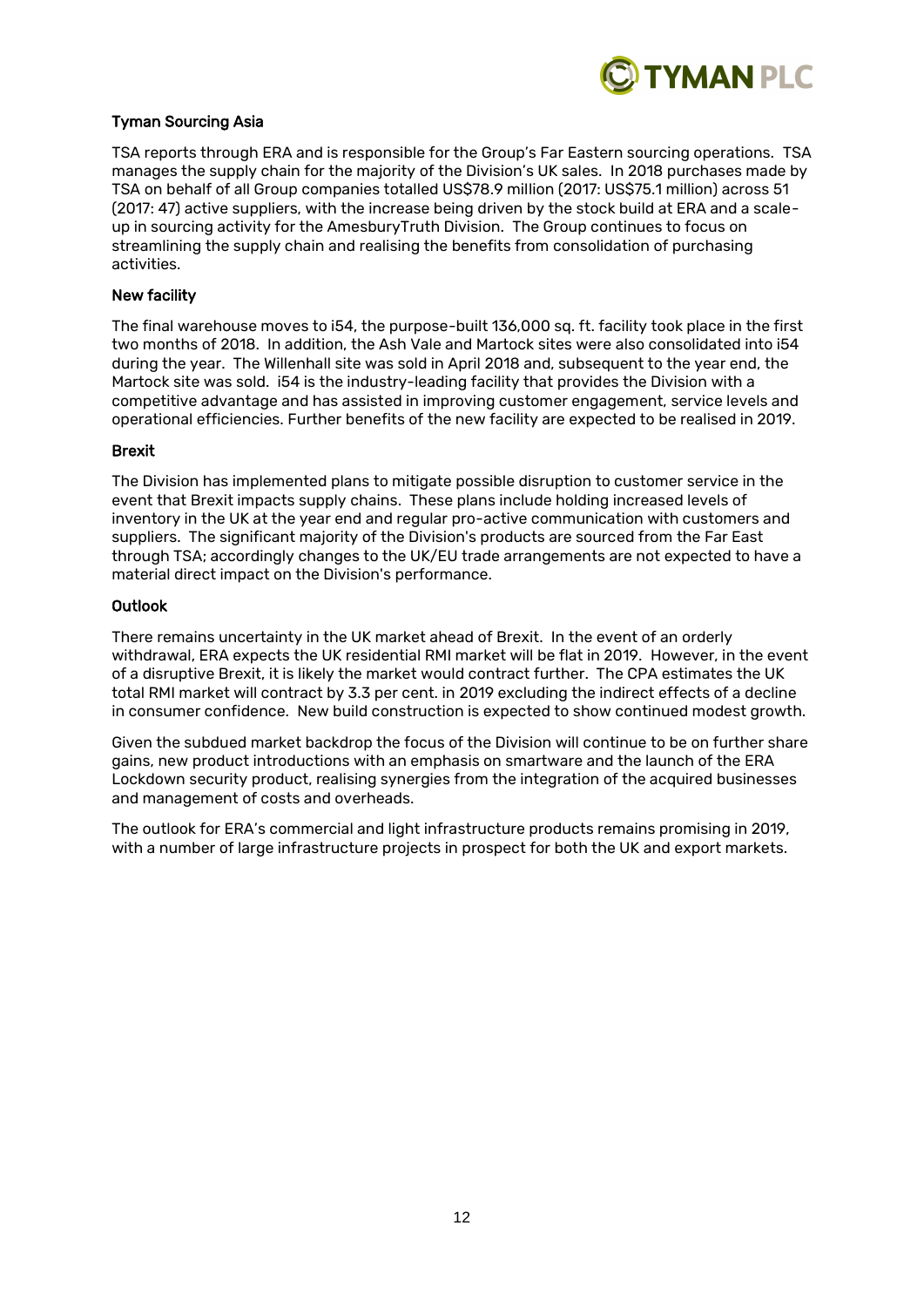### Tyman Sourcing Asia

TSA reports through ERA and is responsible for the Group's Far Eastern sourcing operations. TSA manages the supply chain for the majority of the Division's UK sales. In 2018 purchases made by TSA on behalf of all Group companies totalled US$78.9 million (2017: US$75.1 million) across 51 (2017: 47) active suppliers, with the increase being driven by the stock build at ERA and a scale-up in sourcing activity for the AmesburyTruth Division. The Group continues to focus on streamlining the supply chain and realising the benefits from consolidation of purchasing activities.

### New facility

The final warehouse moves to i54, the purpose-built 136,000 sq. ft. facility took place in the first two months of 2018. In addition, the Ash Vale and Martock sites were also consolidated into i54 during the year. The Willenhall site was sold in April 2018 and, subsequent to the year end, the Martock site was sold. i54 is the industry-leading facility that provides the Division with a competitive advantage and has assisted in improving customer engagement, service levels and operational efficiencies. Further benefits of the new facility are expected to be realised in 2019.

### Brexit

The Division has implemented plans to mitigate possible disruption to customer service in the event that Brexit impacts supply chains. These plans include holding increased levels of inventory in the UK at the year end and regular pro-active communication with customers and suppliers. The significant majority of the Division's products are sourced from the Far East through TSA; accordingly changes to the UK/EU trade arrangements are not expected to have a material direct impact on the Division's performance.

### Outlook

There remains uncertainty in the UK market ahead of Brexit. In the event of an orderly withdrawal, ERA expects the UK residential RMI market will be flat in 2019. However, in the event of a disruptive Brexit, it is likely the market would contract further. The CPA estimates the UK total RMI market will contract by 3.3 per cent. in 2019 excluding the indirect effects of a decline in consumer confidence. New build construction is expected to show continued modest growth.

Given the subdued market backdrop the focus of the Division will continue to be on further share gains, new product introductions with an emphasis on smartware and the launch of the ERA Lockdown security product, realising synergies from the integration of the acquired businesses and management of costs and overheads.

The outlook for ERA's commercial and light infrastructure products remains promising in 2019, with a number of large infrastructure projects in prospect for both the UK and export markets.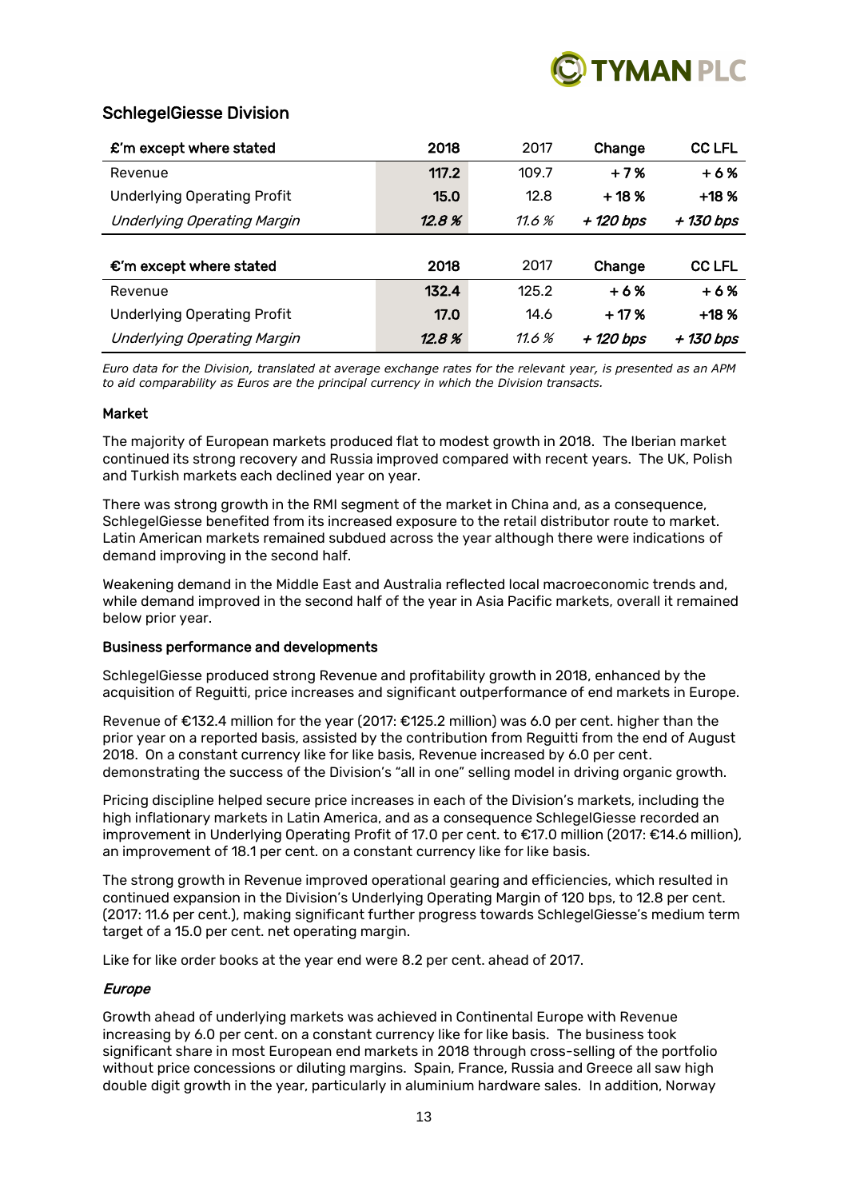## SchlegelGiesse Division

| £'m except where stated | 2018 | 2017 | Change | CC LFL |
|---|---|---|---|---|
| Revenue | **117.2** | 109.7 | **+ 7 %** | **+ 6 %** |
| Underlying Operating Profit | **15.0** | 12.8 | **+ 18 %** | **+18 %** |
| *Underlying Operating Margin* | ***12.8 %*** | *11.6 %* | ***+ 120 bps*** | ***+ 130 bps*** |

| €'m except where stated | 2018 | 2017 | Change | CC LFL |
|---|---|---|---|---|
| Revenue | **132.4** | 125.2 | **+ 6 %** | **+ 6 %** |
| Underlying Operating Profit | **17.0** | 14.6 | **+ 17 %** | **+18 %** |
| *Underlying Operating Margin* | ***12.8 %*** | *11.6 %* | ***+ 120 bps*** | ***+ 130 bps*** |

*Euro data for the Division, translated at average exchange rates for the relevant year, is presented as an APM to aid comparability as Euros are the principal currency in which the Division transacts.*

**Market**

The majority of European markets produced flat to modest growth in 2018. The Iberian market continued its strong recovery and Russia improved compared with recent years. The UK, Polish and Turkish markets each declined year on year.

There was strong growth in the RMI segment of the market in China and, as a consequence, SchlegelGiesse benefited from its increased exposure to the retail distributor route to market. Latin American markets remained subdued across the year although there were indications of demand improving in the second half.

Weakening demand in the Middle East and Australia reflected local macroeconomic trends and, while demand improved in the second half of the year in Asia Pacific markets, overall it remained below prior year.

**Business performance and developments**

SchlegelGiesse produced strong Revenue and profitability growth in 2018, enhanced by the acquisition of Reguitti, price increases and significant outperformance of end markets in Europe.

Revenue of €132.4 million for the year (2017: €125.2 million) was 6.0 per cent. higher than the prior year on a reported basis, assisted by the contribution from Reguitti from the end of August 2018. On a constant currency like for like basis, Revenue increased by 6.0 per cent. demonstrating the success of the Division's "all in one" selling model in driving organic growth.

Pricing discipline helped secure price increases in each of the Division's markets, including the high inflationary markets in Latin America, and as a consequence SchlegelGiesse recorded an improvement in Underlying Operating Profit of 17.0 per cent. to €17.0 million (2017: €14.6 million), an improvement of 18.1 per cent. on a constant currency like for like basis.

The strong growth in Revenue improved operational gearing and efficiencies, which resulted in continued expansion in the Division's Underlying Operating Margin of 120 bps, to 12.8 per cent. (2017: 11.6 per cent.), making significant further progress towards SchlegelGiesse's medium term target of a 15.0 per cent. net operating margin.

Like for like order books at the year end were 8.2 per cent. ahead of 2017.

***Europe***

Growth ahead of underlying markets was achieved in Continental Europe with Revenue increasing by 6.0 per cent. on a constant currency like for like basis. The business took significant share in most European end markets in 2018 through cross-selling of the portfolio without price concessions or diluting margins. Spain, France, Russia and Greece all saw high double digit growth in the year, particularly in aluminium hardware sales. In addition, Norway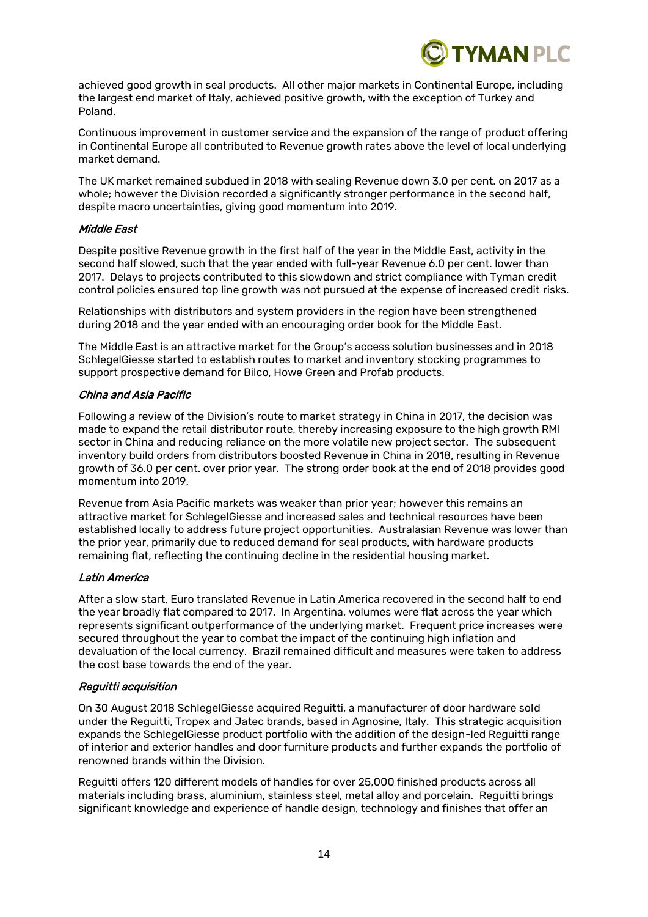achieved good growth in seal products. All other major markets in Continental Europe, including the largest end market of Italy, achieved positive growth, with the exception of Turkey and Poland.

Continuous improvement in customer service and the expansion of the range of product offering in Continental Europe all contributed to Revenue growth rates above the level of local underlying market demand.

The UK market remained subdued in 2018 with sealing Revenue down 3.0 per cent. on 2017 as a whole; however the Division recorded a significantly stronger performance in the second half, despite macro uncertainties, giving good momentum into 2019.

*Middle East*

Despite positive Revenue growth in the first half of the year in the Middle East, activity in the second half slowed, such that the year ended with full-year Revenue 6.0 per cent. lower than 2017. Delays to projects contributed to this slowdown and strict compliance with Tyman credit control policies ensured top line growth was not pursued at the expense of increased credit risks.

Relationships with distributors and system providers in the region have been strengthened during 2018 and the year ended with an encouraging order book for the Middle East.

The Middle East is an attractive market for the Group's access solution businesses and in 2018 SchlegelGiesse started to establish routes to market and inventory stocking programmes to support prospective demand for Bilco, Howe Green and Profab products.

*China and Asia Pacific*

Following a review of the Division's route to market strategy in China in 2017, the decision was made to expand the retail distributor route, thereby increasing exposure to the high growth RMI sector in China and reducing reliance on the more volatile new project sector. The subsequent inventory build orders from distributors boosted Revenue in China in 2018, resulting in Revenue growth of 36.0 per cent. over prior year. The strong order book at the end of 2018 provides good momentum into 2019.

Revenue from Asia Pacific markets was weaker than prior year; however this remains an attractive market for SchlegelGiesse and increased sales and technical resources have been established locally to address future project opportunities. Australasian Revenue was lower than the prior year, primarily due to reduced demand for seal products, with hardware products remaining flat, reflecting the continuing decline in the residential housing market.

*Latin America*

After a slow start, Euro translated Revenue in Latin America recovered in the second half to end the year broadly flat compared to 2017. In Argentina, volumes were flat across the year which represents significant outperformance of the underlying market. Frequent price increases were secured throughout the year to combat the impact of the continuing high inflation and devaluation of the local currency. Brazil remained difficult and measures were taken to address the cost base towards the end of the year.

*Reguitti acquisition*

On 30 August 2018 SchlegelGiesse acquired Reguitti, a manufacturer of door hardware sold under the Reguitti, Tropex and Jatec brands, based in Agnosine, Italy. This strategic acquisition expands the SchlegelGiesse product portfolio with the addition of the design-led Reguitti range of interior and exterior handles and door furniture products and further expands the portfolio of renowned brands within the Division.

Reguitti offers 120 different models of handles for over 25,000 finished products across all materials including brass, aluminium, stainless steel, metal alloy and porcelain. Reguitti brings significant knowledge and experience of handle design, technology and finishes that offer an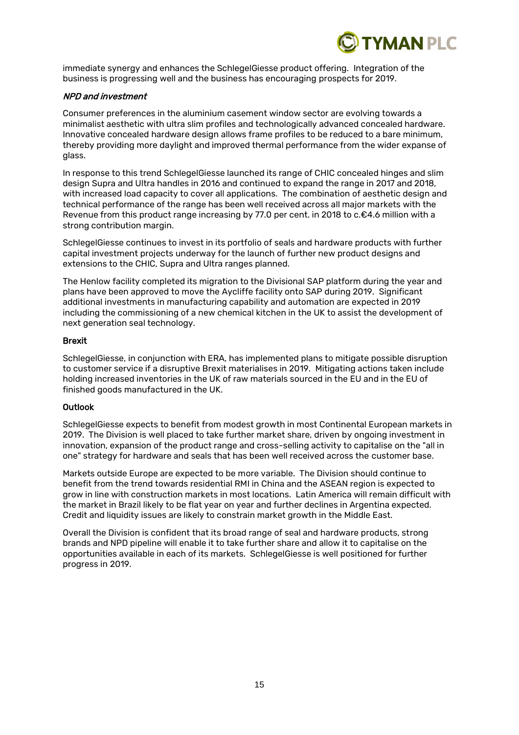immediate synergy and enhances the SchlegelGiesse product offering. Integration of the business is progressing well and the business has encouraging prospects for 2019.

### *NPD and investment*

Consumer preferences in the aluminium casement window sector are evolving towards a minimalist aesthetic with ultra slim profiles and technologically advanced concealed hardware. Innovative concealed hardware design allows frame profiles to be reduced to a bare minimum, thereby providing more daylight and improved thermal performance from the wider expanse of glass.

In response to this trend SchlegelGiesse launched its range of CHIC concealed hinges and slim design Supra and Ultra handles in 2016 and continued to expand the range in 2017 and 2018, with increased load capacity to cover all applications. The combination of aesthetic design and technical performance of the range has been well received across all major markets with the Revenue from this product range increasing by 77.0 per cent. in 2018 to c.€4.6 million with a strong contribution margin.

SchlegelGiesse continues to invest in its portfolio of seals and hardware products with further capital investment projects underway for the launch of further new product designs and extensions to the CHIC, Supra and Ultra ranges planned.

The Henlow facility completed its migration to the Divisional SAP platform during the year and plans have been approved to move the Aycliffe facility onto SAP during 2019. Significant additional investments in manufacturing capability and automation are expected in 2019 including the commissioning of a new chemical kitchen in the UK to assist the development of next generation seal technology.

### Brexit

SchlegelGiesse, in conjunction with ERA, has implemented plans to mitigate possible disruption to customer service if a disruptive Brexit materialises in 2019. Mitigating actions taken include holding increased inventories in the UK of raw materials sourced in the EU and in the EU of finished goods manufactured in the UK.

### Outlook

SchlegelGiesse expects to benefit from modest growth in most Continental European markets in 2019. The Division is well placed to take further market share, driven by ongoing investment in innovation, expansion of the product range and cross-selling activity to capitalise on the "all in one" strategy for hardware and seals that has been well received across the customer base.

Markets outside Europe are expected to be more variable. The Division should continue to benefit from the trend towards residential RMI in China and the ASEAN region is expected to grow in line with construction markets in most locations. Latin America will remain difficult with the market in Brazil likely to be flat year on year and further declines in Argentina expected. Credit and liquidity issues are likely to constrain market growth in the Middle East.

Overall the Division is confident that its broad range of seal and hardware products, strong brands and NPD pipeline will enable it to take further share and allow it to capitalise on the opportunities available in each of its markets. SchlegelGiesse is well positioned for further progress in 2019.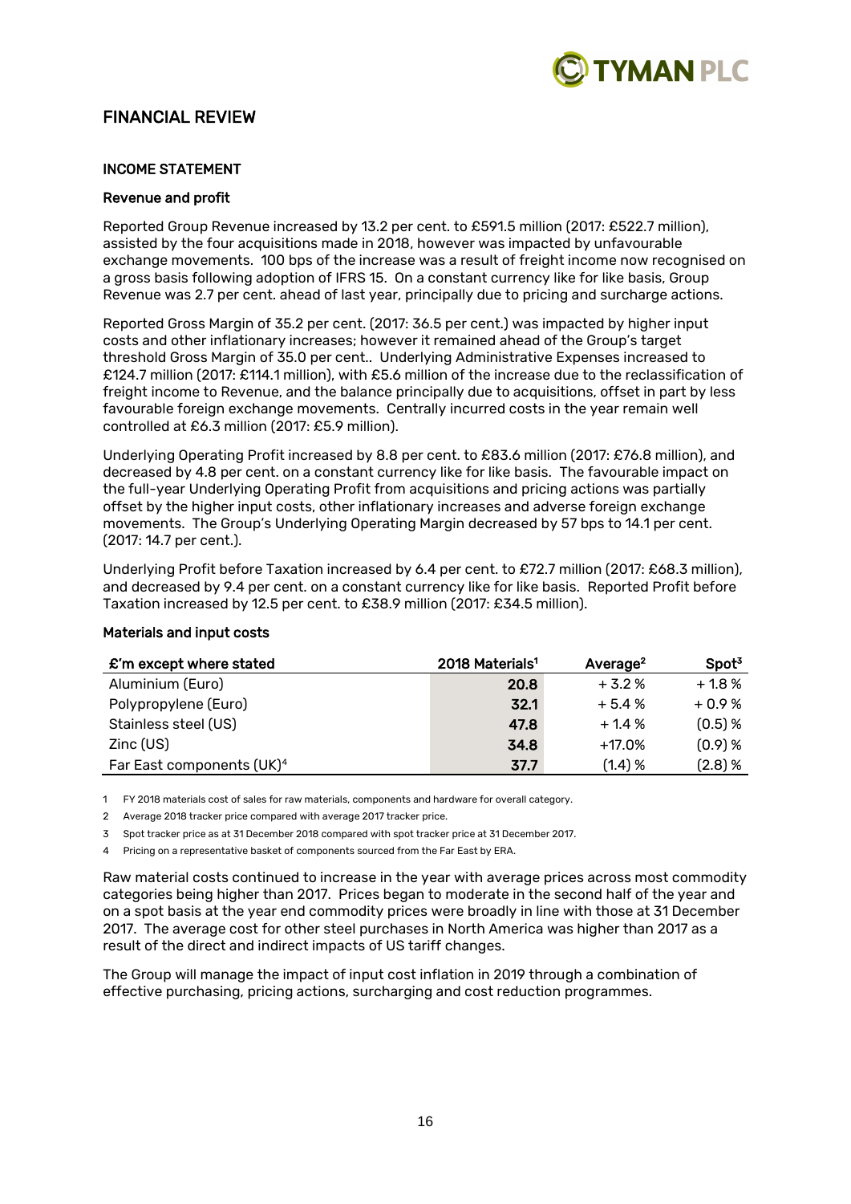## FINANCIAL REVIEW

### INCOME STATEMENT

#### Revenue and profit

Reported Group Revenue increased by 13.2 per cent. to £591.5 million (2017: £522.7 million), assisted by the four acquisitions made in 2018, however was impacted by unfavourable exchange movements. 100 bps of the increase was a result of freight income now recognised on a gross basis following adoption of IFRS 15. On a constant currency like for like basis, Group Revenue was 2.7 per cent. ahead of last year, principally due to pricing and surcharge actions.

Reported Gross Margin of 35.2 per cent. (2017: 36.5 per cent.) was impacted by higher input costs and other inflationary increases; however it remained ahead of the Group's target threshold Gross Margin of 35.0 per cent.. Underlying Administrative Expenses increased to £124.7 million (2017: £114.1 million), with £5.6 million of the increase due to the reclassification of freight income to Revenue, and the balance principally due to acquisitions, offset in part by less favourable foreign exchange movements. Centrally incurred costs in the year remain well controlled at £6.3 million (2017: £5.9 million).

Underlying Operating Profit increased by 8.8 per cent. to £83.6 million (2017: £76.8 million), and decreased by 4.8 per cent. on a constant currency like for like basis. The favourable impact on the full-year Underlying Operating Profit from acquisitions and pricing actions was partially offset by the higher input costs, other inflationary increases and adverse foreign exchange movements. The Group's Underlying Operating Margin decreased by 57 bps to 14.1 per cent. (2017: 14.7 per cent.).

Underlying Profit before Taxation increased by 6.4 per cent. to £72.7 million (2017: £68.3 million), and decreased by 9.4 per cent. on a constant currency like for like basis. Reported Profit before Taxation increased by 12.5 per cent. to £38.9 million (2017: £34.5 million).

#### Materials and input costs

| £'m except where stated | 2018 Materials[1] | Average[2] | Spot[3] |
|---|---|---|---|
| Aluminium (Euro) | **20.8** | + 3.2 % | + 1.8 % |
| Polypropylene (Euro) | **32.1** | + 5.4 % | + 0.9 % |
| Stainless steel (US) | **47.8** | + 1.4 % | (0.5) % |
| Zinc (US) | **34.8** | +17.0% | (0.9) % |
| Far East components (UK)[4] | **37.7** | (1.4) % | (2.8) % |

1 FY 2018 materials cost of sales for raw materials, components and hardware for overall category.

2 Average 2018 tracker price compared with average 2017 tracker price.

3 Spot tracker price as at 31 December 2018 compared with spot tracker price at 31 December 2017.

4 Pricing on a representative basket of components sourced from the Far East by ERA.

Raw material costs continued to increase in the year with average prices across most commodity categories being higher than 2017. Prices began to moderate in the second half of the year and on a spot basis at the year end commodity prices were broadly in line with those at 31 December 2017. The average cost for other steel purchases in North America was higher than 2017 as a result of the direct and indirect impacts of US tariff changes.

The Group will manage the impact of input cost inflation in 2019 through a combination of effective purchasing, pricing actions, surcharging and cost reduction programmes.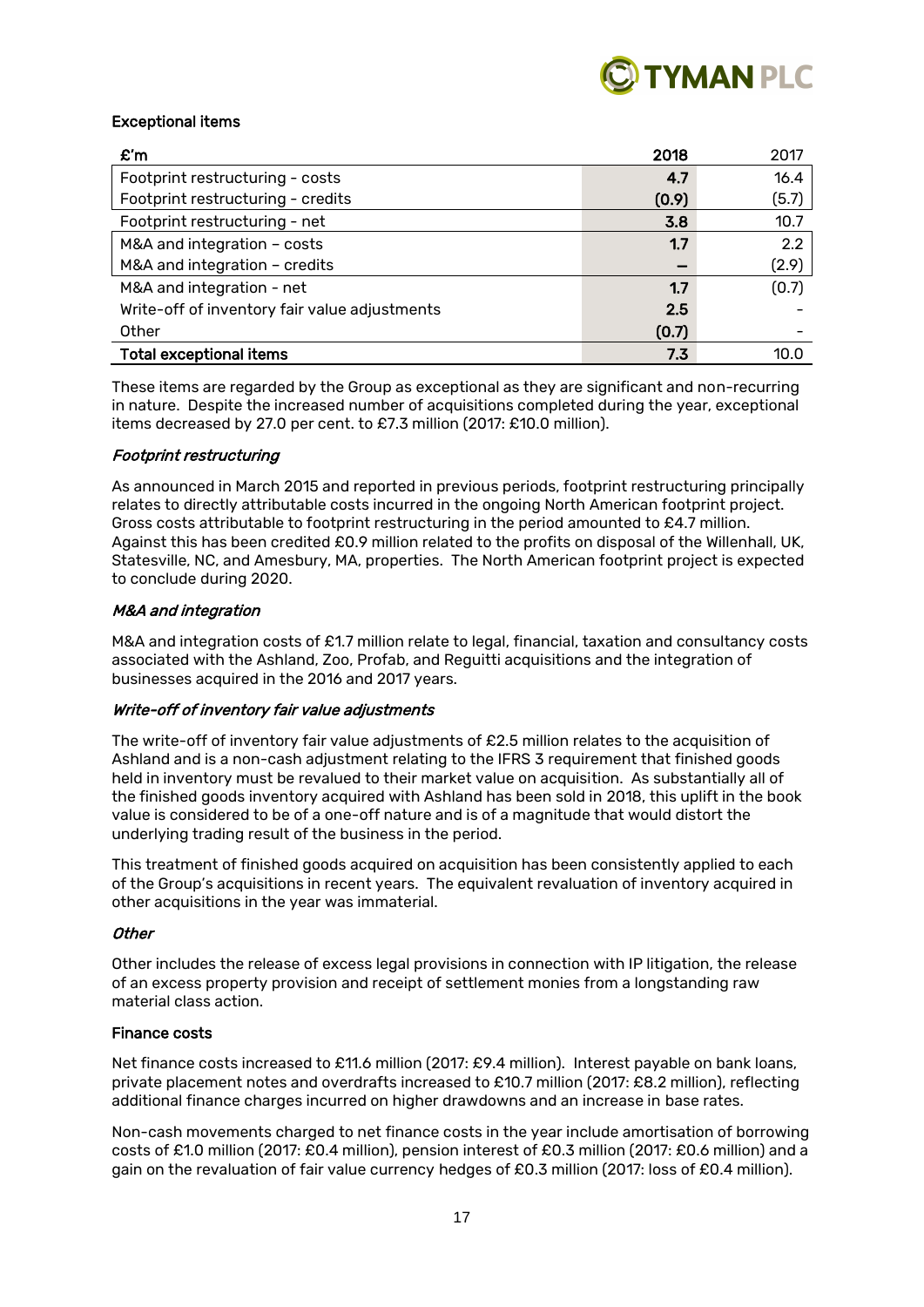### Exceptional items

| £'m | 2018 | 2017 |
|---|---|---|
| Footprint restructuring - costs | 4.7 | 16.4 |
| Footprint restructuring - credits | (0.9) | (5.7) |
| Footprint restructuring - net | 3.8 | 10.7 |
| M&A and integration – costs | 1.7 | 2.2 |
| M&A and integration – credits | – | (2.9) |
| M&A and integration - net | 1.7 | (0.7) |
| Write-off of inventory fair value adjustments | 2.5 | - |
| Other | (0.7) | - |
| **Total exceptional items** | **7.3** | 10.0 |

These items are regarded by the Group as exceptional as they are significant and non-recurring in nature. Despite the increased number of acquisitions completed during the year, exceptional items decreased by 27.0 per cent. to £7.3 million (2017: £10.0 million).

*Footprint restructuring*

As announced in March 2015 and reported in previous periods, footprint restructuring principally relates to directly attributable costs incurred in the ongoing North American footprint project. Gross costs attributable to footprint restructuring in the period amounted to £4.7 million. Against this has been credited £0.9 million related to the profits on disposal of the Willenhall, UK, Statesville, NC, and Amesbury, MA, properties. The North American footprint project is expected to conclude during 2020.

*M&A and integration*

M&A and integration costs of £1.7 million relate to legal, financial, taxation and consultancy costs associated with the Ashland, Zoo, Profab, and Reguitti acquisitions and the integration of businesses acquired in the 2016 and 2017 years.

*Write-off of inventory fair value adjustments*

The write-off of inventory fair value adjustments of £2.5 million relates to the acquisition of Ashland and is a non-cash adjustment relating to the IFRS 3 requirement that finished goods held in inventory must be revalued to their market value on acquisition. As substantially all of the finished goods inventory acquired with Ashland has been sold in 2018, this uplift in the book value is considered to be of a one-off nature and is of a magnitude that would distort the underlying trading result of the business in the period.

This treatment of finished goods acquired on acquisition has been consistently applied to each of the Group's acquisitions in recent years. The equivalent revaluation of inventory acquired in other acquisitions in the year was immaterial.

*Other*

Other includes the release of excess legal provisions in connection with IP litigation, the release of an excess property provision and receipt of settlement monies from a longstanding raw material class action.

### Finance costs

Net finance costs increased to £11.6 million (2017: £9.4 million). Interest payable on bank loans, private placement notes and overdrafts increased to £10.7 million (2017: £8.2 million), reflecting additional finance charges incurred on higher drawdowns and an increase in base rates.

Non-cash movements charged to net finance costs in the year include amortisation of borrowing costs of £1.0 million (2017: £0.4 million), pension interest of £0.3 million (2017: £0.6 million) and a gain on the revaluation of fair value currency hedges of £0.3 million (2017: loss of £0.4 million).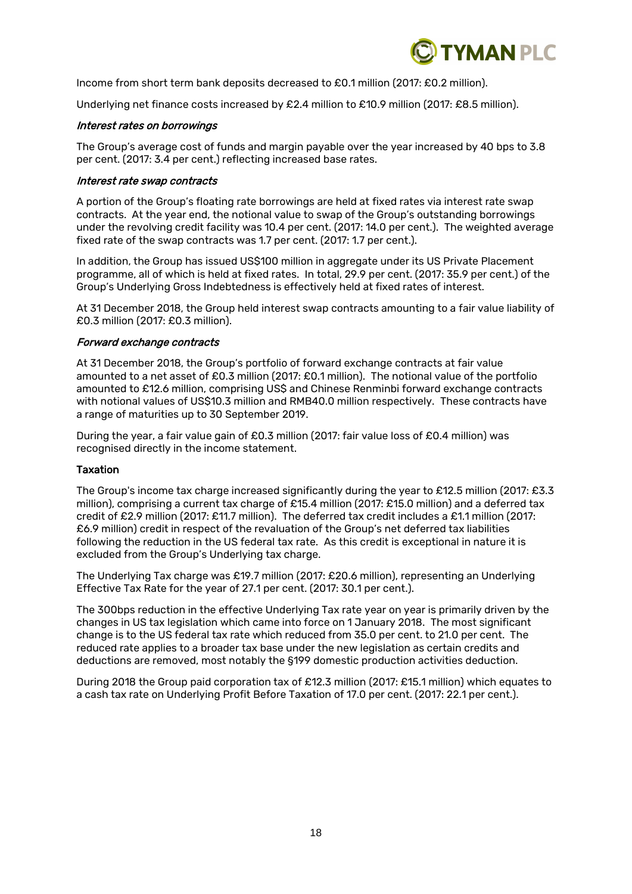Income from short term bank deposits decreased to £0.1 million (2017: £0.2 million).

Underlying net finance costs increased by £2.4 million to £10.9 million (2017: £8.5 million).

*Interest rates on borrowings*

The Group's average cost of funds and margin payable over the year increased by 40 bps to 3.8 per cent. (2017: 3.4 per cent.) reflecting increased base rates.

*Interest rate swap contracts*

A portion of the Group's floating rate borrowings are held at fixed rates via interest rate swap contracts. At the year end, the notional value to swap of the Group's outstanding borrowings under the revolving credit facility was 10.4 per cent. (2017: 14.0 per cent.). The weighted average fixed rate of the swap contracts was 1.7 per cent. (2017: 1.7 per cent.).

In addition, the Group has issued US$100 million in aggregate under its US Private Placement programme, all of which is held at fixed rates. In total, 29.9 per cent. (2017: 35.9 per cent.) of the Group's Underlying Gross Indebtedness is effectively held at fixed rates of interest.

At 31 December 2018, the Group held interest swap contracts amounting to a fair value liability of £0.3 million (2017: £0.3 million).

*Forward exchange contracts*

At 31 December 2018, the Group's portfolio of forward exchange contracts at fair value amounted to a net asset of £0.3 million (2017: £0.1 million). The notional value of the portfolio amounted to £12.6 million, comprising US$ and Chinese Renminbi forward exchange contracts with notional values of US$10.3 million and RMB40.0 million respectively. These contracts have a range of maturities up to 30 September 2019.

During the year, a fair value gain of £0.3 million (2017: fair value loss of £0.4 million) was recognised directly in the income statement.

**Taxation**

The Group's income tax charge increased significantly during the year to £12.5 million (2017: £3.3 million), comprising a current tax charge of £15.4 million (2017: £15.0 million) and a deferred tax credit of £2.9 million (2017: £11.7 million). The deferred tax credit includes a £1.1 million (2017: £6.9 million) credit in respect of the revaluation of the Group's net deferred tax liabilities following the reduction in the US federal tax rate. As this credit is exceptional in nature it is excluded from the Group's Underlying tax charge.

The Underlying Tax charge was £19.7 million (2017: £20.6 million), representing an Underlying Effective Tax Rate for the year of 27.1 per cent. (2017: 30.1 per cent.).

The 300bps reduction in the effective Underlying Tax rate year on year is primarily driven by the changes in US tax legislation which came into force on 1 January 2018. The most significant change is to the US federal tax rate which reduced from 35.0 per cent. to 21.0 per cent. The reduced rate applies to a broader tax base under the new legislation as certain credits and deductions are removed, most notably the §199 domestic production activities deduction.

During 2018 the Group paid corporation tax of £12.3 million (2017: £15.1 million) which equates to a cash tax rate on Underlying Profit Before Taxation of 17.0 per cent. (2017: 22.1 per cent.).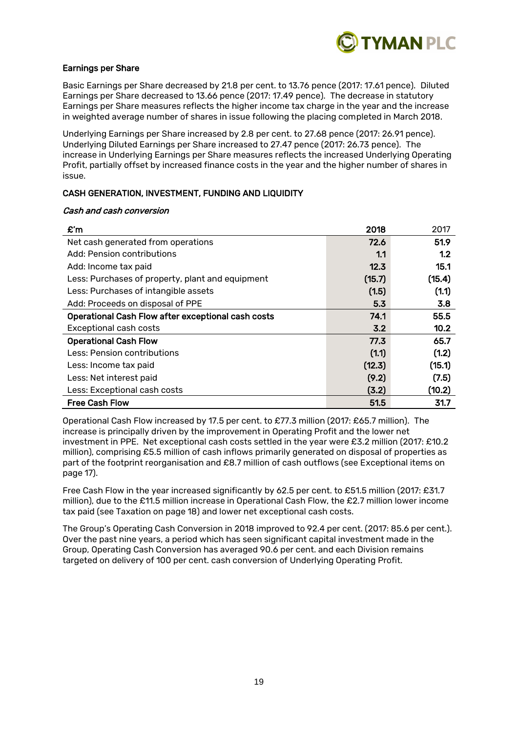### Earnings per Share

Basic Earnings per Share decreased by 21.8 per cent. to 13.76 pence (2017: 17.61 pence). Diluted Earnings per Share decreased to 13.66 pence (2017: 17.49 pence). The decrease in statutory Earnings per Share measures reflects the higher income tax charge in the year and the increase in weighted average number of shares in issue following the placing completed in March 2018.

Underlying Earnings per Share increased by 2.8 per cent. to 27.68 pence (2017: 26.91 pence). Underlying Diluted Earnings per Share increased to 27.47 pence (2017: 26.73 pence). The increase in Underlying Earnings per Share measures reflects the increased Underlying Operating Profit, partially offset by increased finance costs in the year and the higher number of shares in issue.

## CASH GENERATION, INVESTMENT, FUNDING AND LIQUIDITY

*Cash and cash conversion*

| £'m | 2018 | 2017 |
| --- | --- | --- |
| Net cash generated from operations | 72.6 | 51.9 |
| Add: Pension contributions | 1.1 | 1.2 |
| Add: Income tax paid | 12.3 | 15.1 |
| Less: Purchases of property, plant and equipment | (15.7) | (15.4) |
| Less: Purchases of intangible assets | (1.5) | (1.1) |
| Add: Proceeds on disposal of PPE | 5.3 | 3.8 |
| **Operational Cash Flow after exceptional cash costs** | **74.1** | **55.5** |
| Exceptional cash costs | 3.2 | 10.2 |
| **Operational Cash Flow** | **77.3** | **65.7** |
| Less: Pension contributions | (1.1) | (1.2) |
| Less: Income tax paid | (12.3) | (15.1) |
| Less: Net interest paid | (9.2) | (7.5) |
| Less: Exceptional cash costs | (3.2) | (10.2) |
| **Free Cash Flow** | **51.5** | **31.7** |

Operational Cash Flow increased by 17.5 per cent. to £77.3 million (2017: £65.7 million). The increase is principally driven by the improvement in Operating Profit and the lower net investment in PPE. Net exceptional cash costs settled in the year were £3.2 million (2017: £10.2 million), comprising £5.5 million of cash inflows primarily generated on disposal of properties as part of the footprint reorganisation and £8.7 million of cash outflows (see Exceptional items on page 17).

Free Cash Flow in the year increased significantly by 62.5 per cent. to £51.5 million (2017: £31.7 million), due to the £11.5 million increase in Operational Cash Flow, the £2.7 million lower income tax paid (see Taxation on page 18) and lower net exceptional cash costs.

The Group's Operating Cash Conversion in 2018 improved to 92.4 per cent. (2017: 85.6 per cent.). Over the past nine years, a period which has seen significant capital investment made in the Group, Operating Cash Conversion has averaged 90.6 per cent. and each Division remains targeted on delivery of 100 per cent. cash conversion of Underlying Operating Profit.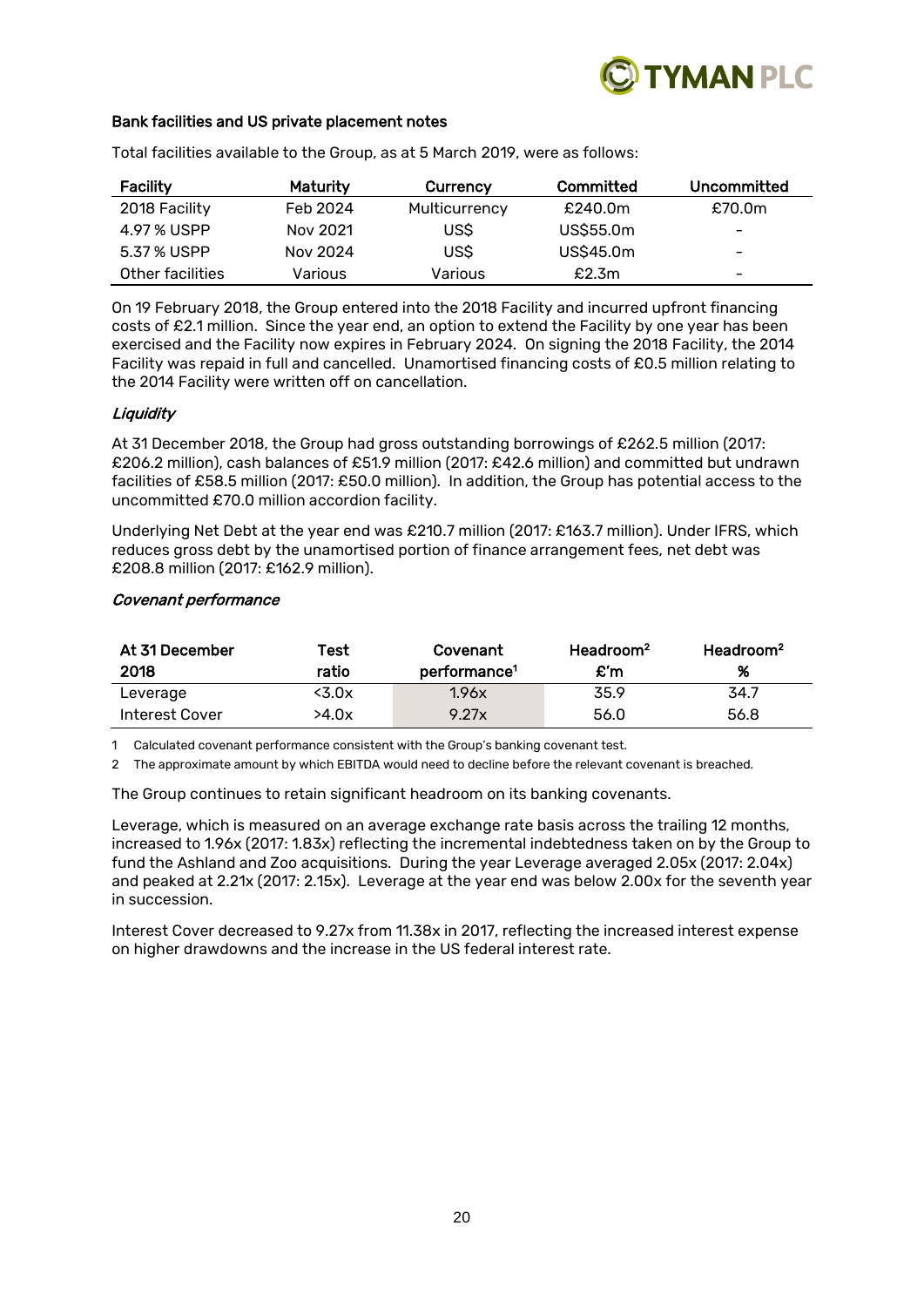### Bank facilities and US private placement notes

Total facilities available to the Group, as at 5 March 2019, were as follows:

| Facility | Maturity | Currency | Committed | Uncommitted |
|---|---|---|---|---|
| 2018 Facility | Feb 2024 | Multicurrency | £240.0m | £70.0m |
| 4.97 % USPP | Nov 2021 | US$ | US$55.0m | – |
| 5.37 % USPP | Nov 2024 | US$ | US$45.0m | – |
| Other facilities | Various | Various | £2.3m | – |

On 19 February 2018, the Group entered into the 2018 Facility and incurred upfront financing costs of £2.1 million. Since the year end, an option to extend the Facility by one year has been exercised and the Facility now expires in February 2024. On signing the 2018 Facility, the 2014 Facility was repaid in full and cancelled. Unamortised financing costs of £0.5 million relating to the 2014 Facility were written off on cancellation.

#### *Liquidity*

At 31 December 2018, the Group had gross outstanding borrowings of £262.5 million (2017: £206.2 million), cash balances of £51.9 million (2017: £42.6 million) and committed but undrawn facilities of £58.5 million (2017: £50.0 million). In addition, the Group has potential access to the uncommitted £70.0 million accordion facility.

Underlying Net Debt at the year end was £210.7 million (2017: £163.7 million). Under IFRS, which reduces gross debt by the unamortised portion of finance arrangement fees, net debt was £208.8 million (2017: £162.9 million).

#### *Covenant performance*

| At 31 December 2018 | Test ratio | Covenant performance[1] | Headroom[2] £'m | Headroom[2] % |
|---|---|---|---|---|
| Leverage | <3.0x | 1.96x | 35.9 | 34.7 |
| Interest Cover | >4.0x | 9.27x | 56.0 | 56.8 |

1 Calculated covenant performance consistent with the Group's banking covenant test.

2 The approximate amount by which EBITDA would need to decline before the relevant covenant is breached.

The Group continues to retain significant headroom on its banking covenants.

Leverage, which is measured on an average exchange rate basis across the trailing 12 months, increased to 1.96x (2017: 1.83x) reflecting the incremental indebtedness taken on by the Group to fund the Ashland and Zoo acquisitions. During the year Leverage averaged 2.05x (2017: 2.04x) and peaked at 2.21x (2017: 2.15x). Leverage at the year end was below 2.00x for the seventh year in succession.

Interest Cover decreased to 9.27x from 11.38x in 2017, reflecting the increased interest expense on higher drawdowns and the increase in the US federal interest rate.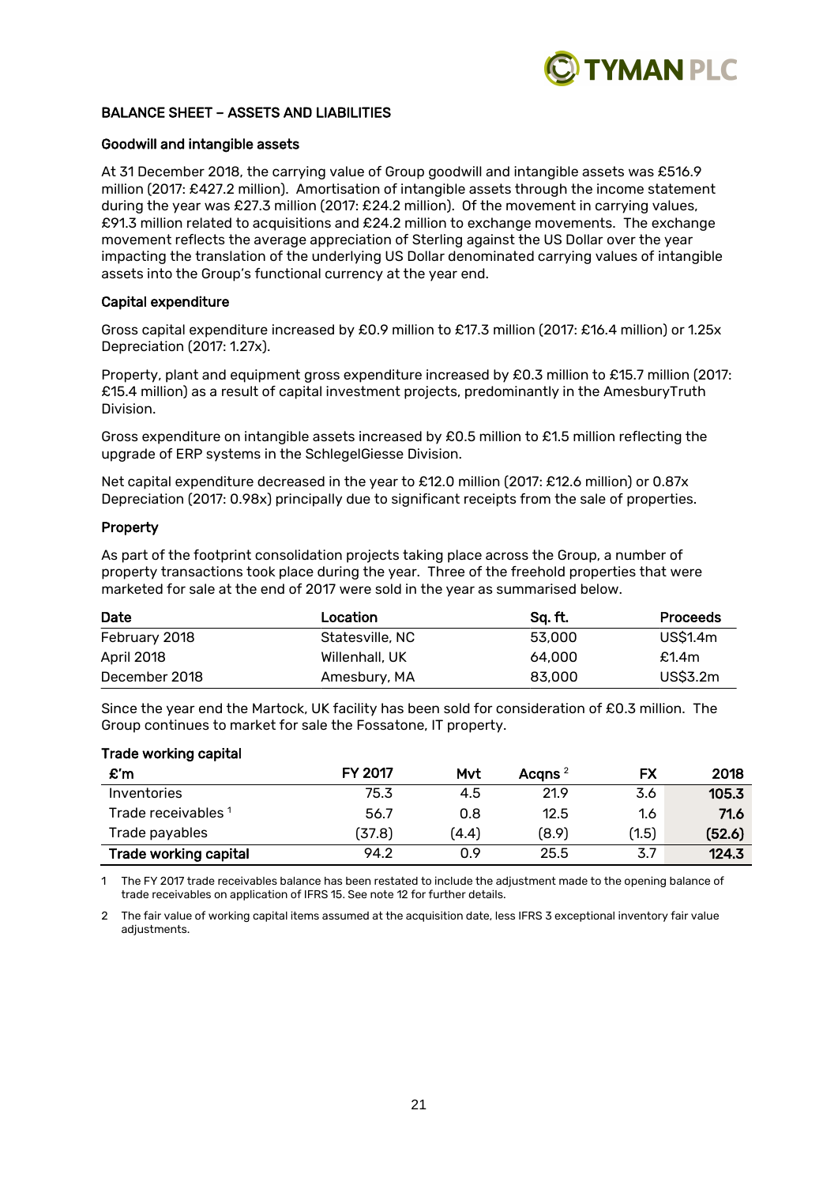## BALANCE SHEET – ASSETS AND LIABILITIES

### Goodwill and intangible assets

At 31 December 2018, the carrying value of Group goodwill and intangible assets was £516.9 million (2017: £427.2 million). Amortisation of intangible assets through the income statement during the year was £27.3 million (2017: £24.2 million). Of the movement in carrying values, £91.3 million related to acquisitions and £24.2 million to exchange movements. The exchange movement reflects the average appreciation of Sterling against the US Dollar over the year impacting the translation of the underlying US Dollar denominated carrying values of intangible assets into the Group's functional currency at the year end.

### Capital expenditure

Gross capital expenditure increased by £0.9 million to £17.3 million (2017: £16.4 million) or 1.25x Depreciation (2017: 1.27x).

Property, plant and equipment gross expenditure increased by £0.3 million to £15.7 million (2017: £15.4 million) as a result of capital investment projects, predominantly in the AmesburyTruth Division.

Gross expenditure on intangible assets increased by £0.5 million to £1.5 million reflecting the upgrade of ERP systems in the SchlegelGiesse Division.

Net capital expenditure decreased in the year to £12.0 million (2017: £12.6 million) or 0.87x Depreciation (2017: 0.98x) principally due to significant receipts from the sale of properties.

### Property

As part of the footprint consolidation projects taking place across the Group, a number of property transactions took place during the year. Three of the freehold properties that were marketed for sale at the end of 2017 were sold in the year as summarised below.

| Date | Location | Sq. ft. | Proceeds |
|---|---|---|---|
| February 2018 | Statesville, NC | 53,000 | US$1.4m |
| April 2018 | Willenhall, UK | 64,000 | £1.4m |
| December 2018 | Amesbury, MA | 83,000 | US$3.2m |

Since the year end the Martock, UK facility has been sold for consideration of £0.3 million. The Group continues to market for sale the Fossatone, IT property.

### Trade working capital

| £'m | FY 2017 | Mvt | Acqns [2] | FX | 2018 |
|---|---|---|---|---|---|
| Inventories | 75.3 | 4.5 | 21.9 | 3.6 | **105.3** |
| Trade receivables [1] | 56.7 | 0.8 | 12.5 | 1.6 | **71.6** |
| Trade payables | (37.8) | (4.4) | (8.9) | (1.5) | **(52.6)** |
| **Trade working capital** | 94.2 | 0.9 | 25.5 | 3.7 | **124.3** |

1 The FY 2017 trade receivables balance has been restated to include the adjustment made to the opening balance of trade receivables on application of IFRS 15. See note 12 for further details.

2 The fair value of working capital items assumed at the acquisition date, less IFRS 3 exceptional inventory fair value adjustments.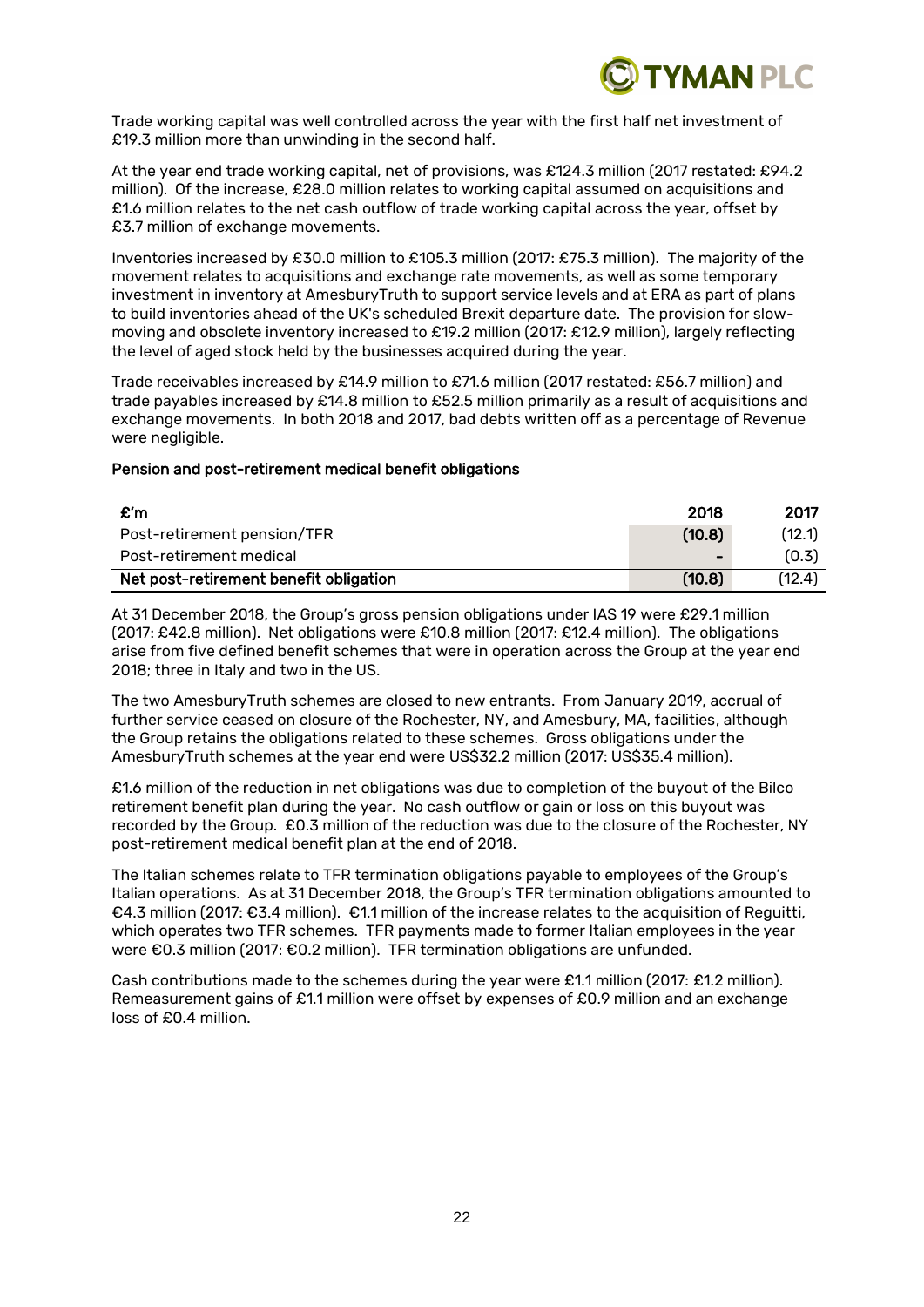Trade working capital was well controlled across the year with the first half net investment of £19.3 million more than unwinding in the second half.

At the year end trade working capital, net of provisions, was £124.3 million (2017 restated: £94.2 million). Of the increase, £28.0 million relates to working capital assumed on acquisitions and £1.6 million relates to the net cash outflow of trade working capital across the year, offset by £3.7 million of exchange movements.

Inventories increased by £30.0 million to £105.3 million (2017: £75.3 million). The majority of the movement relates to acquisitions and exchange rate movements, as well as some temporary investment in inventory at AmesburyTruth to support service levels and at ERA as part of plans to build inventories ahead of the UK's scheduled Brexit departure date. The provision for slow-moving and obsolete inventory increased to £19.2 million (2017: £12.9 million), largely reflecting the level of aged stock held by the businesses acquired during the year.

Trade receivables increased by £14.9 million to £71.6 million (2017 restated: £56.7 million) and trade payables increased by £14.8 million to £52.5 million primarily as a result of acquisitions and exchange movements. In both 2018 and 2017, bad debts written off as a percentage of Revenue were negligible.

**Pension and post-retirement medical benefit obligations**

| £'m | 2018 | 2017 |
|---|---|---|
| Post-retirement pension/TFR | (10.8) | (12.1) |
| Post-retirement medical | - | (0.3) |
| **Net post-retirement benefit obligation** | **(10.8)** | (12.4) |

At 31 December 2018, the Group's gross pension obligations under IAS 19 were £29.1 million (2017: £42.8 million). Net obligations were £10.8 million (2017: £12.4 million). The obligations arise from five defined benefit schemes that were in operation across the Group at the year end 2018; three in Italy and two in the US.

The two AmesburyTruth schemes are closed to new entrants. From January 2019, accrual of further service ceased on closure of the Rochester, NY, and Amesbury, MA, facilities, although the Group retains the obligations related to these schemes. Gross obligations under the AmesburyTruth schemes at the year end were US$32.2 million (2017: US$35.4 million).

£1.6 million of the reduction in net obligations was due to completion of the buyout of the Bilco retirement benefit plan during the year. No cash outflow or gain or loss on this buyout was recorded by the Group. £0.3 million of the reduction was due to the closure of the Rochester, NY post-retirement medical benefit plan at the end of 2018.

The Italian schemes relate to TFR termination obligations payable to employees of the Group's Italian operations. As at 31 December 2018, the Group's TFR termination obligations amounted to €4.3 million (2017: €3.4 million). €1.1 million of the increase relates to the acquisition of Reguitti, which operates two TFR schemes. TFR payments made to former Italian employees in the year were €0.3 million (2017: €0.2 million). TFR termination obligations are unfunded.

Cash contributions made to the schemes during the year were £1.1 million (2017: £1.2 million). Remeasurement gains of £1.1 million were offset by expenses of £0.9 million and an exchange loss of £0.4 million.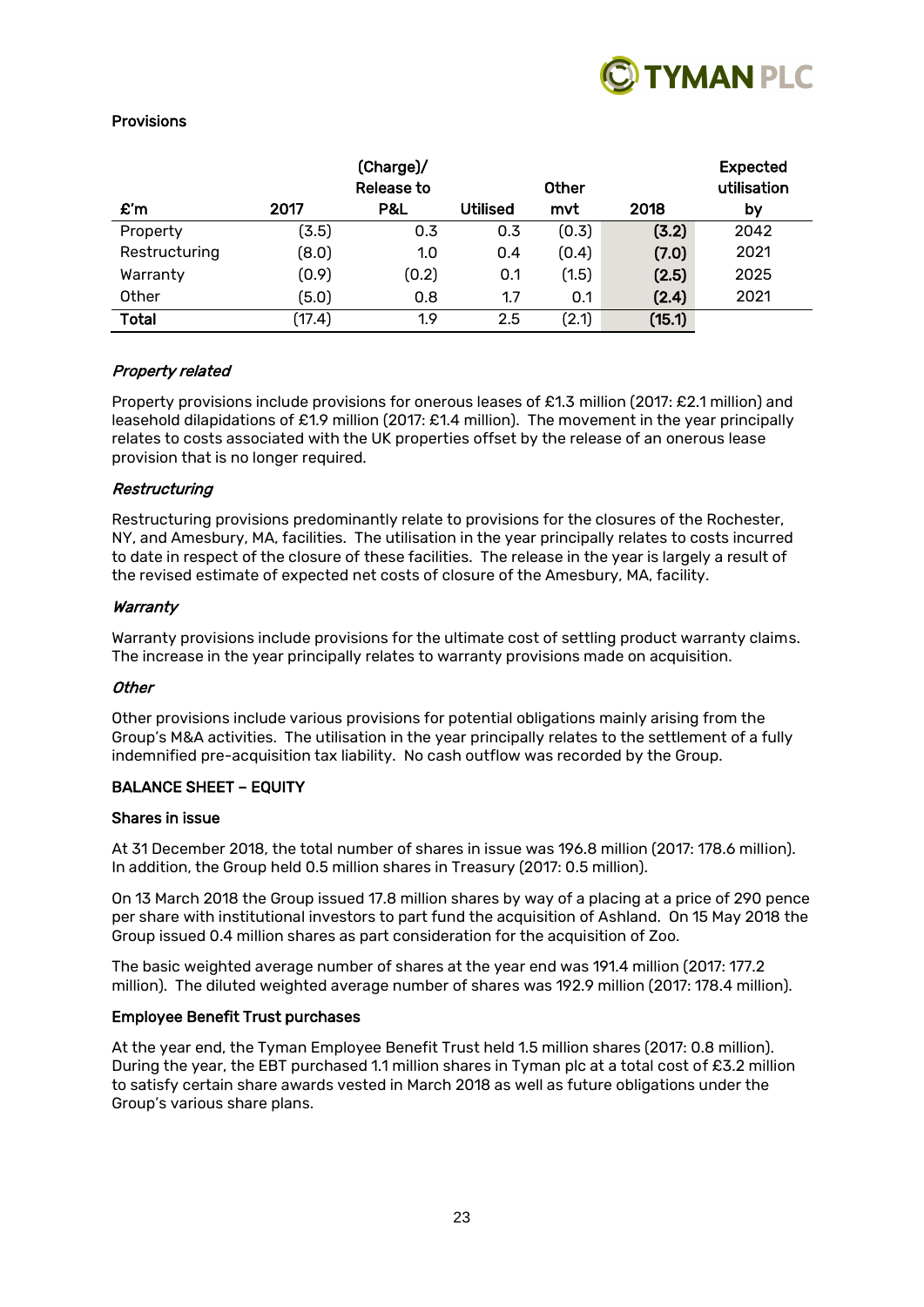**Provisions**

| £'m | 2017 | (Charge)/ Release to P&L | Utilised | Other mvt | 2018 | Expected utilisation by |
|---|---|---|---|---|---|---|
| Property | (3.5) | 0.3 | 0.3 | (0.3) | **(3.2)** | 2042 |
| Restructuring | (8.0) | 1.0 | 0.4 | (0.4) | **(7.0)** | 2021 |
| Warranty | (0.9) | (0.2) | 0.1 | (1.5) | **(2.5)** | 2025 |
| Other | (5.0) | 0.8 | 1.7 | 0.1 | **(2.4)** | 2021 |
| **Total** | (17.4) | 1.9 | 2.5 | (2.1) | **(15.1)** | |

***Property related***

Property provisions include provisions for onerous leases of £1.3 million (2017: £2.1 million) and leasehold dilapidations of £1.9 million (2017: £1.4 million). The movement in the year principally relates to costs associated with the UK properties offset by the release of an onerous lease provision that is no longer required.

***Restructuring***

Restructuring provisions predominantly relate to provisions for the closures of the Rochester, NY, and Amesbury, MA, facilities. The utilisation in the year principally relates to costs incurred to date in respect of the closure of these facilities. The release in the year is largely a result of the revised estimate of expected net costs of closure of the Amesbury, MA, facility.

***Warranty***

Warranty provisions include provisions for the ultimate cost of settling product warranty claims. The increase in the year principally relates to warranty provisions made on acquisition.

***Other***

Other provisions include various provisions for potential obligations mainly arising from the Group's M&A activities. The utilisation in the year principally relates to the settlement of a fully indemnified pre-acquisition tax liability. No cash outflow was recorded by the Group.

**BALANCE SHEET – EQUITY**

**Shares in issue**

At 31 December 2018, the total number of shares in issue was 196.8 million (2017: 178.6 million). In addition, the Group held 0.5 million shares in Treasury (2017: 0.5 million).

On 13 March 2018 the Group issued 17.8 million shares by way of a placing at a price of 290 pence per share with institutional investors to part fund the acquisition of Ashland. On 15 May 2018 the Group issued 0.4 million shares as part consideration for the acquisition of Zoo.

The basic weighted average number of shares at the year end was 191.4 million (2017: 177.2 million). The diluted weighted average number of shares was 192.9 million (2017: 178.4 million).

**Employee Benefit Trust purchases**

At the year end, the Tyman Employee Benefit Trust held 1.5 million shares (2017: 0.8 million). During the year, the EBT purchased 1.1 million shares in Tyman plc at a total cost of £3.2 million to satisfy certain share awards vested in March 2018 as well as future obligations under the Group's various share plans.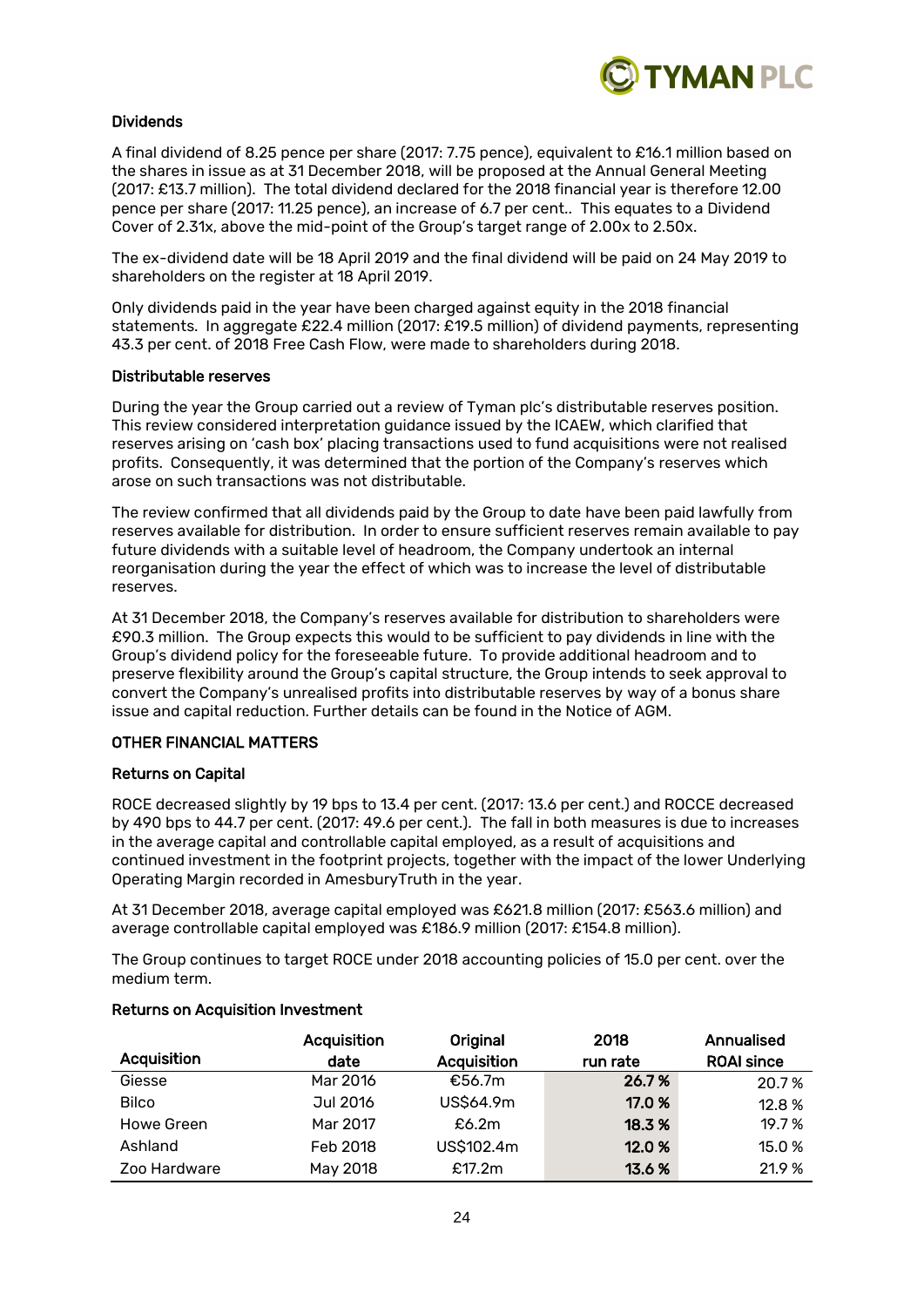### Dividends

A final dividend of 8.25 pence per share (2017: 7.75 pence), equivalent to £16.1 million based on the shares in issue as at 31 December 2018, will be proposed at the Annual General Meeting (2017: £13.7 million). The total dividend declared for the 2018 financial year is therefore 12.00 pence per share (2017: 11.25 pence), an increase of 6.7 per cent.. This equates to a Dividend Cover of 2.31x, above the mid-point of the Group's target range of 2.00x to 2.50x.

The ex-dividend date will be 18 April 2019 and the final dividend will be paid on 24 May 2019 to shareholders on the register at 18 April 2019.

Only dividends paid in the year have been charged against equity in the 2018 financial statements. In aggregate £22.4 million (2017: £19.5 million) of dividend payments, representing 43.3 per cent. of 2018 Free Cash Flow, were made to shareholders during 2018.

### Distributable reserves

During the year the Group carried out a review of Tyman plc's distributable reserves position. This review considered interpretation guidance issued by the ICAEW, which clarified that reserves arising on 'cash box' placing transactions used to fund acquisitions were not realised profits. Consequently, it was determined that the portion of the Company's reserves which arose on such transactions was not distributable.

The review confirmed that all dividends paid by the Group to date have been paid lawfully from reserves available for distribution. In order to ensure sufficient reserves remain available to pay future dividends with a suitable level of headroom, the Company undertook an internal reorganisation during the year the effect of which was to increase the level of distributable reserves.

At 31 December 2018, the Company's reserves available for distribution to shareholders were £90.3 million. The Group expects this would to be sufficient to pay dividends in line with the Group's dividend policy for the foreseeable future. To provide additional headroom and to preserve flexibility around the Group's capital structure, the Group intends to seek approval to convert the Company's unrealised profits into distributable reserves by way of a bonus share issue and capital reduction. Further details can be found in the Notice of AGM.

## OTHER FINANCIAL MATTERS

### Returns on Capital

ROCE decreased slightly by 19 bps to 13.4 per cent. (2017: 13.6 per cent.) and ROCCE decreased by 490 bps to 44.7 per cent. (2017: 49.6 per cent.). The fall in both measures is due to increases in the average capital and controllable capital employed, as a result of acquisitions and continued investment in the footprint projects, together with the impact of the lower Underlying Operating Margin recorded in AmesburyTruth in the year.

At 31 December 2018, average capital employed was £621.8 million (2017: £563.6 million) and average controllable capital employed was £186.9 million (2017: £154.8 million).

The Group continues to target ROCE under 2018 accounting policies of 15.0 per cent. over the medium term.

### Returns on Acquisition Investment

| Acquisition | Acquisition date | Original Acquisition | 2018 run rate | Annualised ROAI since |
|---|---|---|---|---|
| Giesse | Mar 2016 | €56.7m | **26.7 %** | 20.7 % |
| Bilco | Jul 2016 | US$64.9m | **17.0 %** | 12.8 % |
| Howe Green | Mar 2017 | £6.2m | **18.3 %** | 19.7 % |
| Ashland | Feb 2018 | US$102.4m | **12.0 %** | 15.0 % |
| Zoo Hardware | May 2018 | £17.2m | **13.6 %** | 21.9 % |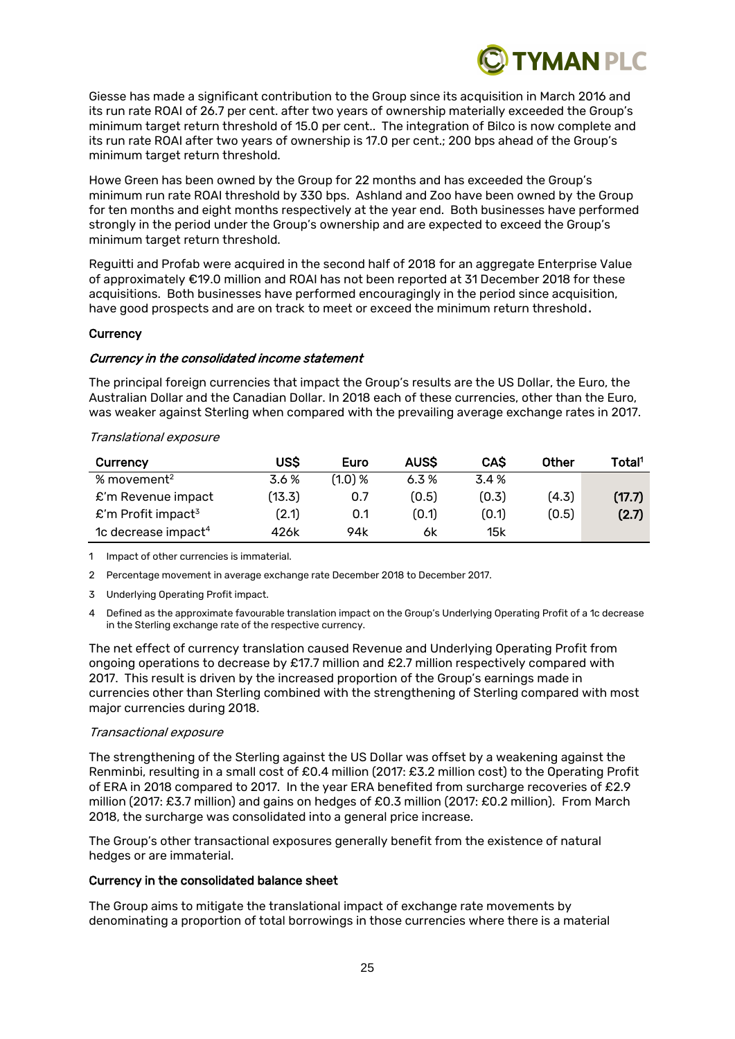Giesse has made a significant contribution to the Group since its acquisition in March 2016 and its run rate ROAI of 26.7 per cent. after two years of ownership materially exceeded the Group's minimum target return threshold of 15.0 per cent.. The integration of Bilco is now complete and its run rate ROAI after two years of ownership is 17.0 per cent.; 200 bps ahead of the Group's minimum target return threshold.

Howe Green has been owned by the Group for 22 months and has exceeded the Group's minimum run rate ROAI threshold by 330 bps. Ashland and Zoo have been owned by the Group for ten months and eight months respectively at the year end. Both businesses have performed strongly in the period under the Group's ownership and are expected to exceed the Group's minimum target return threshold.

Reguitti and Profab were acquired in the second half of 2018 for an aggregate Enterprise Value of approximately €19.0 million and ROAI has not been reported at 31 December 2018 for these acquisitions. Both businesses have performed encouragingly in the period since acquisition, have good prospects and are on track to meet or exceed the minimum return threshold.

**Currency**

***Currency in the consolidated income statement***

The principal foreign currencies that impact the Group's results are the US Dollar, the Euro, the Australian Dollar and the Canadian Dollar. In 2018 each of these currencies, other than the Euro, was weaker against Sterling when compared with the prevailing average exchange rates in 2017.

*Translational exposure*

| Currency | US$ | Euro | AUS$ | CA$ | Other | Total[1] |
|---|---|---|---|---|---|---|
| % movement[2] | 3.6 % | (1.0) % | 6.3 % | 3.4 % | | |
| £'m Revenue impact | (13.3) | 0.7 | (0.5) | (0.3) | (4.3) | **(17.7)** |
| £'m Profit impact[3] | (2.1) | 0.1 | (0.1) | (0.1) | (0.5) | **(2.7)** |
| 1c decrease impact[4] | 426k | 94k | 6k | 15k | | |

1 Impact of other currencies is immaterial.

2 Percentage movement in average exchange rate December 2018 to December 2017.

3 Underlying Operating Profit impact.

4 Defined as the approximate favourable translation impact on the Group's Underlying Operating Profit of a 1c decrease in the Sterling exchange rate of the respective currency.

The net effect of currency translation caused Revenue and Underlying Operating Profit from ongoing operations to decrease by £17.7 million and £2.7 million respectively compared with 2017. This result is driven by the increased proportion of the Group's earnings made in currencies other than Sterling combined with the strengthening of Sterling compared with most major currencies during 2018.

*Transactional exposure*

The strengthening of the Sterling against the US Dollar was offset by a weakening against the Renminbi, resulting in a small cost of £0.4 million (2017: £3.2 million cost) to the Operating Profit of ERA in 2018 compared to 2017. In the year ERA benefited from surcharge recoveries of £2.9 million (2017: £3.7 million) and gains on hedges of £0.3 million (2017: £0.2 million). From March 2018, the surcharge was consolidated into a general price increase.

The Group's other transactional exposures generally benefit from the existence of natural hedges or are immaterial.

**Currency in the consolidated balance sheet**

The Group aims to mitigate the translational impact of exchange rate movements by denominating a proportion of total borrowings in those currencies where there is a material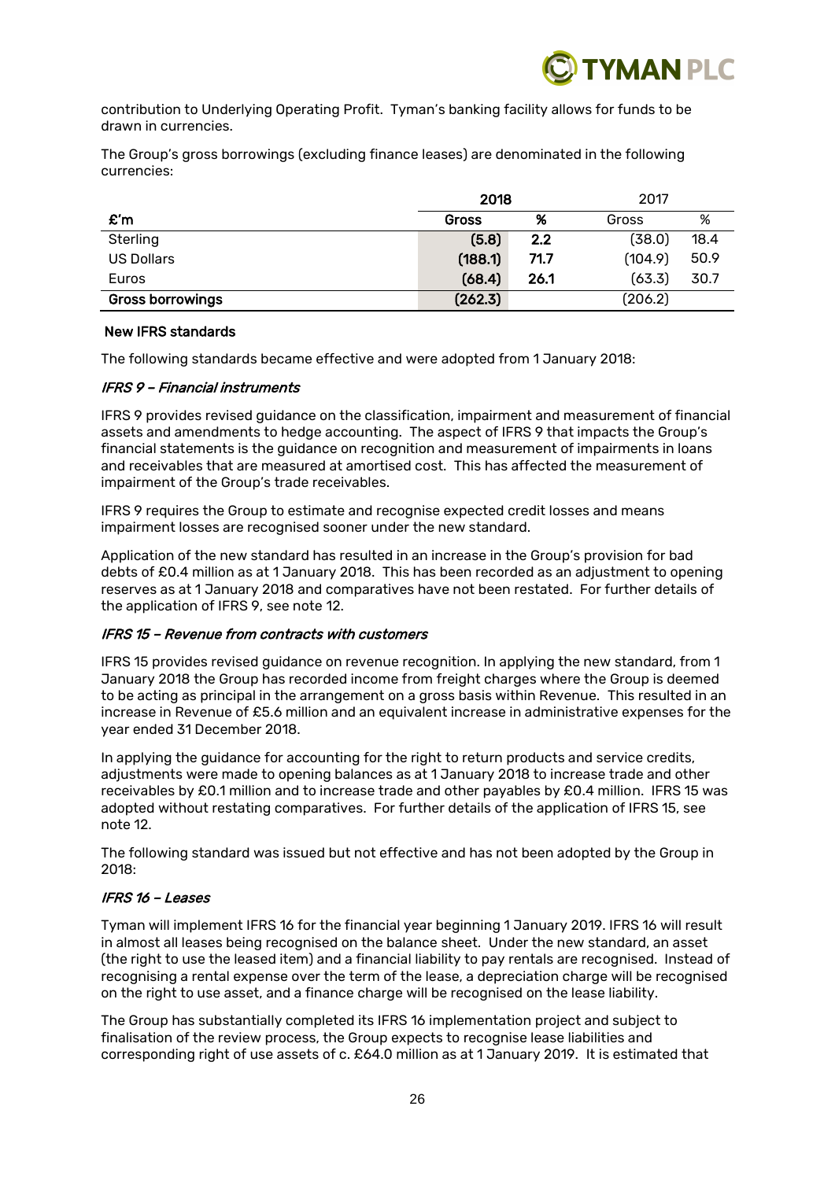contribution to Underlying Operating Profit. Tyman's banking facility allows for funds to be drawn in currencies.

The Group's gross borrowings (excluding finance leases) are denominated in the following currencies:

| | 2018 | | 2017 | |
|---|---|---|---|---|
| **£'m** | **Gross** | **%** | Gross | % |
| Sterling | **(5.8)** | **2.2** | (38.0) | 18.4 |
| US Dollars | **(188.1)** | **71.7** | (104.9) | 50.9 |
| Euros | **(68.4)** | **26.1** | (63.3) | 30.7 |
| **Gross borrowings** | **(262.3)** | | (206.2) | |

**New IFRS standards**

The following standards became effective and were adopted from 1 January 2018:

***IFRS 9 – Financial instruments***

IFRS 9 provides revised guidance on the classification, impairment and measurement of financial assets and amendments to hedge accounting. The aspect of IFRS 9 that impacts the Group's financial statements is the guidance on recognition and measurement of impairments in loans and receivables that are measured at amortised cost. This has affected the measurement of impairment of the Group's trade receivables.

IFRS 9 requires the Group to estimate and recognise expected credit losses and means impairment losses are recognised sooner under the new standard.

Application of the new standard has resulted in an increase in the Group's provision for bad debts of £0.4 million as at 1 January 2018. This has been recorded as an adjustment to opening reserves as at 1 January 2018 and comparatives have not been restated. For further details of the application of IFRS 9, see note 12.

***IFRS 15 – Revenue from contracts with customers***

IFRS 15 provides revised guidance on revenue recognition. In applying the new standard, from 1 January 2018 the Group has recorded income from freight charges where the Group is deemed to be acting as principal in the arrangement on a gross basis within Revenue. This resulted in an increase in Revenue of £5.6 million and an equivalent increase in administrative expenses for the year ended 31 December 2018.

In applying the guidance for accounting for the right to return products and service credits, adjustments were made to opening balances as at 1 January 2018 to increase trade and other receivables by £0.1 million and to increase trade and other payables by £0.4 million. IFRS 15 was adopted without restating comparatives. For further details of the application of IFRS 15, see note 12.

The following standard was issued but not effective and has not been adopted by the Group in 2018:

***IFRS 16 – Leases***

Tyman will implement IFRS 16 for the financial year beginning 1 January 2019. IFRS 16 will result in almost all leases being recognised on the balance sheet. Under the new standard, an asset (the right to use the leased item) and a financial liability to pay rentals are recognised. Instead of recognising a rental expense over the term of the lease, a depreciation charge will be recognised on the right to use asset, and a finance charge will be recognised on the lease liability.

The Group has substantially completed its IFRS 16 implementation project and subject to finalisation of the review process, the Group expects to recognise lease liabilities and corresponding right of use assets of c. £64.0 million as at 1 January 2019. It is estimated that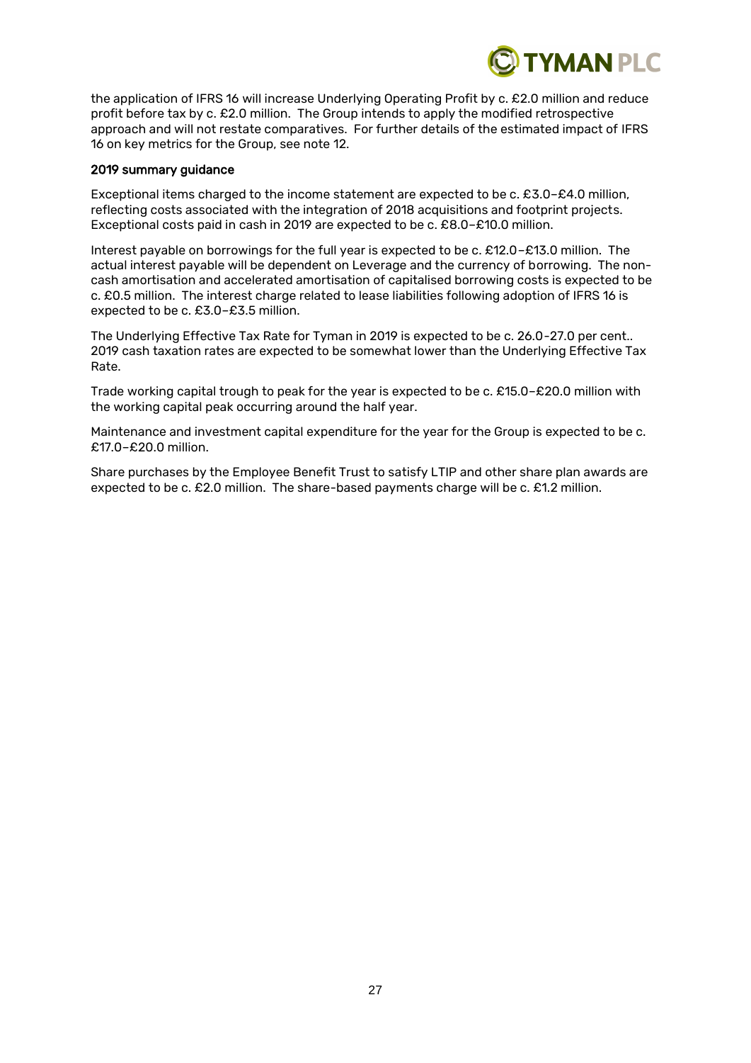the application of IFRS 16 will increase Underlying Operating Profit by c. £2.0 million and reduce profit before tax by c. £2.0 million. The Group intends to apply the modified retrospective approach and will not restate comparatives. For further details of the estimated impact of IFRS 16 on key metrics for the Group, see note 12.

### 2019 summary guidance

Exceptional items charged to the income statement are expected to be c. £3.0–£4.0 million, reflecting costs associated with the integration of 2018 acquisitions and footprint projects. Exceptional costs paid in cash in 2019 are expected to be c. £8.0–£10.0 million.

Interest payable on borrowings for the full year is expected to be c. £12.0–£13.0 million. The actual interest payable will be dependent on Leverage and the currency of borrowing. The non-cash amortisation and accelerated amortisation of capitalised borrowing costs is expected to be c. £0.5 million. The interest charge related to lease liabilities following adoption of IFRS 16 is expected to be c. £3.0–£3.5 million.

The Underlying Effective Tax Rate for Tyman in 2019 is expected to be c. 26.0-27.0 per cent.. 2019 cash taxation rates are expected to be somewhat lower than the Underlying Effective Tax Rate.

Trade working capital trough to peak for the year is expected to be c. £15.0–£20.0 million with the working capital peak occurring around the half year.

Maintenance and investment capital expenditure for the year for the Group is expected to be c. £17.0–£20.0 million.

Share purchases by the Employee Benefit Trust to satisfy LTIP and other share plan awards are expected to be c. £2.0 million. The share-based payments charge will be c. £1.2 million.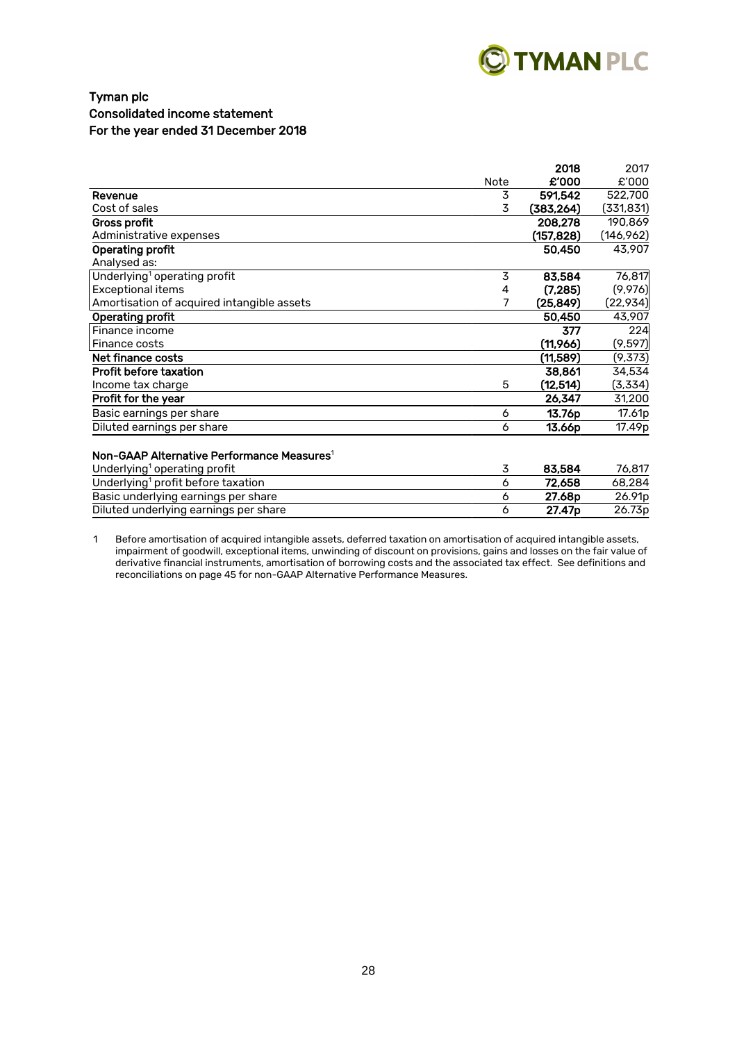**Tyman plc**
**Consolidated income statement**
**For the year ended 31 December 2018**

| | Note | 2018 £'000 | 2017 £'000 |
|---|---|---|---|
| **Revenue** | 3 | **591,542** | 522,700 |
| Cost of sales | 3 | **(383,264)** | (331,831) |
| **Gross profit** | | **208,278** | 190,869 |
| Administrative expenses | | **(157,828)** | (146,962) |
| **Operating profit** | | **50,450** | 43,907 |
| Analysed as: | | | |
| Underlying[1] operating profit | 3 | **83,584** | 76,817 |
| Exceptional items | 4 | **(7,285)** | (9,976) |
| Amortisation of acquired intangible assets | 7 | **(25,849)** | (22,934) |
| **Operating profit** | | **50,450** | 43,907 |
| Finance income | | **377** | 224 |
| Finance costs | | **(11,966)** | (9,597) |
| **Net finance costs** | | **(11,589)** | (9,373) |
| **Profit before taxation** | | **38,861** | 34,534 |
| Income tax charge | 5 | **(12,514)** | (3,334) |
| **Profit for the year** | | **26,347** | 31,200 |
| Basic earnings per share | 6 | **13.76p** | 17.61p |
| Diluted earnings per share | 6 | **13.66p** | 17.49p |

**Non-GAAP Alternative Performance Measures[1]**

| | Note | 2018 | 2017 |
|---|---|---|---|
| Underlying[1] operating profit | 3 | **83,584** | 76,817 |
| Underlying[1] profit before taxation | 6 | **72,658** | 68,284 |
| Basic underlying earnings per share | 6 | **27.68p** | 26.91p |
| Diluted underlying earnings per share | 6 | **27.47p** | 26.73p |

1 Before amortisation of acquired intangible assets, deferred taxation on amortisation of acquired intangible assets, impairment of goodwill, exceptional items, unwinding of discount on provisions, gains and losses on the fair value of derivative financial instruments, amortisation of borrowing costs and the associated tax effect. See definitions and reconciliations on page 45 for non-GAAP Alternative Performance Measures.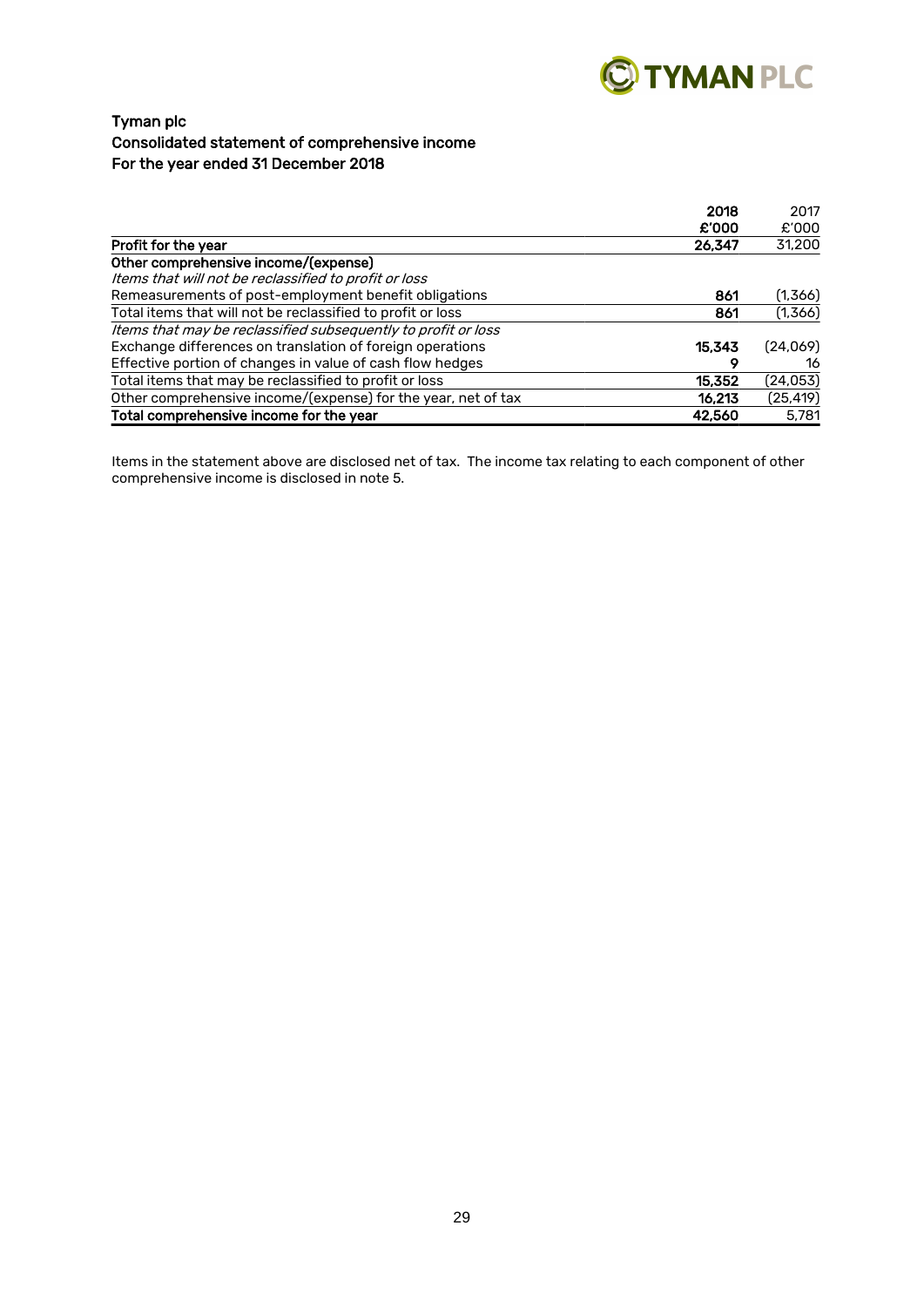**Tyman plc**
**Consolidated statement of comprehensive income**
**For the year ended 31 December 2018**

| | 2018 £'000 | 2017 £'000 |
|---|---|---|
| **Profit for the year** | **26,347** | 31,200 |
| **Other comprehensive income/(expense)** | | |
| *Items that will not be reclassified to profit or loss* | | |
| Remeasurements of post-employment benefit obligations | **861** | (1,366) |
| Total items that will not be reclassified to profit or loss | **861** | (1,366) |
| *Items that may be reclassified subsequently to profit or loss* | | |
| Exchange differences on translation of foreign operations | **15,343** | (24,069) |
| Effective portion of changes in value of cash flow hedges | **9** | 16 |
| Total items that may be reclassified to profit or loss | **15,352** | (24,053) |
| Other comprehensive income/(expense) for the year, net of tax | **16,213** | (25,419) |
| **Total comprehensive income for the year** | **42,560** | 5,781 |

Items in the statement above are disclosed net of tax. The income tax relating to each component of other comprehensive income is disclosed in note 5.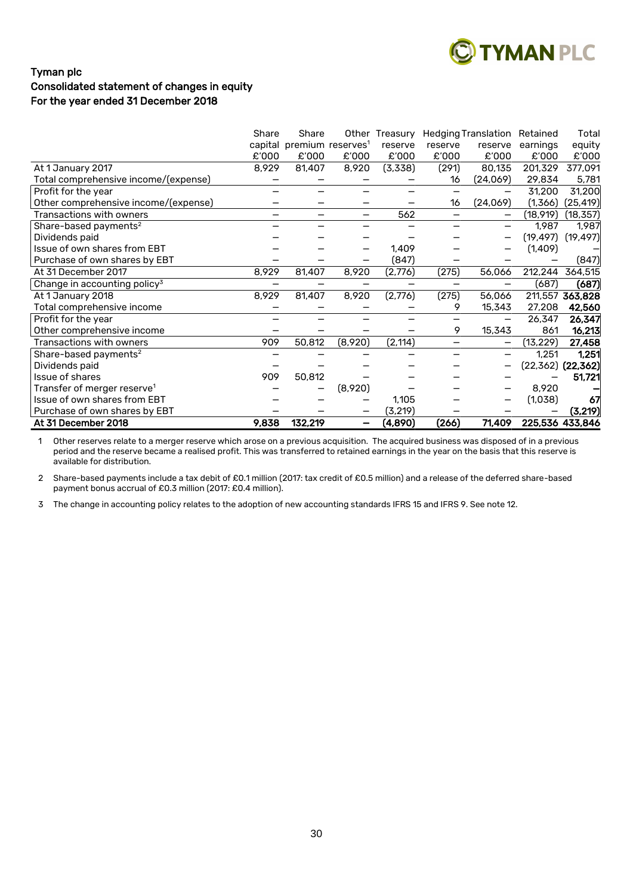## Tyman plc
## Consolidated statement of changes in equity
## For the year ended 31 December 2018

| | Share capital £'000 | Share premium £'000 | Other reserves[1] £'000 | Treasury reserve £'000 | Hedging reserve £'000 | Translation reserve £'000 | Retained earnings £'000 | Total equity £'000 |
|---|---|---|---|---|---|---|---|---|
| At 1 January 2017 | 8,929 | 81,407 | 8,920 | (3,338) | (291) | 80,135 | 201,329 | 377,091 |
| Total comprehensive income/(expense) | – | – | – | – | 16 | (24,069) | 29,834 | 5,781 |
| Profit for the year | – | – | – | – | – | – | 31,200 | 31,200 |
| Other comprehensive income/(expense) | – | – | – | – | 16 | (24,069) | (1,366) | (25,419) |
| Transactions with owners | – | – | – | 562 | – | – | (18,919) | (18,357) |
| Share-based payments[2] | – | – | – | – | – | – | 1,987 | 1,987 |
| Dividends paid | – | – | – | – | – | – | (19,497) | (19,497) |
| Issue of own shares from EBT | – | – | – | 1,409 | – | – | (1,409) | – |
| Purchase of own shares by EBT | – | – | – | (847) | – | – | – | (847) |
| At 31 December 2017 | 8,929 | 81,407 | 8,920 | (2,776) | (275) | 56,066 | 212,244 | 364,515 |
| Change in accounting policy[3] | – | – | – | – | – | – | (687) | **(687)** |
| At 1 January 2018 | 8,929 | 81,407 | 8,920 | (2,776) | (275) | 56,066 | 211,557 | **363,828** |
| Total comprehensive income | – | – | – | – | 9 | 15,343 | 27,208 | **42,560** |
| Profit for the year | – | – | – | – | – | – | 26,347 | **26,347** |
| Other comprehensive income | – | – | – | – | 9 | 15,343 | 861 | **16,213** |
| Transactions with owners | 909 | 50,812 | (8,920) | (2,114) | – | – | (13,229) | **27,458** |
| Share-based payments[2] | – | – | – | – | – | – | 1,251 | **1,251** |
| Dividends paid | – | – | – | – | – | – | (22,362) | **(22,362)** |
| Issue of shares | 909 | 50,812 | – | – | – | – | – | **51,721** |
| Transfer of merger reserve[1] | – | – | (8,920) | – | – | – | 8,920 | **–** |
| Issue of own shares from EBT | – | – | – | 1,105 | – | – | (1,038) | **67** |
| Purchase of own shares by EBT | – | – | – | (3,219) | – | – | – | **(3,219)** |
| **At 31 December 2018** | **9,838** | **132,219** | **–** | **(4,890)** | **(266)** | **71,409** | **225,536** | **433,846** |

1 Other reserves relate to a merger reserve which arose on a previous acquisition. The acquired business was disposed of in a previous period and the reserve became a realised profit. This was transferred to retained earnings in the year on the basis that this reserve is available for distribution.

2 Share-based payments include a tax debit of £0.1 million (2017: tax credit of £0.5 million) and a release of the deferred share-based payment bonus accrual of £0.3 million (2017: £0.4 million).

3 The change in accounting policy relates to the adoption of new accounting standards IFRS 15 and IFRS 9. See note 12.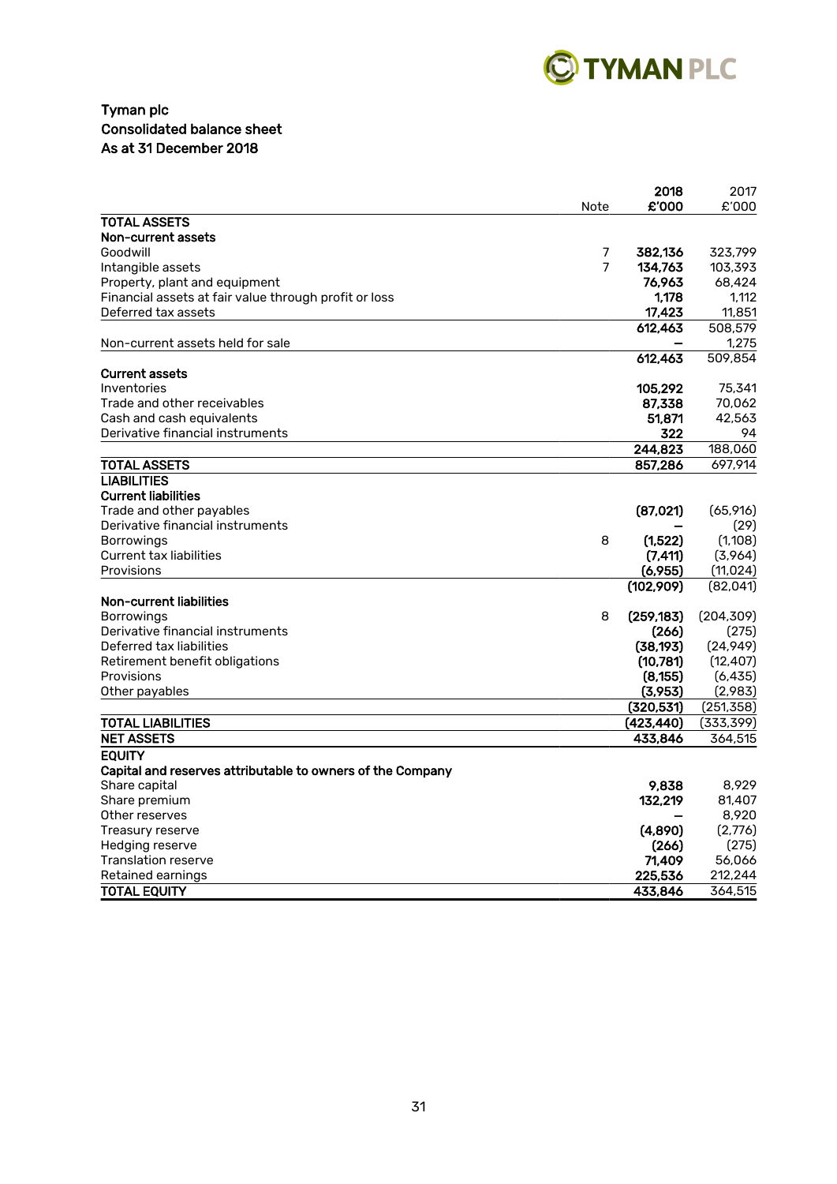**Tyman plc**
**Consolidated balance sheet**
**As at 31 December 2018**

| | Note | **2018 £'000** | 2017 £'000 |
|---|---|---|---|
| **TOTAL ASSETS** | | | |
| **Non-current assets** | | | |
| Goodwill | 7 | **382,136** | 323,799 |
| Intangible assets | 7 | **134,763** | 103,393 |
| Property, plant and equipment | | **76,963** | 68,424 |
| Financial assets at fair value through profit or loss | | **1,178** | 1,112 |
| Deferred tax assets | | **17,423** | 11,851 |
| | | **612,463** | 508,579 |
| Non-current assets held for sale | | **–** | 1,275 |
| | | **612,463** | 509,854 |
| **Current assets** | | | |
| Inventories | | **105,292** | 75,341 |
| Trade and other receivables | | **87,338** | 70,062 |
| Cash and cash equivalents | | **51,871** | 42,563 |
| Derivative financial instruments | | **322** | 94 |
| | | **244,823** | 188,060 |
| **TOTAL ASSETS** | | **857,286** | 697,914 |
| **LIABILITIES** | | | |
| **Current liabilities** | | | |
| Trade and other payables | | **(87,021)** | (65,916) |
| Derivative financial instruments | | **–** | (29) |
| Borrowings | 8 | **(1,522)** | (1,108) |
| Current tax liabilities | | **(7,411)** | (3,964) |
| Provisions | | **(6,955)** | (11,024) |
| | | **(102,909)** | (82,041) |
| **Non-current liabilities** | | | |
| Borrowings | 8 | **(259,183)** | (204,309) |
| Derivative financial instruments | | **(266)** | (275) |
| Deferred tax liabilities | | **(38,193)** | (24,949) |
| Retirement benefit obligations | | **(10,781)** | (12,407) |
| Provisions | | **(8,155)** | (6,435) |
| Other payables | | **(3,953)** | (2,983) |
| | | **(320,531)** | (251,358) |
| **TOTAL LIABILITIES** | | **(423,440)** | (333,399) |
| **NET ASSETS** | | **433,846** | 364,515 |
| **EQUITY** | | | |
| **Capital and reserves attributable to owners of the Company** | | | |
| Share capital | | **9,838** | 8,929 |
| Share premium | | **132,219** | 81,407 |
| Other reserves | | **–** | 8,920 |
| Treasury reserve | | **(4,890)** | (2,776) |
| Hedging reserve | | **(266)** | (275) |
| Translation reserve | | **71,409** | 56,066 |
| Retained earnings | | **225,536** | 212,244 |
| **TOTAL EQUITY** | | **433,846** | 364,515 |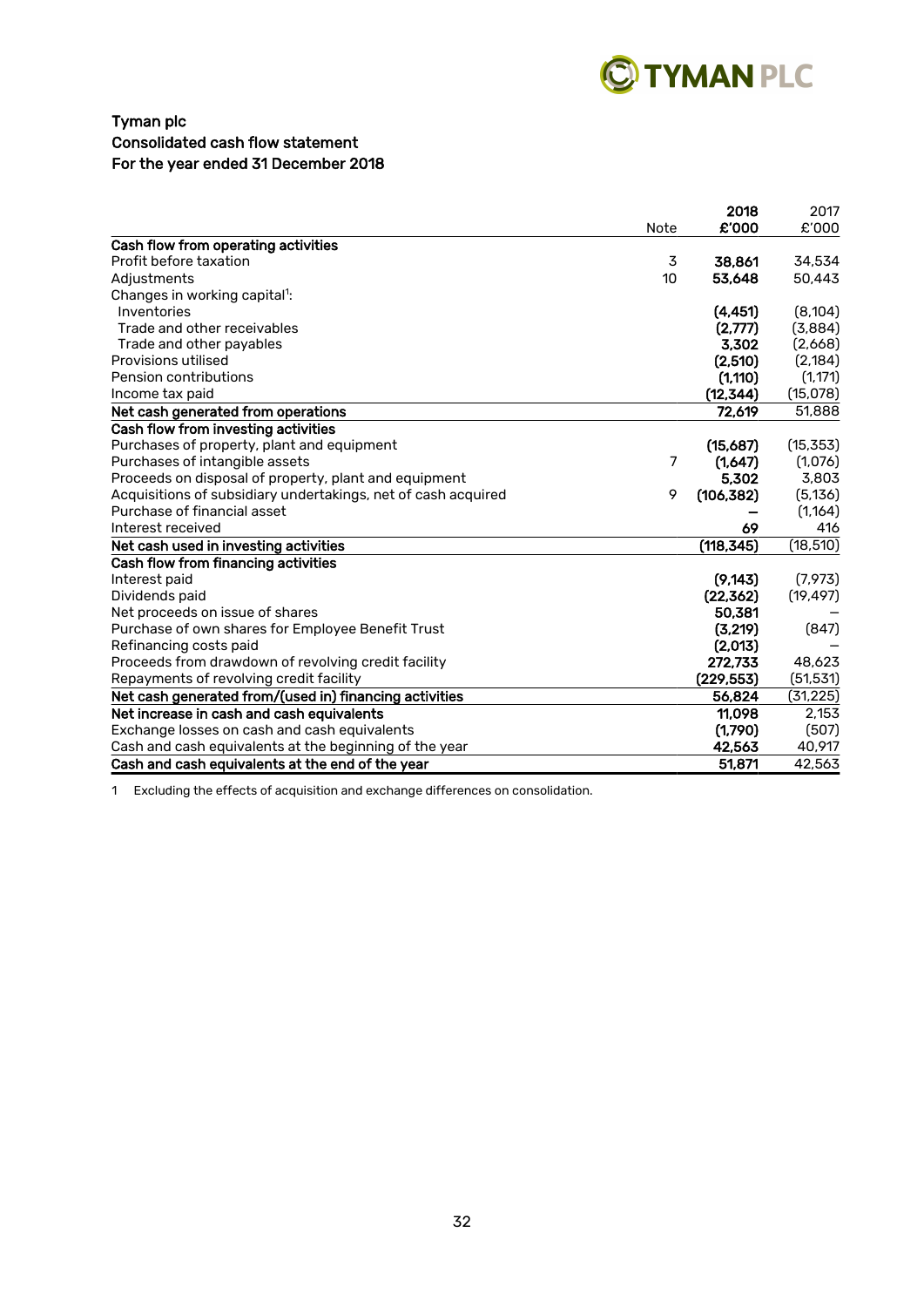# Tyman plc

## Consolidated cash flow statement

### For the year ended 31 December 2018

| | Note | 2018 £'000 | 2017 £'000 |
|---|---|---|---|
| **Cash flow from operating activities** | | | |
| Profit before taxation | 3 | **38,861** | 34,534 |
| Adjustments | 10 | **53,648** | 50,443 |
| Changes in working capital[1]: | | | |
| Inventories | | **(4,451)** | (8,104) |
| Trade and other receivables | | **(2,777)** | (3,884) |
| Trade and other payables | | **3,302** | (2,668) |
| Provisions utilised | | **(2,510)** | (2,184) |
| Pension contributions | | **(1,110)** | (1,171) |
| Income tax paid | | **(12,344)** | (15,078) |
| **Net cash generated from operations** | | **72,619** | 51,888 |
| **Cash flow from investing activities** | | | |
| Purchases of property, plant and equipment | | **(15,687)** | (15,353) |
| Purchases of intangible assets | 7 | **(1,647)** | (1,076) |
| Proceeds on disposal of property, plant and equipment | | **5,302** | 3,803 |
| Acquisitions of subsidiary undertakings, net of cash acquired | 9 | **(106,382)** | (5,136) |
| Purchase of financial asset | | **–** | (1,164) |
| Interest received | | **69** | 416 |
| **Net cash used in investing activities** | | **(118,345)** | (18,510) |
| **Cash flow from financing activities** | | | |
| Interest paid | | **(9,143)** | (7,973) |
| Dividends paid | | **(22,362)** | (19,497) |
| Net proceeds on issue of shares | | **50,381** | – |
| Purchase of own shares for Employee Benefit Trust | | **(3,219)** | (847) |
| Refinancing costs paid | | **(2,013)** | – |
| Proceeds from drawdown of revolving credit facility | | **272,733** | 48,623 |
| Repayments of revolving credit facility | | **(229,553)** | (51,531) |
| **Net cash generated from/(used in) financing activities** | | **56,824** | (31,225) |
| **Net increase in cash and cash equivalents** | | **11,098** | 2,153 |
| Exchange losses on cash and cash equivalents | | **(1,790)** | (507) |
| Cash and cash equivalents at the beginning of the year | | **42,563** | 40,917 |
| **Cash and cash equivalents at the end of the year** | | **51,871** | 42,563 |

1 Excluding the effects of acquisition and exchange differences on consolidation.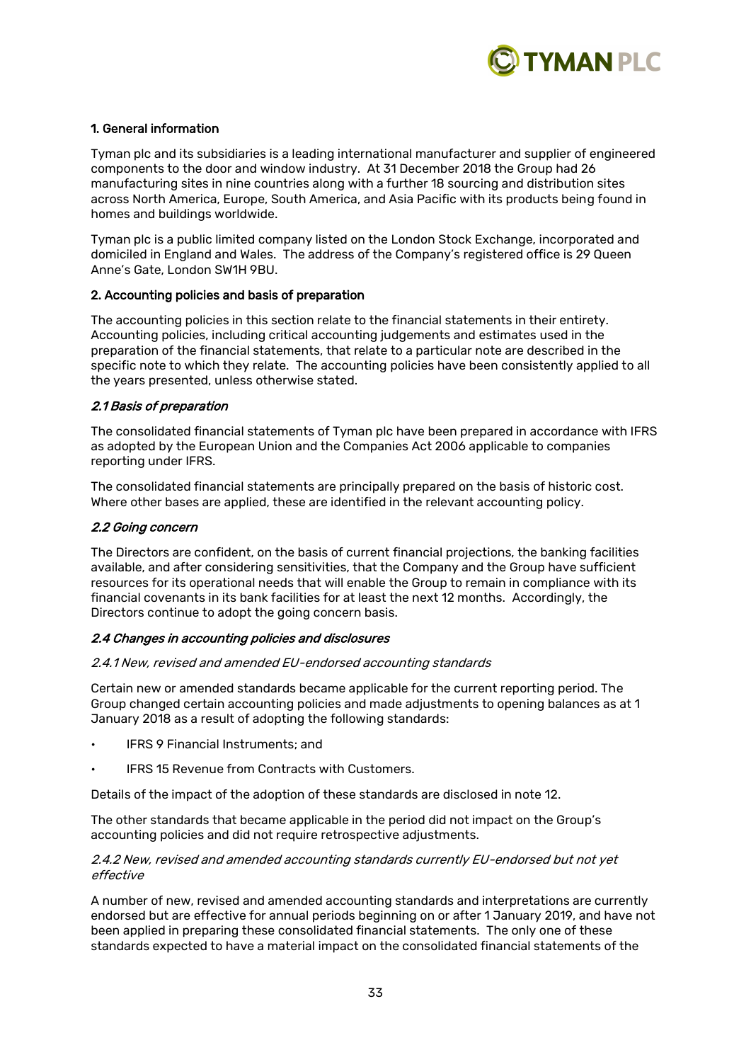## 1. General information

Tyman plc and its subsidiaries is a leading international manufacturer and supplier of engineered components to the door and window industry. At 31 December 2018 the Group had 26 manufacturing sites in nine countries along with a further 18 sourcing and distribution sites across North America, Europe, South America, and Asia Pacific with its products being found in homes and buildings worldwide.

Tyman plc is a public limited company listed on the London Stock Exchange, incorporated and domiciled in England and Wales. The address of the Company's registered office is 29 Queen Anne's Gate, London SW1H 9BU.

## 2. Accounting policies and basis of preparation

The accounting policies in this section relate to the financial statements in their entirety. Accounting policies, including critical accounting judgements and estimates used in the preparation of the financial statements, that relate to a particular note are described in the specific note to which they relate. The accounting policies have been consistently applied to all the years presented, unless otherwise stated.

### *2.1 Basis of preparation*

The consolidated financial statements of Tyman plc have been prepared in accordance with IFRS as adopted by the European Union and the Companies Act 2006 applicable to companies reporting under IFRS.

The consolidated financial statements are principally prepared on the basis of historic cost. Where other bases are applied, these are identified in the relevant accounting policy.

### *2.2 Going concern*

The Directors are confident, on the basis of current financial projections, the banking facilities available, and after considering sensitivities, that the Company and the Group have sufficient resources for its operational needs that will enable the Group to remain in compliance with its financial covenants in its bank facilities for at least the next 12 months. Accordingly, the Directors continue to adopt the going concern basis.

### *2.4 Changes in accounting policies and disclosures*

#### *2.4.1 New, revised and amended EU-endorsed accounting standards*

Certain new or amended standards became applicable for the current reporting period. The Group changed certain accounting policies and made adjustments to opening balances as at 1 January 2018 as a result of adopting the following standards:

- IFRS 9 Financial Instruments; and
- IFRS 15 Revenue from Contracts with Customers.

Details of the impact of the adoption of these standards are disclosed in note 12.

The other standards that became applicable in the period did not impact on the Group's accounting policies and did not require retrospective adjustments.

#### *2.4.2 New, revised and amended accounting standards currently EU-endorsed but not yet effective*

A number of new, revised and amended accounting standards and interpretations are currently endorsed but are effective for annual periods beginning on or after 1 January 2019, and have not been applied in preparing these consolidated financial statements. The only one of these standards expected to have a material impact on the consolidated financial statements of the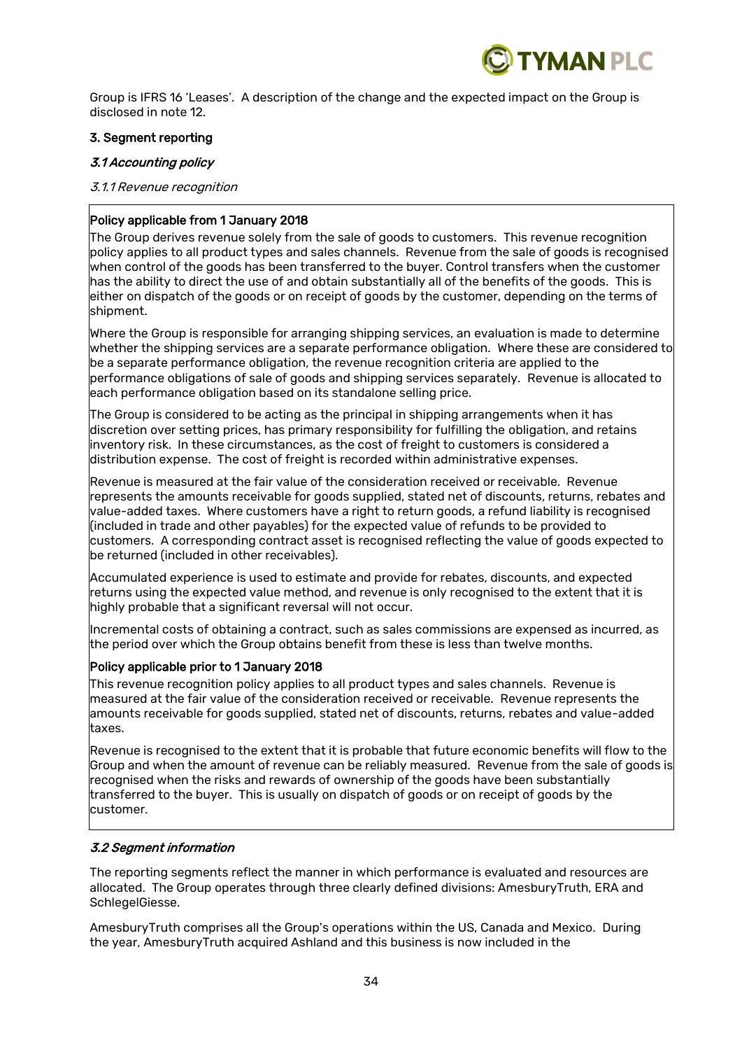Group is IFRS 16 'Leases'. A description of the change and the expected impact on the Group is disclosed in note 12.

## 3. Segment reporting

### *3.1 Accounting policy*

#### *3.1.1 Revenue recognition*

**Policy applicable from 1 January 2018**

The Group derives revenue solely from the sale of goods to customers. This revenue recognition policy applies to all product types and sales channels. Revenue from the sale of goods is recognised when control of the goods has been transferred to the buyer. Control transfers when the customer has the ability to direct the use of and obtain substantially all of the benefits of the goods. This is either on dispatch of the goods or on receipt of goods by the customer, depending on the terms of shipment.

Where the Group is responsible for arranging shipping services, an evaluation is made to determine whether the shipping services are a separate performance obligation. Where these are considered to be a separate performance obligation, the revenue recognition criteria are applied to the performance obligations of sale of goods and shipping services separately. Revenue is allocated to each performance obligation based on its standalone selling price.

The Group is considered to be acting as the principal in shipping arrangements when it has discretion over setting prices, has primary responsibility for fulfilling the obligation, and retains inventory risk. In these circumstances, as the cost of freight to customers is considered a distribution expense. The cost of freight is recorded within administrative expenses.

Revenue is measured at the fair value of the consideration received or receivable. Revenue represents the amounts receivable for goods supplied, stated net of discounts, returns, rebates and value-added taxes. Where customers have a right to return goods, a refund liability is recognised (included in trade and other payables) for the expected value of refunds to be provided to customers. A corresponding contract asset is recognised reflecting the value of goods expected to be returned (included in other receivables).

Accumulated experience is used to estimate and provide for rebates, discounts, and expected returns using the expected value method, and revenue is only recognised to the extent that it is highly probable that a significant reversal will not occur.

Incremental costs of obtaining a contract, such as sales commissions are expensed as incurred, as the period over which the Group obtains benefit from these is less than twelve months.

**Policy applicable prior to 1 January 2018**

This revenue recognition policy applies to all product types and sales channels. Revenue is measured at the fair value of the consideration received or receivable. Revenue represents the amounts receivable for goods supplied, stated net of discounts, returns, rebates and value-added taxes.

Revenue is recognised to the extent that it is probable that future economic benefits will flow to the Group and when the amount of revenue can be reliably measured. Revenue from the sale of goods is recognised when the risks and rewards of ownership of the goods have been substantially transferred to the buyer. This is usually on dispatch of goods or on receipt of goods by the customer.

### *3.2 Segment information*

The reporting segments reflect the manner in which performance is evaluated and resources are allocated. The Group operates through three clearly defined divisions: AmesburyTruth, ERA and SchlegelGiesse.

AmesburyTruth comprises all the Group's operations within the US, Canada and Mexico. During the year, AmesburyTruth acquired Ashland and this business is now included in the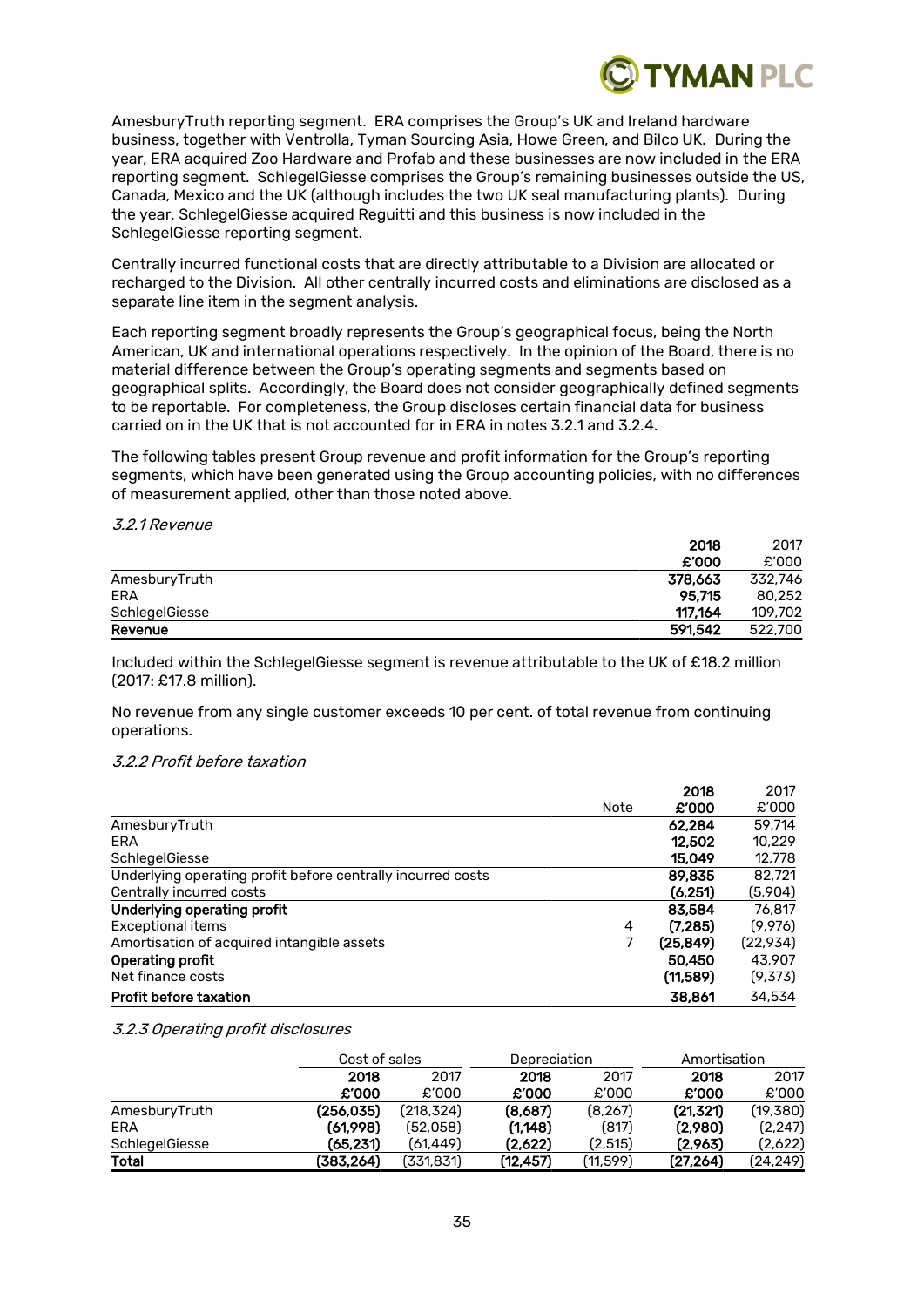AmesburyTruth reporting segment. ERA comprises the Group's UK and Ireland hardware business, together with Ventrolla, Tyman Sourcing Asia, Howe Green, and Bilco UK. During the year, ERA acquired Zoo Hardware and Profab and these businesses are now included in the ERA reporting segment. SchlegelGiesse comprises the Group's remaining businesses outside the US, Canada, Mexico and the UK (although includes the two UK seal manufacturing plants). During the year, SchlegelGiesse acquired Reguitti and this business is now included in the SchlegelGiesse reporting segment.

Centrally incurred functional costs that are directly attributable to a Division are allocated or recharged to the Division. All other centrally incurred costs and eliminations are disclosed as a separate line item in the segment analysis.

Each reporting segment broadly represents the Group's geographical focus, being the North American, UK and international operations respectively. In the opinion of the Board, there is no material difference between the Group's operating segments and segments based on geographical splits. Accordingly, the Board does not consider geographically defined segments to be reportable. For completeness, the Group discloses certain financial data for business carried on in the UK that is not accounted for in ERA in notes 3.2.1 and 3.2.4.

The following tables present Group revenue and profit information for the Group's reporting segments, which have been generated using the Group accounting policies, with no differences of measurement applied, other than those noted above.

*3.2.1 Revenue*

| | 2018 £'000 | 2017 £'000 |
|---|---|---|
| AmesburyTruth | **378,663** | 332,746 |
| ERA | **95,715** | 80,252 |
| SchlegelGiesse | **117,164** | 109,702 |
| **Revenue** | **591,542** | 522,700 |

Included within the SchlegelGiesse segment is revenue attributable to the UK of £18.2 million (2017: £17.8 million).

No revenue from any single customer exceeds 10 per cent. of total revenue from continuing operations.

*3.2.2 Profit before taxation*

| | Note | 2018 £'000 | 2017 £'000 |
|---|---|---|---|
| AmesburyTruth | | **62,284** | 59,714 |
| ERA | | **12,502** | 10,229 |
| SchlegelGiesse | | **15,049** | 12,778 |
| Underlying operating profit before centrally incurred costs | | **89,835** | 82,721 |
| Centrally incurred costs | | **(6,251)** | (5,904) |
| **Underlying operating profit** | | **83,584** | 76,817 |
| Exceptional items | 4 | **(7,285)** | (9,976) |
| Amortisation of acquired intangible assets | 7 | **(25,849)** | (22,934) |
| **Operating profit** | | **50,450** | 43,907 |
| Net finance costs | | **(11,589)** | (9,373) |
| **Profit before taxation** | | **38,861** | 34,534 |

*3.2.3 Operating profit disclosures*

| | Cost of sales | | Depreciation | | Amortisation | |
|---|---|---|---|---|---|---|
| | 2018 £'000 | 2017 £'000 | 2018 £'000 | 2017 £'000 | 2018 £'000 | 2017 £'000 |
| AmesburyTruth | **(256,035)** | (218,324) | **(8,687)** | (8,267) | **(21,321)** | (19,380) |
| ERA | **(61,998)** | (52,058) | **(1,148)** | (817) | **(2,980)** | (2,247) |
| SchlegelGiesse | **(65,231)** | (61,449) | **(2,622)** | (2,515) | **(2,963)** | (2,622) |
| **Total** | **(383,264)** | (331,831) | **(12,457)** | (11,599) | **(27,264)** | (24,249) |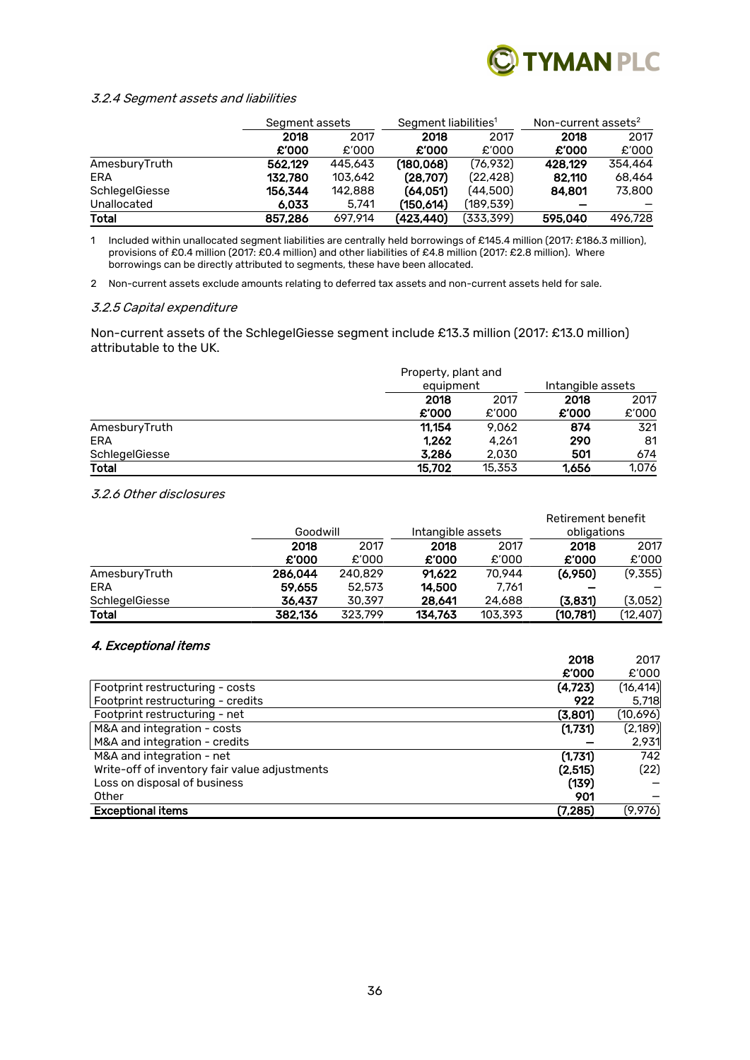### *3.2.4 Segment assets and liabilities*

| | Segment assets | | Segment liabilities[1] | | Non-current assets[2] | |
|---|---|---|---|---|---|---|
| | **2018** | 2017 | **2018** | 2017 | **2018** | 2017 |
| | **£'000** | £'000 | **£'000** | £'000 | **£'000** | £'000 |
| AmesburyTruth | **562,129** | 445,643 | **(180,068)** | (76,932) | **428,129** | 354,464 |
| ERA | **132,780** | 103,642 | **(28,707)** | (22,428) | **82,110** | 68,464 |
| SchlegelGiesse | **156,344** | 142,888 | **(64,051)** | (44,500) | **84,801** | 73,800 |
| Unallocated | **6,033** | 5,741 | **(150,614)** | (189,539) | **–** | – |
| **Total** | **857,286** | 697,914 | **(423,440)** | (333,399) | **595,040** | 496,728 |

1 Included within unallocated segment liabilities are centrally held borrowings of £145.4 million (2017: £186.3 million), provisions of £0.4 million (2017: £0.4 million) and other liabilities of £4.8 million (2017: £2.8 million). Where borrowings can be directly attributed to segments, these have been allocated.

2 Non-current assets exclude amounts relating to deferred tax assets and non-current assets held for sale.

### *3.2.5 Capital expenditure*

Non-current assets of the SchlegelGiesse segment include £13.3 million (2017: £13.0 million) attributable to the UK.

| | Property, plant and equipment | | Intangible assets | |
|---|---|---|---|---|
| | **2018** | 2017 | **2018** | 2017 |
| | **£'000** | £'000 | **£'000** | £'000 |
| AmesburyTruth | **11,154** | 9,062 | **874** | 321 |
| ERA | **1,262** | 4,261 | **290** | 81 |
| SchlegelGiesse | **3,286** | 2,030 | **501** | 674 |
| **Total** | **15,702** | 15,353 | **1,656** | 1,076 |

### *3.2.6 Other disclosures*

| | Goodwill | | Intangible assets | | Retirement benefit obligations | |
|---|---|---|---|---|---|---|
| | **2018** | 2017 | **2018** | 2017 | **2018** | 2017 |
| | **£'000** | £'000 | **£'000** | £'000 | **£'000** | £'000 |
| AmesburyTruth | **286,044** | 240,829 | **91,622** | 70,944 | **(6,950)** | (9,355) |
| ERA | **59,655** | 52,573 | **14,500** | 7,761 | **–** | – |
| SchlegelGiesse | **36,437** | 30,397 | **28,641** | 24,688 | **(3,831)** | (3,052) |
| **Total** | **382,136** | 323,799 | **134,763** | 103,393 | **(10,781)** | (12,407) |

## *4. Exceptional items*

| | **2018** | 2017 |
|---|---|---|
| | **£'000** | £'000 |
| Footprint restructuring - costs | **(4,723)** | (16,414) |
| Footprint restructuring - credits | **922** | 5,718 |
| Footprint restructuring - net | **(3,801)** | (10,696) |
| M&A and integration - costs | **(1,731)** | (2,189) |
| M&A and integration - credits | **–** | 2,931 |
| M&A and integration - net | **(1,731)** | 742 |
| Write-off of inventory fair value adjustments | **(2,515)** | (22) |
| Loss on disposal of business | **(139)** | – |
| Other | **901** | – |
| **Exceptional items** | **(7,285)** | (9,976) |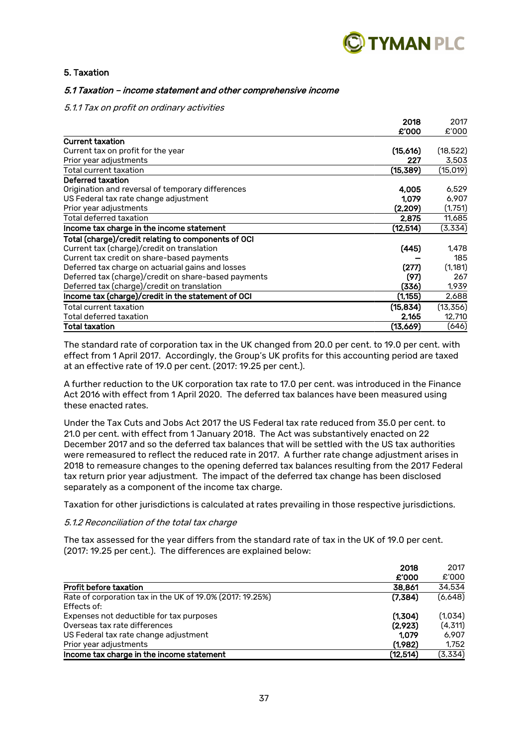## 5. Taxation

### *5.1 Taxation – income statement and other comprehensive income*

*5.1.1 Tax on profit on ordinary activities*

| | 2018 £'000 | 2017 £'000 |
|---|---|---|
| **Current taxation** | | |
| Current tax on profit for the year | **(15,616)** | (18,522) |
| Prior year adjustments | **227** | 3,503 |
| Total current taxation | **(15,389)** | (15,019) |
| **Deferred taxation** | | |
| Origination and reversal of temporary differences | **4,005** | 6,529 |
| US Federal tax rate change adjustment | **1,079** | 6,907 |
| Prior year adjustments | **(2,209)** | (1,751) |
| Total deferred taxation | **2,875** | 11,685 |
| **Income tax charge in the income statement** | **(12,514)** | (3,334) |
| **Total (charge)/credit relating to components of OCI** | | |
| Current tax (charge)/credit on translation | **(445)** | 1,478 |
| Current tax credit on share-based payments | **–** | 185 |
| Deferred tax charge on actuarial gains and losses | **(277)** | (1,181) |
| Deferred tax (charge)/credit on share-based payments | **(97)** | 267 |
| Deferred tax (charge)/credit on translation | **(336)** | 1,939 |
| **Income tax (charge)/credit in the statement of OCI** | **(1,155)** | 2,688 |
| Total current taxation | **(15,834)** | (13,356) |
| Total deferred taxation | **2,165** | 12,710 |
| **Total taxation** | **(13,669)** | (646) |

The standard rate of corporation tax in the UK changed from 20.0 per cent. to 19.0 per cent. with effect from 1 April 2017. Accordingly, the Group's UK profits for this accounting period are taxed at an effective rate of 19.0 per cent. (2017: 19.25 per cent.).

A further reduction to the UK corporation tax rate to 17.0 per cent. was introduced in the Finance Act 2016 with effect from 1 April 2020. The deferred tax balances have been measured using these enacted rates.

Under the Tax Cuts and Jobs Act 2017 the US Federal tax rate reduced from 35.0 per cent. to 21.0 per cent. with effect from 1 January 2018. The Act was substantively enacted on 22 December 2017 and so the deferred tax balances that will be settled with the US tax authorities were remeasured to reflect the reduced rate in 2017. A further rate change adjustment arises in 2018 to remeasure changes to the opening deferred tax balances resulting from the 2017 Federal tax return prior year adjustment. The impact of the deferred tax change has been disclosed separately as a component of the income tax charge.

Taxation for other jurisdictions is calculated at rates prevailing in those respective jurisdictions.

*5.1.2 Reconciliation of the total tax charge*

The tax assessed for the year differs from the standard rate of tax in the UK of 19.0 per cent. (2017: 19.25 per cent.). The differences are explained below:

| | 2018 £'000 | 2017 £'000 |
|---|---|---|
| **Profit before taxation** | **38,861** | 34,534 |
| Rate of corporation tax in the UK of 19.0% (2017: 19.25%) | **(7,384)** | (6,648) |
| Effects of: | | |
| Expenses not deductible for tax purposes | **(1,304)** | (1,034) |
| Overseas tax rate differences | **(2,923)** | (4,311) |
| US Federal tax rate change adjustment | **1,079** | 6,907 |
| Prior year adjustments | **(1,982)** | 1,752 |
| **Income tax charge in the income statement** | **(12,514)** | (3,334) |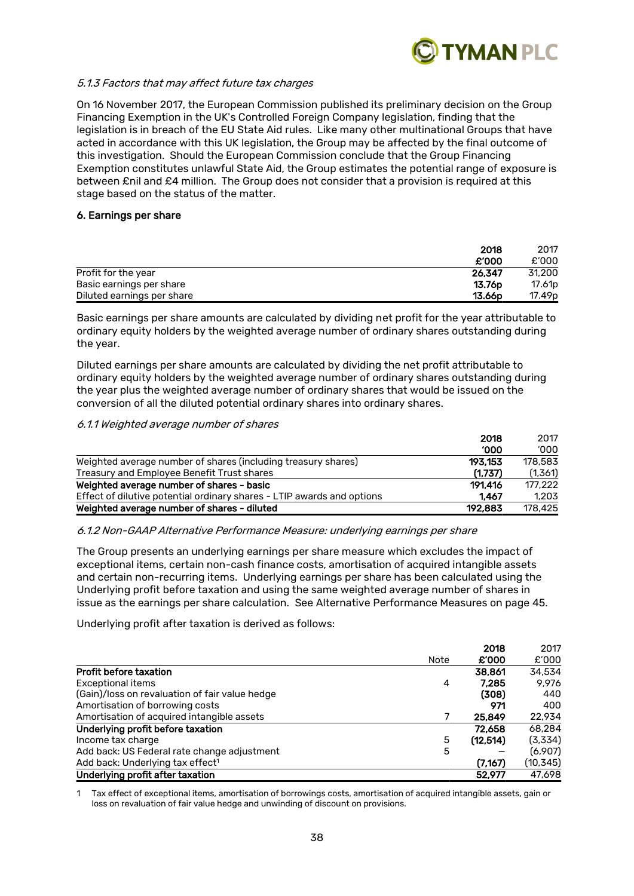#### *5.1.3 Factors that may affect future tax charges*

On 16 November 2017, the European Commission published its preliminary decision on the Group Financing Exemption in the UK's Controlled Foreign Company legislation, finding that the legislation is in breach of the EU State Aid rules. Like many other multinational Groups that have acted in accordance with this UK legislation, the Group may be affected by the final outcome of this investigation. Should the European Commission conclude that the Group Financing Exemption constitutes unlawful State Aid, the Group estimates the potential range of exposure is between £nil and £4 million. The Group does not consider that a provision is required at this stage based on the status of the matter.

### 6. Earnings per share

| | **2018**<br>**£'000** | 2017<br>£'000 |
|---|---|---|
| Profit for the year | **26,347** | 31,200 |
| Basic earnings per share | **13.76p** | 17.61p |
| Diluted earnings per share | **13.66p** | 17.49p |

Basic earnings per share amounts are calculated by dividing net profit for the year attributable to ordinary equity holders by the weighted average number of ordinary shares outstanding during the year.

Diluted earnings per share amounts are calculated by dividing the net profit attributable to ordinary equity holders by the weighted average number of ordinary shares outstanding during the year plus the weighted average number of ordinary shares that would be issued on the conversion of all the diluted potential ordinary shares into ordinary shares.

#### *6.1.1 Weighted average number of shares*

| | **2018**<br>**'000** | 2017<br>'000 |
|---|---|---|
| Weighted average number of shares (including treasury shares) | **193,153** | 178,583 |
| Treasury and Employee Benefit Trust shares | **(1,737)** | (1,361) |
| **Weighted average number of shares - basic** | **191,416** | 177,222 |
| Effect of dilutive potential ordinary shares - LTIP awards and options | **1,467** | 1,203 |
| **Weighted average number of shares - diluted** | **192,883** | 178,425 |

#### *6.1.2 Non-GAAP Alternative Performance Measure: underlying earnings per share*

The Group presents an underlying earnings per share measure which excludes the impact of exceptional items, certain non-cash finance costs, amortisation of acquired intangible assets and certain non-recurring items. Underlying earnings per share has been calculated using the Underlying profit before taxation and using the same weighted average number of shares in issue as the earnings per share calculation. See Alternative Performance Measures on page 45.

Underlying profit after taxation is derived as follows:

| | Note | **2018**<br>**£'000** | 2017<br>£'000 |
|---|---|---|---|
| **Profit before taxation** | | **38,861** | 34,534 |
| Exceptional items | 4 | **7,285** | 9,976 |
| (Gain)/loss on revaluation of fair value hedge | | **(308)** | 440 |
| Amortisation of borrowing costs | | **971** | 400 |
| Amortisation of acquired intangible assets | 7 | **25,849** | 22,934 |
| **Underlying profit before taxation** | | **72,658** | 68,284 |
| Income tax charge | 5 | **(12,514)** | (3,334) |
| Add back: US Federal rate change adjustment | 5 | **–** | (6,907) |
| Add back: Underlying tax effect[1] | | **(7,167)** | (10,345) |
| **Underlying profit after taxation** | | **52,977** | 47,698 |

1 Tax effect of exceptional items, amortisation of borrowings costs, amortisation of acquired intangible assets, gain or loss on revaluation of fair value hedge and unwinding of discount on provisions.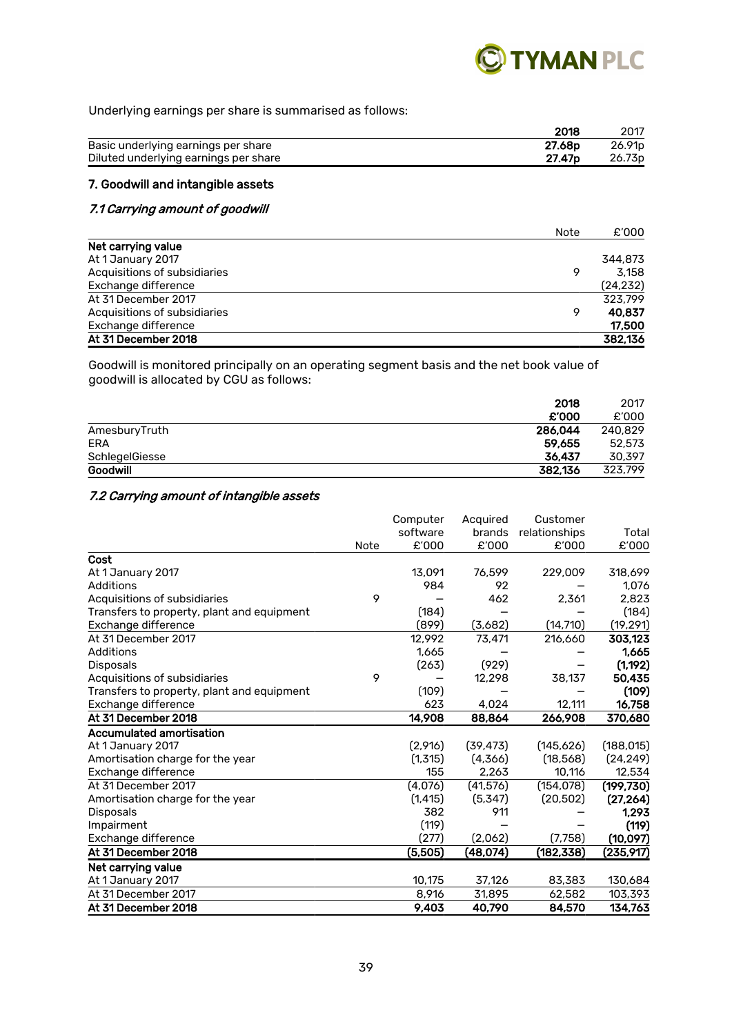Underlying earnings per share is summarised as follows:

| | **2018** | 2017 |
|---|---|---|
| Basic underlying earnings per share | **27.68p** | 26.91p |
| Diluted underlying earnings per share | **27.47p** | 26.73p |

## 7. Goodwill and intangible assets

### *7.1 Carrying amount of goodwill*

| | Note | £'000 |
|---|---|---|
| **Net carrying value** | | |
| At 1 January 2017 | | 344,873 |
| Acquisitions of subsidiaries | 9 | 3,158 |
| Exchange difference | | (24,232) |
| At 31 December 2017 | | 323,799 |
| Acquisitions of subsidiaries | 9 | **40,837** |
| Exchange difference | | **17,500** |
| **At 31 December 2018** | | **382,136** |

Goodwill is monitored principally on an operating segment basis and the net book value of goodwill is allocated by CGU as follows:

| | **2018** | 2017 |
|---|---|---|
| | **£'000** | £'000 |
| AmesburyTruth | **286,044** | 240,829 |
| ERA | **59,655** | 52,573 |
| SchlegelGiesse | **36,437** | 30,397 |
| **Goodwill** | **382,136** | 323,799 |

### *7.2 Carrying amount of intangible assets*

| | Note | Computer software £'000 | Acquired brands £'000 | Customer relationships £'000 | Total £'000 |
|---|---|---|---|---|---|
| **Cost** | | | | | |
| At 1 January 2017 | | 13,091 | 76,599 | 229,009 | 318,699 |
| Additions | | 984 | 92 | – | 1,076 |
| Acquisitions of subsidiaries | 9 | – | 462 | 2,361 | 2,823 |
| Transfers to property, plant and equipment | | (184) | – | – | (184) |
| Exchange difference | | (899) | (3,682) | (14,710) | (19,291) |
| At 31 December 2017 | | 12,992 | 73,471 | 216,660 | **303,123** |
| Additions | | 1,665 | – | – | **1,665** |
| Disposals | | (263) | (929) | – | **(1,192)** |
| Acquisitions of subsidiaries | 9 | – | 12,298 | 38,137 | **50,435** |
| Transfers to property, plant and equipment | | (109) | – | – | **(109)** |
| Exchange difference | | 623 | 4,024 | 12,111 | **16,758** |
| **At 31 December 2018** | | **14,908** | **88,864** | **266,908** | **370,680** |
| **Accumulated amortisation** | | | | | |
| At 1 January 2017 | | (2,916) | (39,473) | (145,626) | (188,015) |
| Amortisation charge for the year | | (1,315) | (4,366) | (18,568) | (24,249) |
| Exchange difference | | 155 | 2,263 | 10,116 | 12,534 |
| At 31 December 2017 | | (4,076) | (41,576) | (154,078) | **(199,730)** |
| Amortisation charge for the year | | (1,415) | (5,347) | (20,502) | **(27,264)** |
| Disposals | | 382 | 911 | – | **1,293** |
| Impairment | | (119) | – | – | **(119)** |
| Exchange difference | | (277) | (2,062) | (7,758) | **(10,097)** |
| **At 31 December 2018** | | **(5,505)** | **(48,074)** | **(182,338)** | **(235,917)** |
| **Net carrying value** | | | | | |
| At 1 January 2017 | | 10,175 | 37,126 | 83,383 | 130,684 |
| At 31 December 2017 | | 8,916 | 31,895 | 62,582 | 103,393 |
| **At 31 December 2018** | | **9,403** | **40,790** | **84,570** | **134,763** |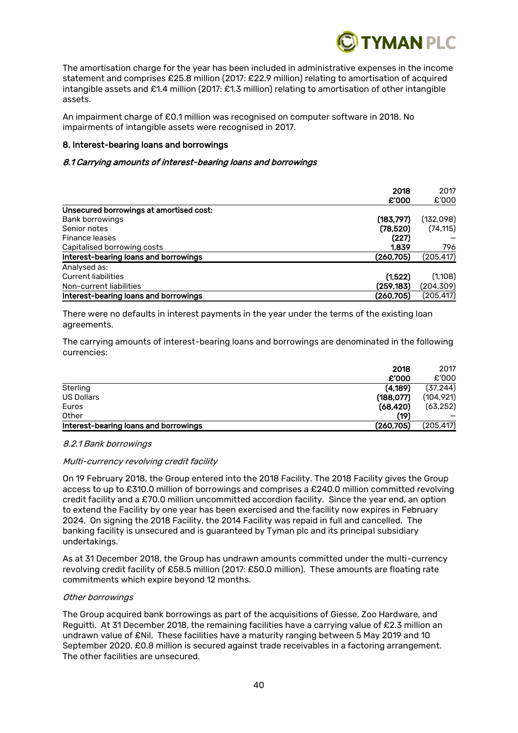The amortisation charge for the year has been included in administrative expenses in the income statement and comprises £25.8 million (2017: £22.9 million) relating to amortisation of acquired intangible assets and £1.4 million (2017: £1.3 million) relating to amortisation of other intangible assets.

An impairment charge of £0.1 million was recognised on computer software in 2018. No impairments of intangible assets were recognised in 2017.

## 8. Interest-bearing loans and borrowings

### *8.1 Carrying amounts of interest-bearing loans and borrowings*

| | **2018** **£'000** | 2017 £'000 |
|---|---|---|
| **Unsecured borrowings at amortised cost:** | | |
| Bank borrowings | **(183,797)** | (132,098) |
| Senior notes | **(78,520)** | (74,115) |
| Finance leases | **(227)** | – |
| Capitalised borrowing costs | **1,839** | 796 |
| **Interest-bearing loans and borrowings** | **(260,705)** | (205,417) |
| Analysed as: | | |
| Current liabilities | **(1,522)** | (1,108) |
| Non-current liabilities | **(259,183)** | (204,309) |
| **Interest-bearing loans and borrowings** | **(260,705)** | (205,417) |

There were no defaults in interest payments in the year under the terms of the existing loan agreements.

The carrying amounts of interest-bearing loans and borrowings are denominated in the following currencies:

| | **2018** **£'000** | 2017 £'000 |
|---|---|---|
| Sterling | **(4,189)** | (37,244) |
| US Dollars | **(188,077)** | (104,921) |
| Euros | **(68,420)** | (63,252) |
| Other | **(19)** | – |
| **Interest-bearing loans and borrowings** | **(260,705)** | (205,417) |

#### *8.2.1 Bank borrowings*

*Multi-currency revolving credit facility*

On 19 February 2018, the Group entered into the 2018 Facility. The 2018 Facility gives the Group access to up to £310.0 million of borrowings and comprises a £240.0 million committed revolving credit facility and a £70.0 million uncommitted accordion facility. Since the year end, an option to extend the Facility by one year has been exercised and the facility now expires in February 2024. On signing the 2018 Facility, the 2014 Facility was repaid in full and cancelled. The banking facility is unsecured and is guaranteed by Tyman plc and its principal subsidiary undertakings.

As at 31 December 2018, the Group has undrawn amounts committed under the multi-currency revolving credit facility of £58.5 million (2017: £50.0 million). These amounts are floating rate commitments which expire beyond 12 months.

*Other borrowings*

The Group acquired bank borrowings as part of the acquisitions of Giesse, Zoo Hardware, and Reguitti. At 31 December 2018, the remaining facilities have a carrying value of £2.3 million an undrawn value of £Nil. These facilities have a maturity ranging between 5 May 2019 and 10 September 2020. £0.8 million is secured against trade receivables in a factoring arrangement. The other facilities are unsecured.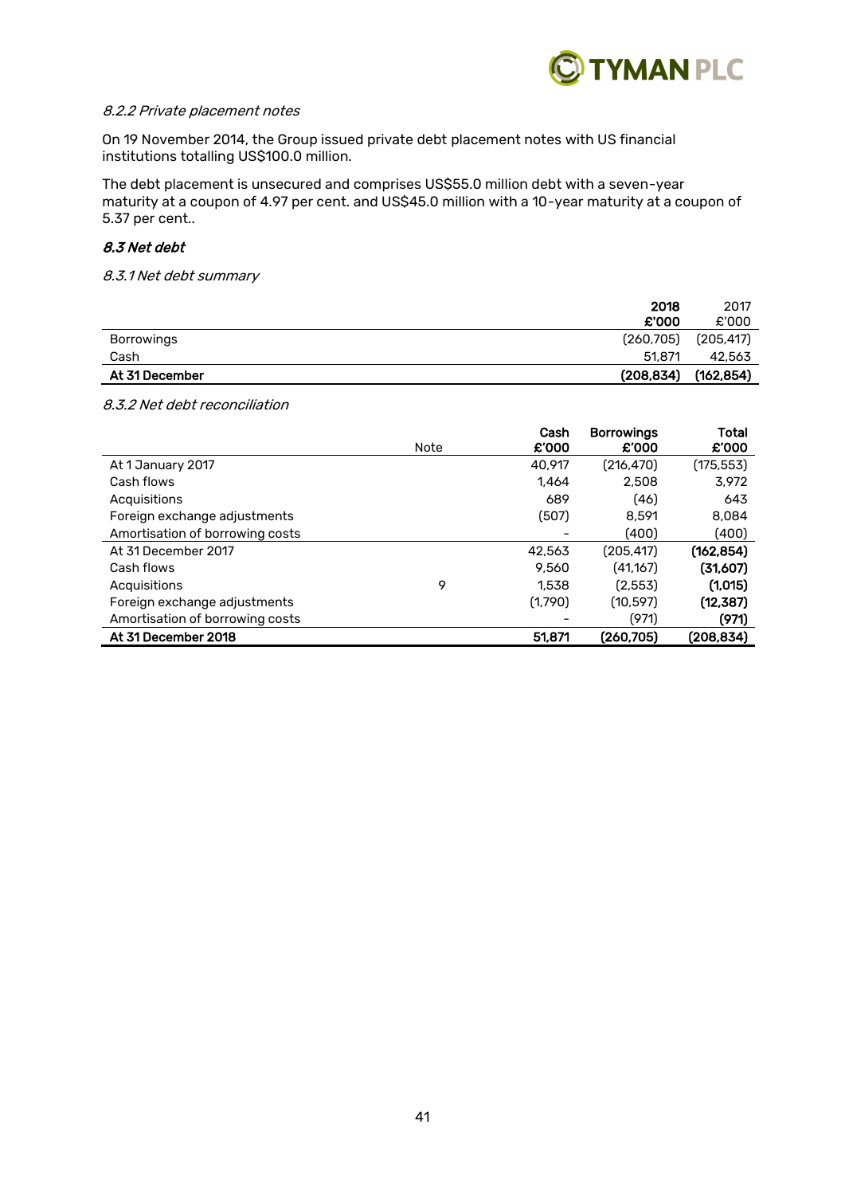*8.2.2 Private placement notes*

On 19 November 2014, the Group issued private debt placement notes with US financial institutions totalling US$100.0 million.

The debt placement is unsecured and comprises US$55.0 million debt with a seven-year maturity at a coupon of 4.97 per cent. and US$45.0 million with a 10-year maturity at a coupon of 5.37 per cent..

***8.3 Net debt***

*8.3.1 Net debt summary*

| | **2018 £'000** | 2017 £'000 |
|---|---|---|
| Borrowings | (260,705) | (205,417) |
| Cash | 51,871 | 42,563 |
| **At 31 December** | **(208,834)** | **(162,854)** |

*8.3.2 Net debt reconciliation*

| | Note | **Cash £'000** | **Borrowings £'000** | **Total £'000** |
|---|---|---|---|---|
| At 1 January 2017 | | 40,917 | (216,470) | (175,553) |
| Cash flows | | 1,464 | 2,508 | 3,972 |
| Acquisitions | | 689 | (46) | 643 |
| Foreign exchange adjustments | | (507) | 8,591 | 8,084 |
| Amortisation of borrowing costs | | – | (400) | (400) |
| At 31 December 2017 | | 42,563 | (205,417) | **(162,854)** |
| Cash flows | | 9,560 | (41,167) | **(31,607)** |
| Acquisitions | 9 | 1,538 | (2,553) | **(1,015)** |
| Foreign exchange adjustments | | (1,790) | (10,597) | **(12,387)** |
| Amortisation of borrowing costs | | – | (971) | **(971)** |
| **At 31 December 2018** | | **51,871** | **(260,705)** | **(208,834)** |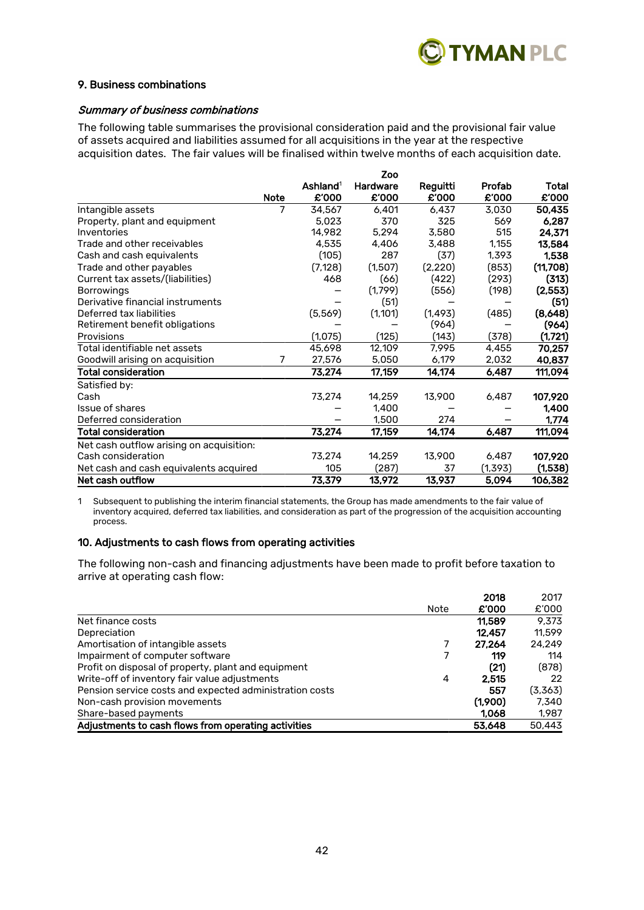## 9. Business combinations

### *Summary of business combinations*

The following table summarises the provisional consideration paid and the provisional fair value of assets acquired and liabilities assumed for all acquisitions in the year at the respective acquisition dates. The fair values will be finalised within twelve months of each acquisition date.

| | Note | Ashland[1] £'000 | Zoo Hardware £'000 | Reguitti £'000 | Profab £'000 | Total £'000 |
|---|---|---|---|---|---|---|
| Intangible assets | 7 | 34,567 | 6,401 | 6,437 | 3,030 | **50,435** |
| Property, plant and equipment | | 5,023 | 370 | 325 | 569 | **6,287** |
| Inventories | | 14,982 | 5,294 | 3,580 | 515 | **24,371** |
| Trade and other receivables | | 4,535 | 4,406 | 3,488 | 1,155 | **13,584** |
| Cash and cash equivalents | | (105) | 287 | (37) | 1,393 | **1,538** |
| Trade and other payables | | (7,128) | (1,507) | (2,220) | (853) | **(11,708)** |
| Current tax assets/(liabilities) | | 468 | (66) | (422) | (293) | **(313)** |
| Borrowings | | – | (1,799) | (556) | (198) | **(2,553)** |
| Derivative financial instruments | | – | (51) | – | – | **(51)** |
| Deferred tax liabilities | | (5,569) | (1,101) | (1,493) | (485) | **(8,648)** |
| Retirement benefit obligations | | – | – | (964) | – | **(964)** |
| Provisions | | (1,075) | (125) | (143) | (378) | **(1,721)** |
| Total identifiable net assets | | 45,698 | 12,109 | 7,995 | 4,455 | **70,257** |
| Goodwill arising on acquisition | 7 | 27,576 | 5,050 | 6,179 | 2,032 | **40,837** |
| **Total consideration** | | **73,274** | **17,159** | **14,174** | **6,487** | **111,094** |
| Satisfied by: | | | | | | |
| Cash | | 73,274 | 14,259 | 13,900 | 6,487 | **107,920** |
| Issue of shares | | – | 1,400 | – | – | **1,400** |
| Deferred consideration | | – | 1,500 | 274 | – | **1,774** |
| **Total consideration** | | **73,274** | **17,159** | **14,174** | **6,487** | **111,094** |
| Net cash outflow arising on acquisition: | | | | | | |
| Cash consideration | | 73,274 | 14,259 | 13,900 | 6,487 | **107,920** |
| Net cash and cash equivalents acquired | | 105 | (287) | 37 | (1,393) | **(1,538)** |
| **Net cash outflow** | | **73,379** | **13,972** | **13,937** | **5,094** | **106,382** |

1 Subsequent to publishing the interim financial statements, the Group has made amendments to the fair value of inventory acquired, deferred tax liabilities, and consideration as part of the progression of the acquisition accounting process.

## 10. Adjustments to cash flows from operating activities

The following non-cash and financing adjustments have been made to profit before taxation to arrive at operating cash flow:

| | Note | 2018 £'000 | 2017 £'000 |
|---|---|---|---|
| Net finance costs | | **11,589** | 9,373 |
| Depreciation | | **12,457** | 11,599 |
| Amortisation of intangible assets | 7 | **27,264** | 24,249 |
| Impairment of computer software | 7 | **119** | 114 |
| Profit on disposal of property, plant and equipment | | **(21)** | (878) |
| Write-off of inventory fair value adjustments | 4 | **2,515** | 22 |
| Pension service costs and expected administration costs | | **557** | (3,363) |
| Non-cash provision movements | | **(1,900)** | 7,340 |
| Share-based payments | | **1,068** | 1,987 |
| **Adjustments to cash flows from operating activities** | | **53,648** | 50,443 |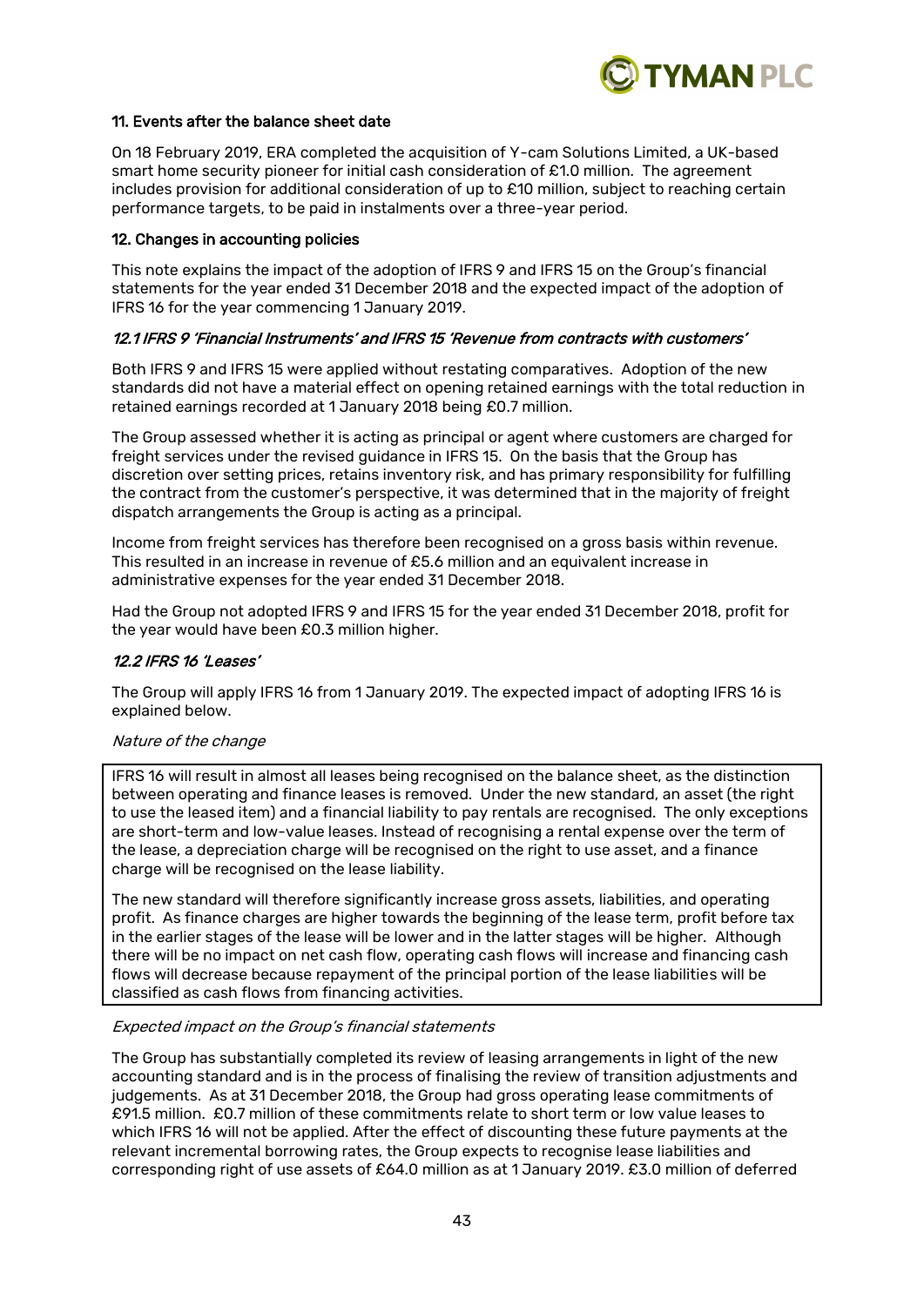### 11. Events after the balance sheet date

On 18 February 2019, ERA completed the acquisition of Y-cam Solutions Limited, a UK-based smart home security pioneer for initial cash consideration of £1.0 million. The agreement includes provision for additional consideration of up to £10 million, subject to reaching certain performance targets, to be paid in instalments over a three-year period.

### 12. Changes in accounting policies

This note explains the impact of the adoption of IFRS 9 and IFRS 15 on the Group's financial statements for the year ended 31 December 2018 and the expected impact of the adoption of IFRS 16 for the year commencing 1 January 2019.

#### *12.1 IFRS 9 'Financial Instruments' and IFRS 15 'Revenue from contracts with customers'*

Both IFRS 9 and IFRS 15 were applied without restating comparatives. Adoption of the new standards did not have a material effect on opening retained earnings with the total reduction in retained earnings recorded at 1 January 2018 being £0.7 million.

The Group assessed whether it is acting as principal or agent where customers are charged for freight services under the revised guidance in IFRS 15. On the basis that the Group has discretion over setting prices, retains inventory risk, and has primary responsibility for fulfilling the contract from the customer's perspective, it was determined that in the majority of freight dispatch arrangements the Group is acting as a principal.

Income from freight services has therefore been recognised on a gross basis within revenue. This resulted in an increase in revenue of £5.6 million and an equivalent increase in administrative expenses for the year ended 31 December 2018.

Had the Group not adopted IFRS 9 and IFRS 15 for the year ended 31 December 2018, profit for the year would have been £0.3 million higher.

#### *12.2 IFRS 16 'Leases'*

The Group will apply IFRS 16 from 1 January 2019. The expected impact of adopting IFRS 16 is explained below.

*Nature of the change*

IFRS 16 will result in almost all leases being recognised on the balance sheet, as the distinction between operating and finance leases is removed. Under the new standard, an asset (the right to use the leased item) and a financial liability to pay rentals are recognised. The only exceptions are short-term and low-value leases. Instead of recognising a rental expense over the term of the lease, a depreciation charge will be recognised on the right to use asset, and a finance charge will be recognised on the lease liability.

The new standard will therefore significantly increase gross assets, liabilities, and operating profit. As finance charges are higher towards the beginning of the lease term, profit before tax in the earlier stages of the lease will be lower and in the latter stages will be higher. Although there will be no impact on net cash flow, operating cash flows will increase and financing cash flows will decrease because repayment of the principal portion of the lease liabilities will be classified as cash flows from financing activities.

*Expected impact on the Group's financial statements*

The Group has substantially completed its review of leasing arrangements in light of the new accounting standard and is in the process of finalising the review of transition adjustments and judgements. As at 31 December 2018, the Group had gross operating lease commitments of £91.5 million. £0.7 million of these commitments relate to short term or low value leases to which IFRS 16 will not be applied. After the effect of discounting these future payments at the relevant incremental borrowing rates, the Group expects to recognise lease liabilities and corresponding right of use assets of £64.0 million as at 1 January 2019. £3.0 million of deferred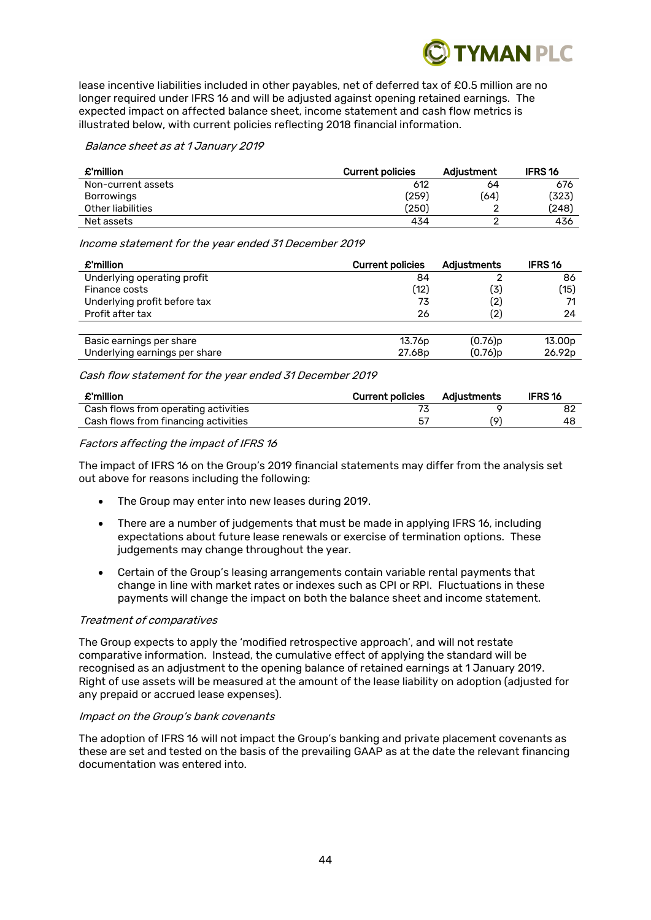lease incentive liabilities included in other payables, net of deferred tax of £0.5 million are no longer required under IFRS 16 and will be adjusted against opening retained earnings. The expected impact on affected balance sheet, income statement and cash flow metrics is illustrated below, with current policies reflecting 2018 financial information.

*Balance sheet as at 1 January 2019*

| £'million | Current policies | Adjustment | IFRS 16 |
|---|---|---|---|
| Non-current assets | 612 | 64 | 676 |
| Borrowings | (259) | (64) | (323) |
| Other liabilities | (250) | 2 | (248) |
| Net assets | 434 | 2 | 436 |

*Income statement for the year ended 31 December 2019*

| £'million | Current policies | Adjustments | IFRS 16 |
|---|---|---|---|
| Underlying operating profit | 84 | 2 | 86 |
| Finance costs | (12) | (3) | (15) |
| Underlying profit before tax | 73 | (2) | 71 |
| Profit after tax | 26 | (2) | 24 |
| | | | |
| Basic earnings per share | 13.76p | (0.76)p | 13.00p |
| Underlying earnings per share | 27.68p | (0.76)p | 26.92p |

*Cash flow statement for the year ended 31 December 2019*

| £'million | Current policies | Adjustments | IFRS 16 |
|---|---|---|---|
| Cash flows from operating activities | 73 | 9 | 82 |
| Cash flows from financing activities | 57 | (9) | 48 |

*Factors affecting the impact of IFRS 16*

The impact of IFRS 16 on the Group's 2019 financial statements may differ from the analysis set out above for reasons including the following:

- The Group may enter into new leases during 2019.
- There are a number of judgements that must be made in applying IFRS 16, including expectations about future lease renewals or exercise of termination options. These judgements may change throughout the year.
- Certain of the Group's leasing arrangements contain variable rental payments that change in line with market rates or indexes such as CPI or RPI. Fluctuations in these payments will change the impact on both the balance sheet and income statement.

*Treatment of comparatives*

The Group expects to apply the 'modified retrospective approach', and will not restate comparative information. Instead, the cumulative effect of applying the standard will be recognised as an adjustment to the opening balance of retained earnings at 1 January 2019. Right of use assets will be measured at the amount of the lease liability on adoption (adjusted for any prepaid or accrued lease expenses).

*Impact on the Group's bank covenants*

The adoption of IFRS 16 will not impact the Group's banking and private placement covenants as these are set and tested on the basis of the prevailing GAAP as at the date the relevant financing documentation was entered into.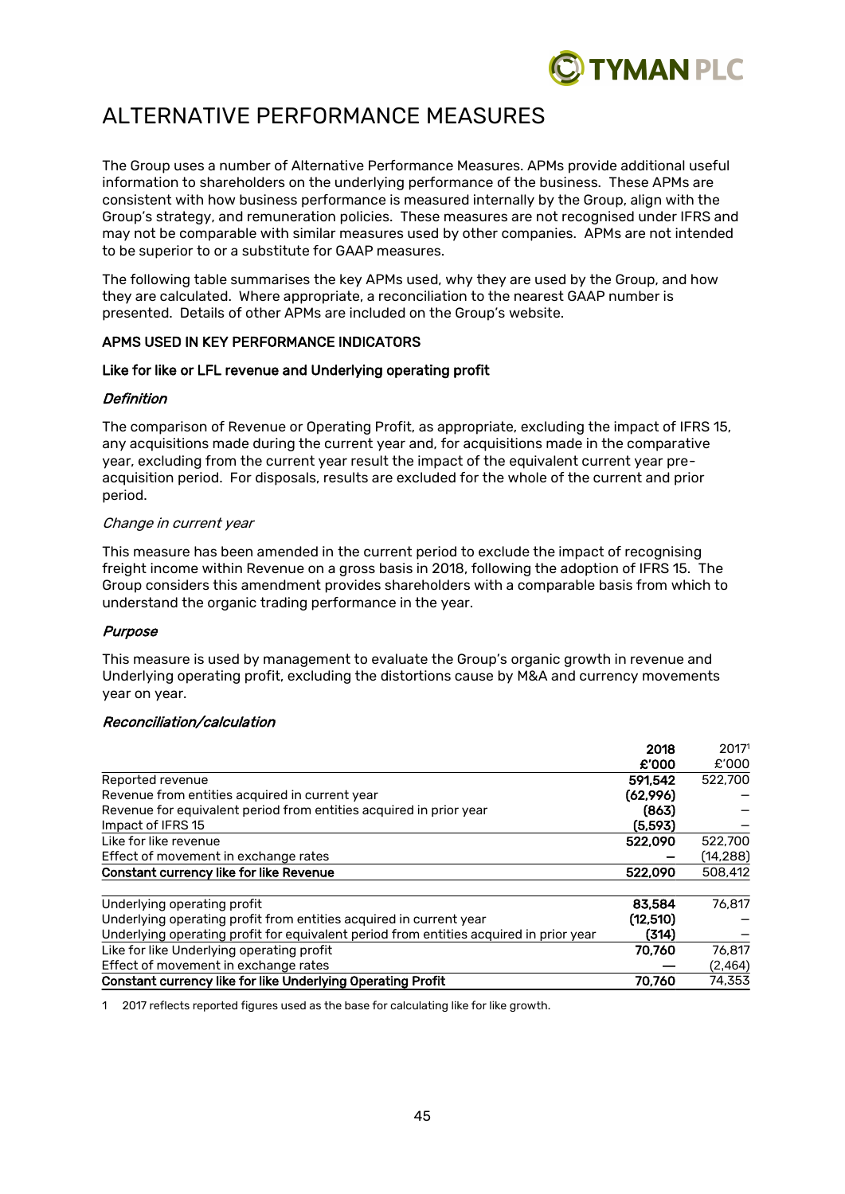# ALTERNATIVE PERFORMANCE MEASURES

The Group uses a number of Alternative Performance Measures. APMs provide additional useful information to shareholders on the underlying performance of the business. These APMs are consistent with how business performance is measured internally by the Group, align with the Group's strategy, and remuneration policies. These measures are not recognised under IFRS and may not be comparable with similar measures used by other companies. APMs are not intended to be superior to or a substitute for GAAP measures.

The following table summarises the key APMs used, why they are used by the Group, and how they are calculated. Where appropriate, a reconciliation to the nearest GAAP number is presented. Details of other APMs are included on the Group's website.

## APMS USED IN KEY PERFORMANCE INDICATORS

### Like for like or LFL revenue and Underlying operating profit

#### *Definition*

The comparison of Revenue or Operating Profit, as appropriate, excluding the impact of IFRS 15, any acquisitions made during the current year and, for acquisitions made in the comparative year, excluding from the current year result the impact of the equivalent current year pre-acquisition period. For disposals, results are excluded for the whole of the current and prior period.

#### *Change in current year*

This measure has been amended in the current period to exclude the impact of recognising freight income within Revenue on a gross basis in 2018, following the adoption of IFRS 15. The Group considers this amendment provides shareholders with a comparable basis from which to understand the organic trading performance in the year.

#### *Purpose*

This measure is used by management to evaluate the Group's organic growth in revenue and Underlying operating profit, excluding the distortions cause by M&A and currency movements year on year.

#### *Reconciliation/calculation*

| | **2018** **£'000** | 2017[1] £'000 |
|---|---|---|
| Reported revenue | **591,542** | 522,700 |
| Revenue from entities acquired in current year | **(62,996)** | – |
| Revenue for equivalent period from entities acquired in prior year | **(863)** | – |
| Impact of IFRS 15 | **(5,593)** | – |
| Like for like revenue | **522,090** | 522,700 |
| Effect of movement in exchange rates | **–** | (14,288) |
| **Constant currency like for like Revenue** | **522,090** | 508,412 |
| | | |
| Underlying operating profit | **83,584** | 76,817 |
| Underlying operating profit from entities acquired in current year | **(12,510)** | – |
| Underlying operating profit for equivalent period from entities acquired in prior year | **(314)** | – |
| Like for like Underlying operating profit | **70,760** | 76,817 |
| Effect of movement in exchange rates | **—** | (2,464) |
| **Constant currency like for like Underlying Operating Profit** | **70,760** | 74,353 |

1 2017 reflects reported figures used as the base for calculating like for like growth.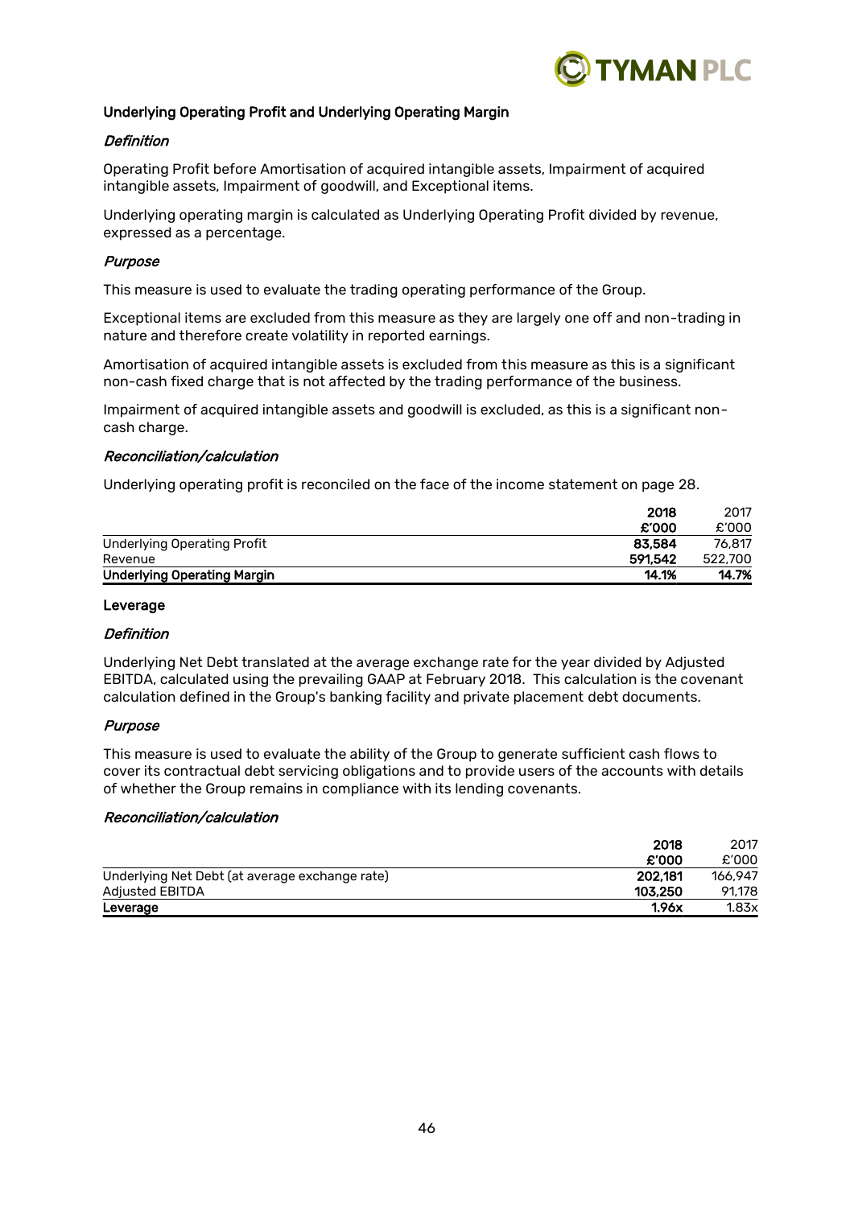## Underlying Operating Profit and Underlying Operating Margin

### *Definition*

Operating Profit before Amortisation of acquired intangible assets, Impairment of acquired intangible assets, Impairment of goodwill, and Exceptional items.

Underlying operating margin is calculated as Underlying Operating Profit divided by revenue, expressed as a percentage.

### *Purpose*

This measure is used to evaluate the trading operating performance of the Group.

Exceptional items are excluded from this measure as they are largely one off and non-trading in nature and therefore create volatility in reported earnings.

Amortisation of acquired intangible assets is excluded from this measure as this is a significant non-cash fixed charge that is not affected by the trading performance of the business.

Impairment of acquired intangible assets and goodwill is excluded, as this is a significant non-cash charge.

### *Reconciliation/calculation*

Underlying operating profit is reconciled on the face of the income statement on page 28.

| | **2018** | 2017 |
|---|---|---|
| | **£'000** | £'000 |
| Underlying Operating Profit | **83,584** | 76,817 |
| Revenue | **591,542** | 522,700 |
| **Underlying Operating Margin** | **14.1%** | **14.7%** |

## Leverage

### *Definition*

Underlying Net Debt translated at the average exchange rate for the year divided by Adjusted EBITDA, calculated using the prevailing GAAP at February 2018. This calculation is the covenant calculation defined in the Group's banking facility and private placement debt documents.

### *Purpose*

This measure is used to evaluate the ability of the Group to generate sufficient cash flows to cover its contractual debt servicing obligations and to provide users of the accounts with details of whether the Group remains in compliance with its lending covenants.

### *Reconciliation/calculation*

| | **2018** | 2017 |
|---|---|---|
| | **£'000** | £'000 |
| Underlying Net Debt (at average exchange rate) | **202,181** | 166,947 |
| Adjusted EBITDA | **103,250** | 91,178 |
| **Leverage** | **1.96x** | 1.83x |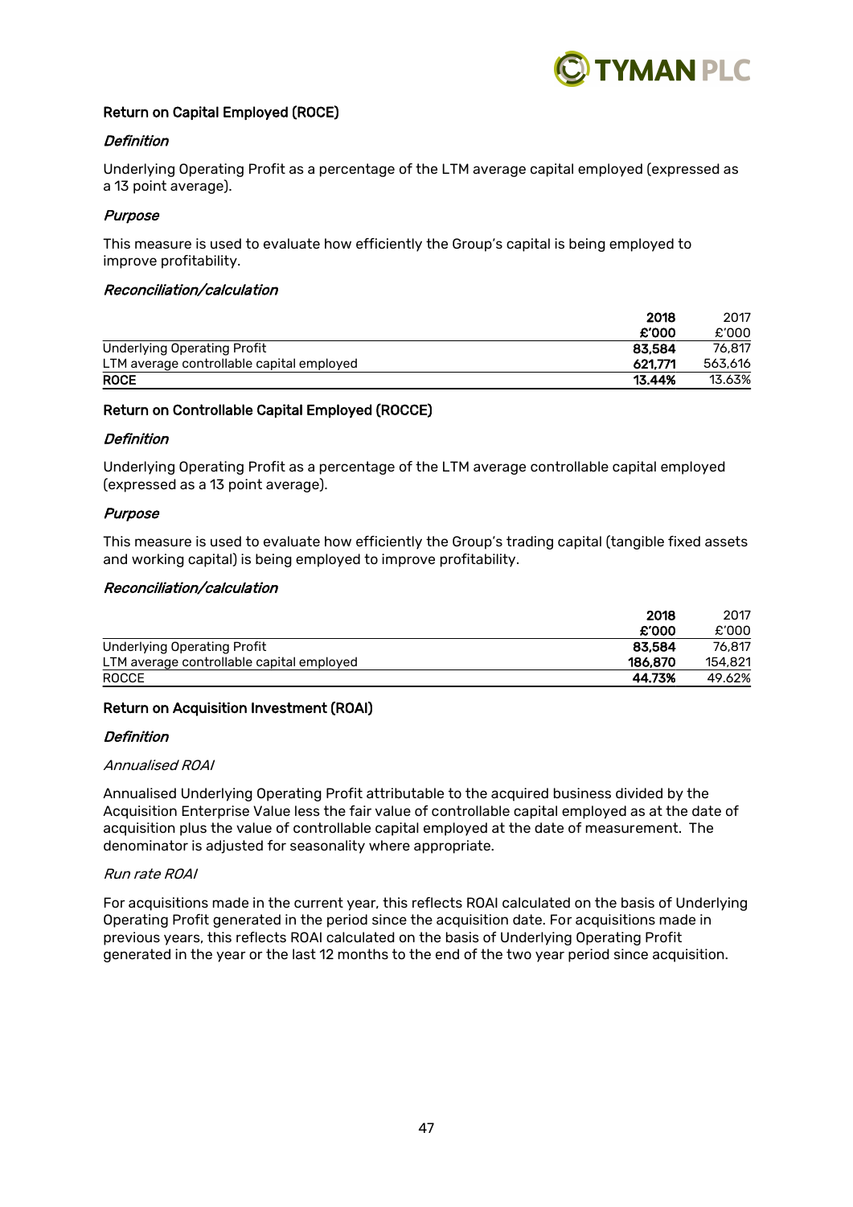### Return on Capital Employed (ROCE)

***Definition***

Underlying Operating Profit as a percentage of the LTM average capital employed (expressed as a 13 point average).

***Purpose***

This measure is used to evaluate how efficiently the Group's capital is being employed to improve profitability.

***Reconciliation/calculation***

| | **2018** | 2017 |
|---|---|---|
| | **£'000** | £'000 |
| Underlying Operating Profit | **83,584** | 76,817 |
| LTM average controllable capital employed | **621,771** | 563,616 |
| **ROCE** | **13.44%** | 13.63% |

### Return on Controllable Capital Employed (ROCCE)

***Definition***

Underlying Operating Profit as a percentage of the LTM average controllable capital employed (expressed as a 13 point average).

***Purpose***

This measure is used to evaluate how efficiently the Group's trading capital (tangible fixed assets and working capital) is being employed to improve profitability.

***Reconciliation/calculation***

| | **2018** | 2017 |
|---|---|---|
| | **£'000** | £'000 |
| Underlying Operating Profit | **83,584** | 76,817 |
| LTM average controllable capital employed | **186,870** | 154,821 |
| ROCCE | **44.73%** | 49.62% |

### Return on Acquisition Investment (ROAI)

***Definition***

*Annualised ROAI*

Annualised Underlying Operating Profit attributable to the acquired business divided by the Acquisition Enterprise Value less the fair value of controllable capital employed as at the date of acquisition plus the value of controllable capital employed at the date of measurement. The denominator is adjusted for seasonality where appropriate.

*Run rate ROAI*

For acquisitions made in the current year, this reflects ROAI calculated on the basis of Underlying Operating Profit generated in the period since the acquisition date. For acquisitions made in previous years, this reflects ROAI calculated on the basis of Underlying Operating Profit generated in the year or the last 12 months to the end of the two year period since acquisition.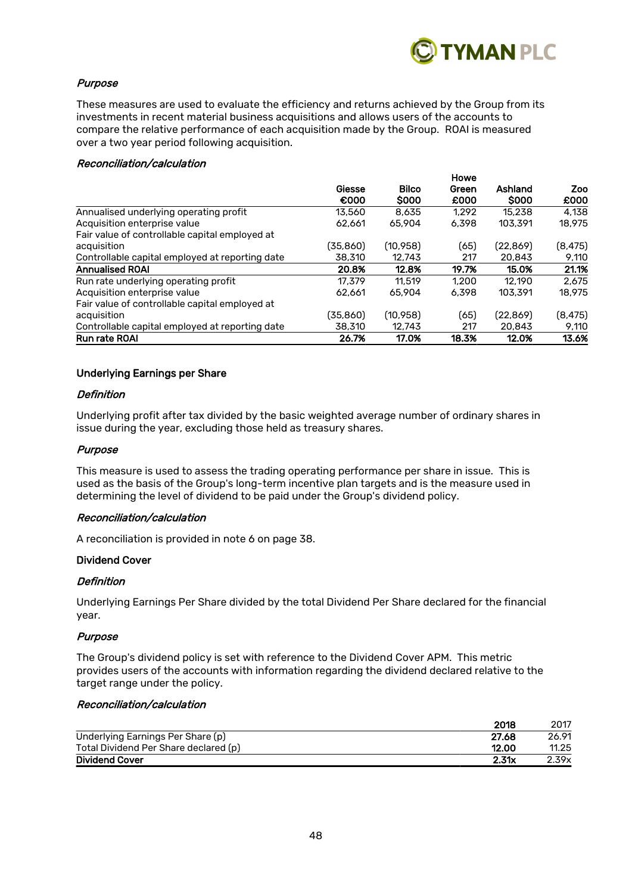*Purpose*

These measures are used to evaluate the efficiency and returns achieved by the Group from its investments in recent material business acquisitions and allows users of the accounts to compare the relative performance of each acquisition made by the Group. ROAI is measured over a two year period following acquisition.

*Reconciliation/calculation*

| | Giesse €000 | Bilco $000 | Howe Green £000 | Ashland $000 | Zoo £000 |
|---|---|---|---|---|---|
| Annualised underlying operating profit | 13,560 | 8,635 | 1,292 | 15,238 | 4,138 |
| Acquisition enterprise value | 62,661 | 65,904 | 6,398 | 103,391 | 18,975 |
| Fair value of controllable capital employed at acquisition | (35,860) | (10,958) | (65) | (22,869) | (8,475) |
| Controllable capital employed at reporting date | 38,310 | 12,743 | 217 | 20,843 | 9,110 |
| **Annualised ROAI** | **20.8%** | **12.8%** | **19.7%** | **15.0%** | **21.1%** |
| Run rate underlying operating profit | 17,379 | 11,519 | 1,200 | 12,190 | 2,675 |
| Acquisition enterprise value | 62,661 | 65,904 | 6,398 | 103,391 | 18,975 |
| Fair value of controllable capital employed at acquisition | (35,860) | (10,958) | (65) | (22,869) | (8,475) |
| Controllable capital employed at reporting date | 38,310 | 12,743 | 217 | 20,843 | 9,110 |
| **Run rate ROAI** | **26.7%** | **17.0%** | **18.3%** | **12.0%** | **13.6%** |

## Underlying Earnings per Share

*Definition*

Underlying profit after tax divided by the basic weighted average number of ordinary shares in issue during the year, excluding those held as treasury shares.

*Purpose*

This measure is used to assess the trading operating performance per share in issue. This is used as the basis of the Group's long-term incentive plan targets and is the measure used in determining the level of dividend to be paid under the Group's dividend policy.

*Reconciliation/calculation*

A reconciliation is provided in note 6 on page 38.

## Dividend Cover

*Definition*

Underlying Earnings Per Share divided by the total Dividend Per Share declared for the financial year.

*Purpose*

The Group's dividend policy is set with reference to the Dividend Cover APM. This metric provides users of the accounts with information regarding the dividend declared relative to the target range under the policy.

*Reconciliation/calculation*

| | **2018** | 2017 |
|---|---|---|
| Underlying Earnings Per Share (p) | **27.68** | 26.91 |
| Total Dividend Per Share declared (p) | **12.00** | 11.25 |
| **Dividend Cover** | **2.31x** | 2.39x |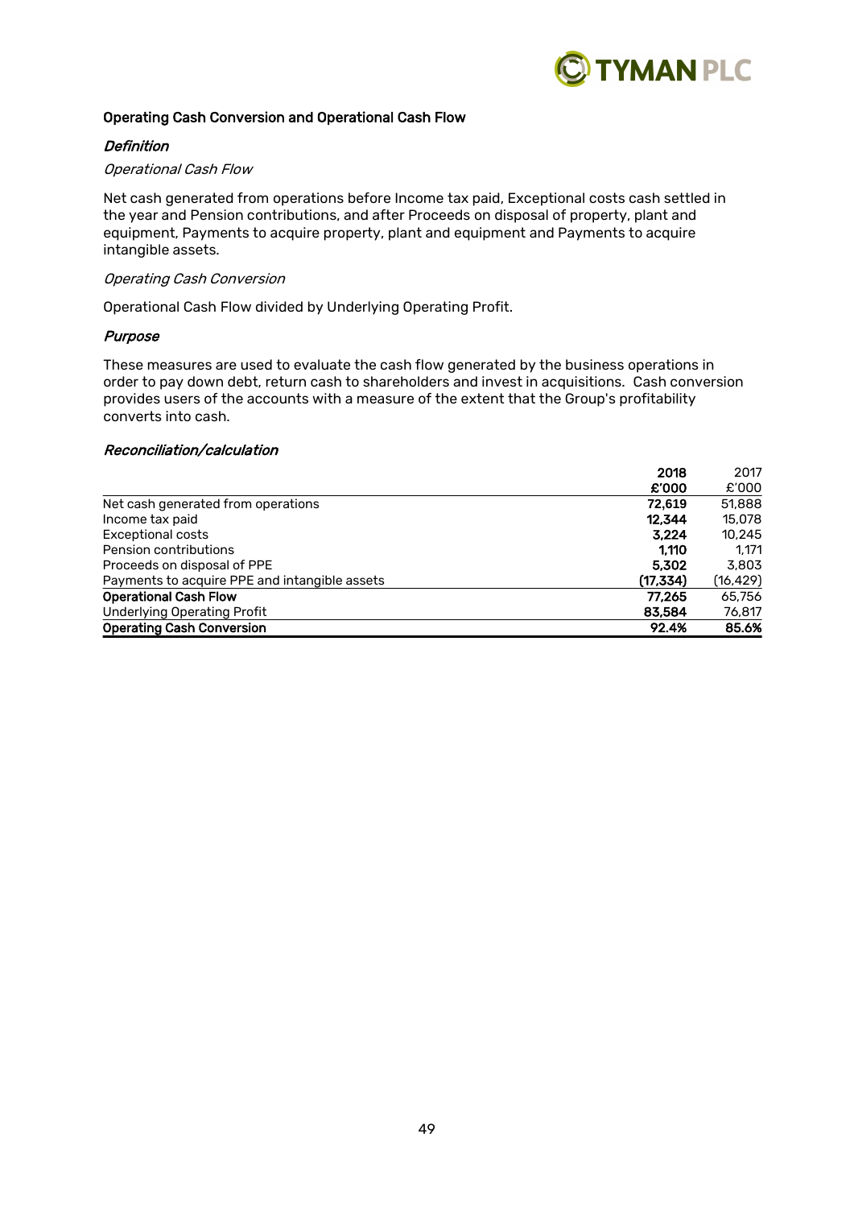## Operating Cash Conversion and Operational Cash Flow

### *Definition*

*Operational Cash Flow*

Net cash generated from operations before Income tax paid, Exceptional costs cash settled in the year and Pension contributions, and after Proceeds on disposal of property, plant and equipment, Payments to acquire property, plant and equipment and Payments to acquire intangible assets.

*Operating Cash Conversion*

Operational Cash Flow divided by Underlying Operating Profit.

### *Purpose*

These measures are used to evaluate the cash flow generated by the business operations in order to pay down debt, return cash to shareholders and invest in acquisitions. Cash conversion provides users of the accounts with a measure of the extent that the Group's profitability converts into cash.

### *Reconciliation/calculation*

| | **2018** | 2017 |
|---|---|---|
| | **£'000** | £'000 |
| Net cash generated from operations | **72,619** | 51,888 |
| Income tax paid | **12,344** | 15,078 |
| Exceptional costs | **3,224** | 10,245 |
| Pension contributions | **1,110** | 1,171 |
| Proceeds on disposal of PPE | **5,302** | 3,803 |
| Payments to acquire PPE and intangible assets | **(17,334)** | (16,429) |
| **Operational Cash Flow** | **77,265** | 65,756 |
| Underlying Operating Profit | **83,584** | 76,817 |
| **Operating Cash Conversion** | **92.4%** | **85.6%** |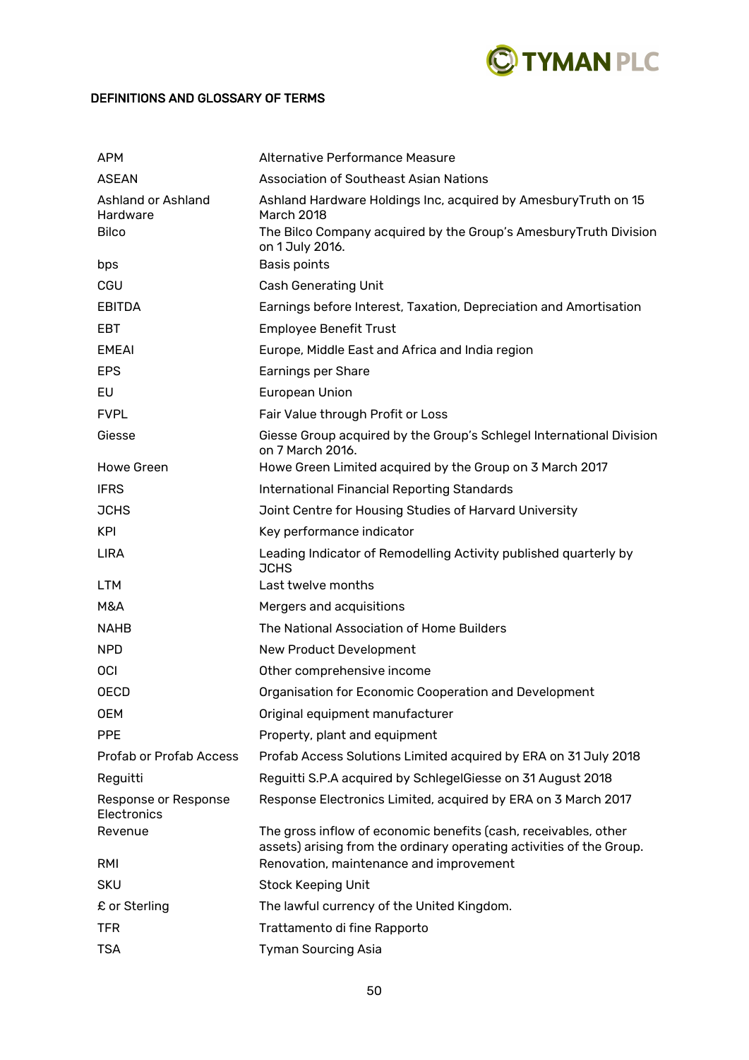## DEFINITIONS AND GLOSSARY OF TERMS

| | |
|---|---|
| APM | Alternative Performance Measure |
| ASEAN | Association of Southeast Asian Nations |
| Ashland or Ashland Hardware | Ashland Hardware Holdings Inc, acquired by AmesburyTruth on 15 March 2018 |
| Bilco | The Bilco Company acquired by the Group's AmesburyTruth Division on 1 July 2016. |
| bps | Basis points |
| CGU | Cash Generating Unit |
| EBITDA | Earnings before Interest, Taxation, Depreciation and Amortisation |
| EBT | Employee Benefit Trust |
| EMEAI | Europe, Middle East and Africa and India region |
| EPS | Earnings per Share |
| EU | European Union |
| FVPL | Fair Value through Profit or Loss |
| Giesse | Giesse Group acquired by the Group's Schlegel International Division on 7 March 2016. |
| Howe Green | Howe Green Limited acquired by the Group on 3 March 2017 |
| IFRS | International Financial Reporting Standards |
| JCHS | Joint Centre for Housing Studies of Harvard University |
| KPI | Key performance indicator |
| LIRA | Leading Indicator of Remodelling Activity published quarterly by JCHS |
| LTM | Last twelve months |
| M&A | Mergers and acquisitions |
| NAHB | The National Association of Home Builders |
| NPD | New Product Development |
| OCI | Other comprehensive income |
| OECD | Organisation for Economic Cooperation and Development |
| OEM | Original equipment manufacturer |
| PPE | Property, plant and equipment |
| Profab or Profab Access | Profab Access Solutions Limited acquired by ERA on 31 July 2018 |
| Reguitti | Reguitti S.P.A acquired by SchlegelGiesse on 31 August 2018 |
| Response or Response Electronics | Response Electronics Limited, acquired by ERA on 3 March 2017 |
| Revenue | The gross inflow of economic benefits (cash, receivables, other assets) arising from the ordinary operating activities of the Group. |
| RMI | Renovation, maintenance and improvement |
| SKU | Stock Keeping Unit |
| £ or Sterling | The lawful currency of the United Kingdom. |
| TFR | Trattamento di fine Rapporto |
| TSA | Tyman Sourcing Asia |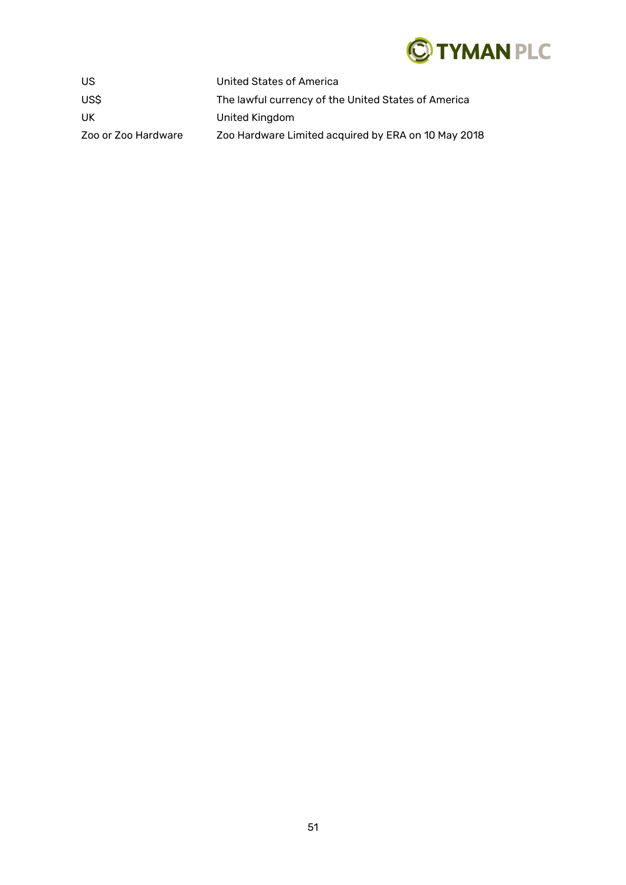| | |
|---|---|
| US | United States of America |
| US$ | The lawful currency of the United States of America |
| UK | United Kingdom |
| Zoo or Zoo Hardware | Zoo Hardware Limited acquired by ERA on 10 May 2018 |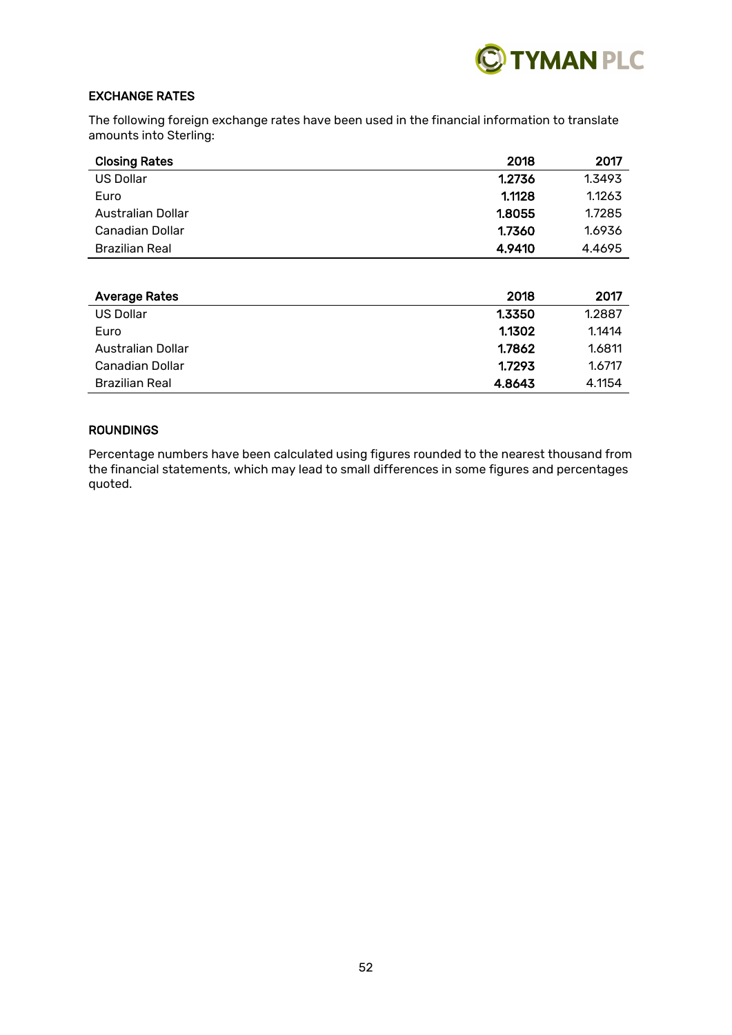## EXCHANGE RATES

The following foreign exchange rates have been used in the financial information to translate amounts into Sterling:

| Closing Rates | 2018 | 2017 |
|---|---|---|
| US Dollar | **1.2736** | 1.3493 |
| Euro | **1.1128** | 1.1263 |
| Australian Dollar | **1.8055** | 1.7285 |
| Canadian Dollar | **1.7360** | 1.6936 |
| Brazilian Real | **4.9410** | 4.4695 |

| Average Rates | 2018 | 2017 |
|---|---|---|
| US Dollar | **1.3350** | 1.2887 |
| Euro | **1.1302** | 1.1414 |
| Australian Dollar | **1.7862** | 1.6811 |
| Canadian Dollar | **1.7293** | 1.6717 |
| Brazilian Real | **4.8643** | 4.1154 |

## ROUNDINGS

Percentage numbers have been calculated using figures rounded to the nearest thousand from the financial statements, which may lead to small differences in some figures and percentages quoted.